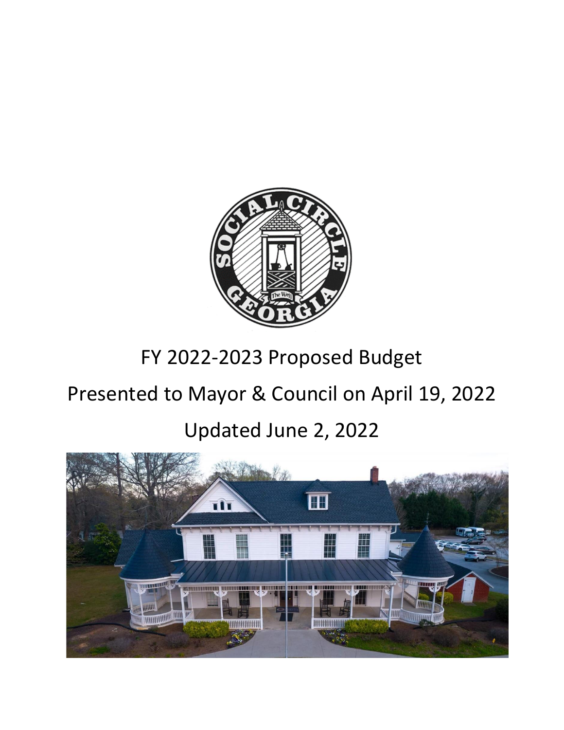# FY 2022-2023 Proposed Budget

## Presented to Mayor & Council on April 19, 2022

## Updated June 2, 2022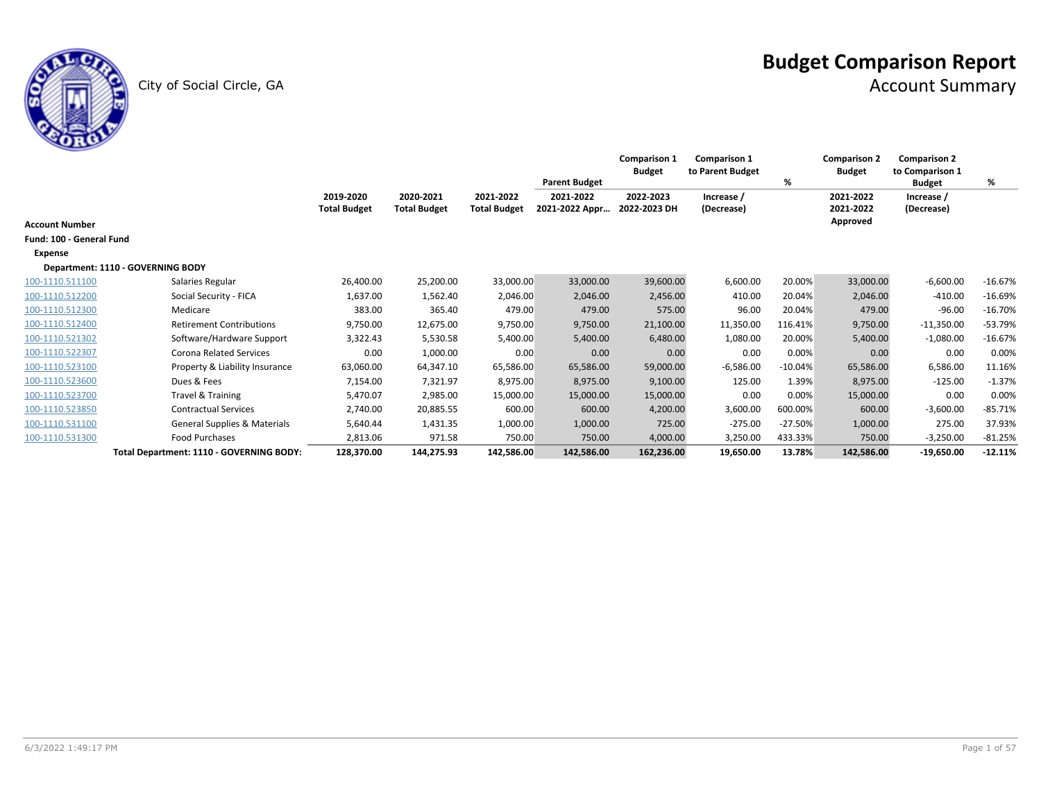# Budget Comparison Report

## Account Summary

City of Social Circle, GA

| Account Number | | 2019-2020 Total Budget | 2020-2021 Total Budget | 2021-2022 Total Budget | Parent Budget 2021-2022 2021-2022 Appr… | Comparison 1 Budget 2022-2023 2022-2023 DH | Comparison 1 to Parent Budget Increase / (Decrease) | % | Comparison 2 Budget 2021-2022 2021-2022 Approved | Comparison 2 to Comparison 1 Budget Increase / (Decrease) | % |
|---|---|---|---|---|---|---|---|---|---|---|---|
| **Fund: 100 - General Fund** | | | | | | | | | | | |
| **Expense** | | | | | | | | | | | |
| **Department: 1110 - GOVERNING BODY** | | | | | | | | | | | |
| 100-1110.511100 | Salaries Regular | 26,400.00 | 25,200.00 | 33,000.00 | 33,000.00 | 39,600.00 | 6,600.00 | 20.00% | 33,000.00 | -6,600.00 | -16.67% |
| 100-1110.512200 | Social Security - FICA | 1,637.00 | 1,562.40 | 2,046.00 | 2,046.00 | 2,456.00 | 410.00 | 20.04% | 2,046.00 | -410.00 | -16.69% |
| 100-1110.512300 | Medicare | 383.00 | 365.40 | 479.00 | 479.00 | 575.00 | 96.00 | 20.04% | 479.00 | -96.00 | -16.70% |
| 100-1110.512400 | Retirement Contributions | 9,750.00 | 12,675.00 | 9,750.00 | 9,750.00 | 21,100.00 | 11,350.00 | 116.41% | 9,750.00 | -11,350.00 | -53.79% |
| 100-1110.521302 | Software/Hardware Support | 3,322.43 | 5,530.58 | 5,400.00 | 5,400.00 | 6,480.00 | 1,080.00 | 20.00% | 5,400.00 | -1,080.00 | -16.67% |
| 100-1110.522307 | Corona Related Services | 0.00 | 1,000.00 | 0.00 | 0.00 | 0.00 | 0.00 | 0.00% | 0.00 | 0.00 | 0.00% |
| 100-1110.523100 | Property & Liability Insurance | 63,060.00 | 64,347.10 | 65,586.00 | 65,586.00 | 59,000.00 | -6,586.00 | -10.04% | 65,586.00 | 6,586.00 | 11.16% |
| 100-1110.523600 | Dues & Fees | 7,154.00 | 7,321.97 | 8,975.00 | 8,975.00 | 9,100.00 | 125.00 | 1.39% | 8,975.00 | -125.00 | -1.37% |
| 100-1110.523700 | Travel & Training | 5,470.07 | 2,985.00 | 15,000.00 | 15,000.00 | 15,000.00 | 0.00 | 0.00% | 15,000.00 | 0.00 | 0.00% |
| 100-1110.523850 | Contractual Services | 2,740.00 | 20,885.55 | 600.00 | 600.00 | 4,200.00 | 3,600.00 | 600.00% | 600.00 | -3,600.00 | -85.71% |
| 100-1110.531100 | General Supplies & Materials | 5,640.44 | 1,431.35 | 1,000.00 | 1,000.00 | 725.00 | -275.00 | -27.50% | 1,000.00 | 275.00 | 37.93% |
| 100-1110.531300 | Food Purchases | 2,813.06 | 971.58 | 750.00 | 750.00 | 4,000.00 | 3,250.00 | 433.33% | 750.00 | -3,250.00 | -81.25% |
| | **Total Department: 1110 - GOVERNING BODY:** | **128,370.00** | **144,275.93** | **142,586.00** | **142,586.00** | **162,236.00** | **19,650.00** | **13.78%** | **142,586.00** | **-19,650.00** | **-12.11%** |

6/3/2022 1:49:17 PM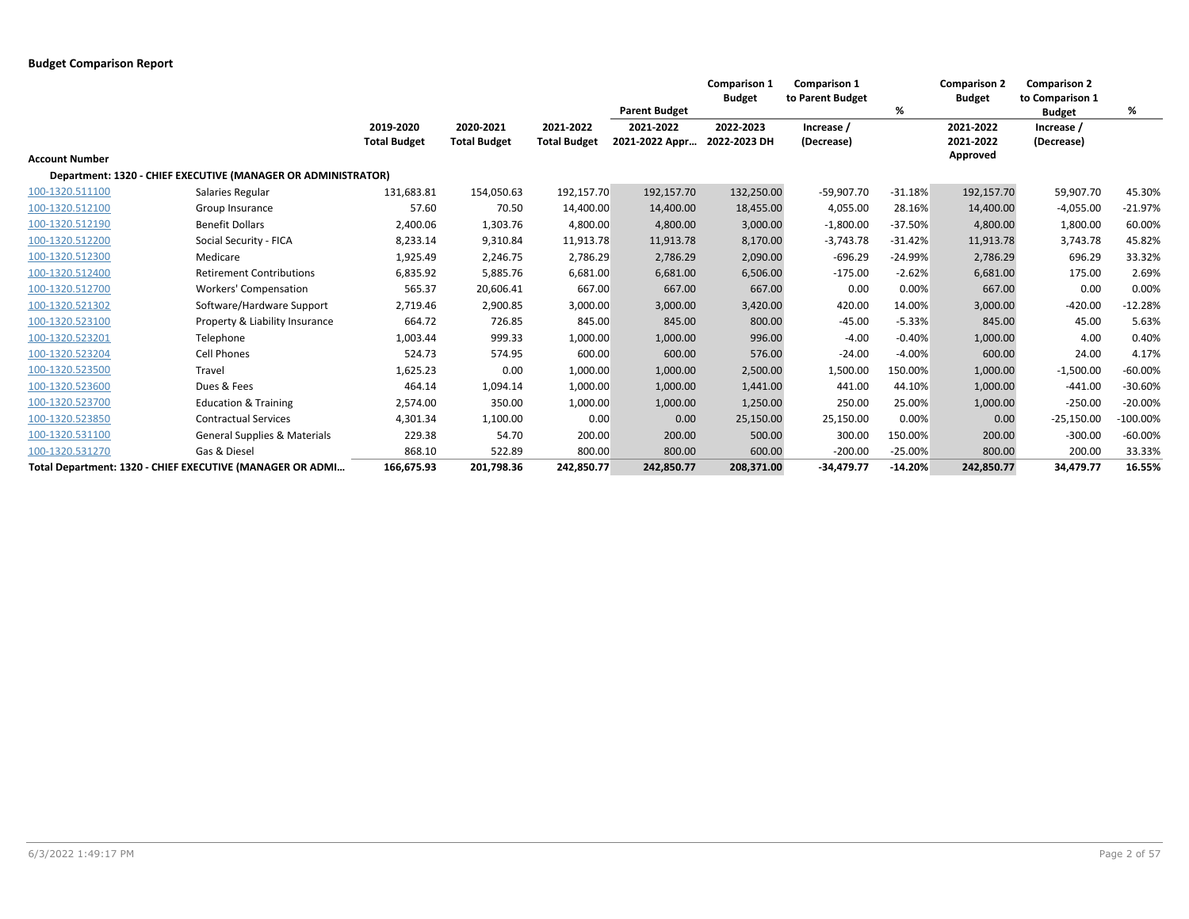**Budget Comparison Report**

| Account Number | | 2019-2020 Total Budget | 2020-2021 Total Budget | 2021-2022 Total Budget | Parent Budget 2021-2022 2021-2022 Appr… | Comparison 1 Budget 2022-2023 2022-2023 DH | Comparison 1 to Parent Budget Increase / (Decrease) | % | Comparison 2 Budget 2021-2022 2021-2022 Approved | Comparison 2 to Comparison 1 Budget Increase / (Decrease) | % |
|---|---|---|---|---|---|---|---|---|---|---|---|
| **Department: 1320 - CHIEF EXECUTIVE (MANAGER OR ADMINISTRATOR)** | | | | | | | | | | | |
| 100-1320.511100 | Salaries Regular | 131,683.81 | 154,050.63 | 192,157.70 | 192,157.70 | 132,250.00 | -59,907.70 | -31.18% | 192,157.70 | 59,907.70 | 45.30% |
| 100-1320.512100 | Group Insurance | 57.60 | 70.50 | 14,400.00 | 14,400.00 | 18,455.00 | 4,055.00 | 28.16% | 14,400.00 | -4,055.00 | -21.97% |
| 100-1320.512190 | Benefit Dollars | 2,400.06 | 1,303.76 | 4,800.00 | 4,800.00 | 3,000.00 | -1,800.00 | -37.50% | 4,800.00 | 1,800.00 | 60.00% |
| 100-1320.512200 | Social Security - FICA | 8,233.14 | 9,310.84 | 11,913.78 | 11,913.78 | 8,170.00 | -3,743.78 | -31.42% | 11,913.78 | 3,743.78 | 45.82% |
| 100-1320.512300 | Medicare | 1,925.49 | 2,246.75 | 2,786.29 | 2,786.29 | 2,090.00 | -696.29 | -24.99% | 2,786.29 | 696.29 | 33.32% |
| 100-1320.512400 | Retirement Contributions | 6,835.92 | 5,885.76 | 6,681.00 | 6,681.00 | 6,506.00 | -175.00 | -2.62% | 6,681.00 | 175.00 | 2.69% |
| 100-1320.512700 | Workers' Compensation | 565.37 | 20,606.41 | 667.00 | 667.00 | 667.00 | 0.00 | 0.00% | 667.00 | 0.00 | 0.00% |
| 100-1320.521302 | Software/Hardware Support | 2,719.46 | 2,900.85 | 3,000.00 | 3,000.00 | 3,420.00 | 420.00 | 14.00% | 3,000.00 | -420.00 | -12.28% |
| 100-1320.523100 | Property & Liability Insurance | 664.72 | 726.85 | 845.00 | 845.00 | 800.00 | -45.00 | -5.33% | 845.00 | 45.00 | 5.63% |
| 100-1320.523201 | Telephone | 1,003.44 | 999.33 | 1,000.00 | 1,000.00 | 996.00 | -4.00 | -0.40% | 1,000.00 | 4.00 | 0.40% |
| 100-1320.523204 | Cell Phones | 524.73 | 574.95 | 600.00 | 600.00 | 576.00 | -24.00 | -4.00% | 600.00 | 24.00 | 4.17% |
| 100-1320.523500 | Travel | 1,625.23 | 0.00 | 1,000.00 | 1,000.00 | 2,500.00 | 1,500.00 | 150.00% | 1,000.00 | -1,500.00 | -60.00% |
| 100-1320.523600 | Dues & Fees | 464.14 | 1,094.14 | 1,000.00 | 1,000.00 | 1,441.00 | 441.00 | 44.10% | 1,000.00 | -441.00 | -30.60% |
| 100-1320.523700 | Education & Training | 2,574.00 | 350.00 | 1,000.00 | 1,000.00 | 1,250.00 | 250.00 | 25.00% | 1,000.00 | -250.00 | -20.00% |
| 100-1320.523850 | Contractual Services | 4,301.34 | 1,100.00 | 0.00 | 0.00 | 25,150.00 | 25,150.00 | 0.00% | 0.00 | -25,150.00 | -100.00% |
| 100-1320.531100 | General Supplies & Materials | 229.38 | 54.70 | 200.00 | 200.00 | 500.00 | 300.00 | 150.00% | 200.00 | -300.00 | -60.00% |
| 100-1320.531270 | Gas & Diesel | 868.10 | 522.89 | 800.00 | 800.00 | 600.00 | -200.00 | -25.00% | 800.00 | 200.00 | 33.33% |
| **Total Department: 1320 - CHIEF EXECUTIVE (MANAGER OR ADMI…** | | **166,675.93** | **201,798.36** | **242,850.77** | **242,850.77** | **208,371.00** | **-34,479.77** | **-14.20%** | **242,850.77** | **34,479.77** | **16.55%** |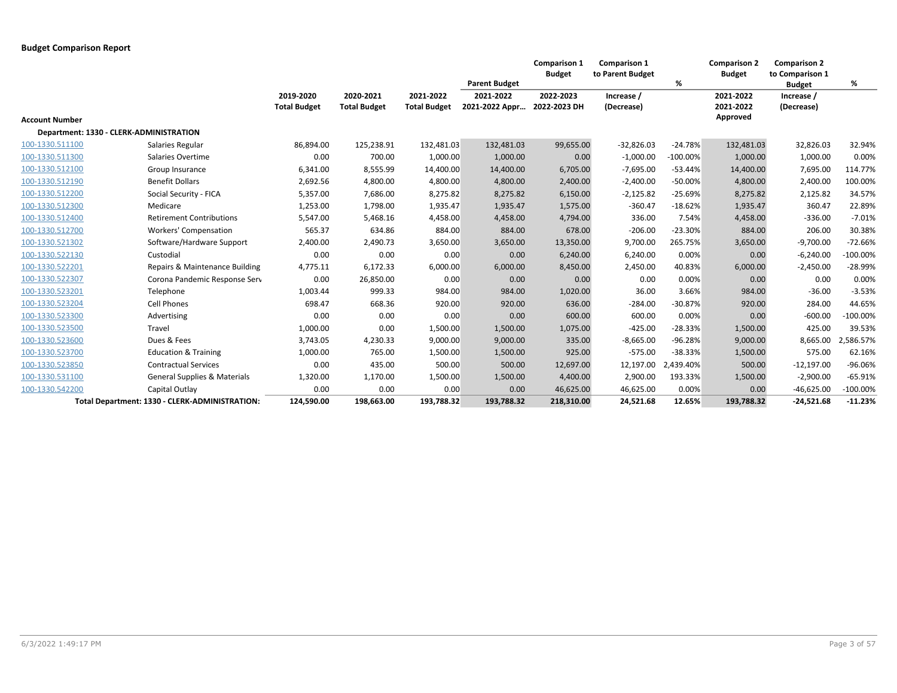**Budget Comparison Report**

| Account Number | | 2019-2020 Total Budget | 2020-2021 Total Budget | 2021-2022 Total Budget | Parent Budget 2021-2022 2021-2022 Appr… | Comparison 1 Budget 2022-2023 2022-2023 DH | Comparison 1 to Parent Budget Increase / (Decrease) | % | Comparison 2 Budget 2021-2022 2021-2022 Approved | Comparison 2 to Comparison 1 Budget Increase / (Decrease) | % |
|---|---|---|---|---|---|---|---|---|---|---|---|
| **Department: 1330 - CLERK-ADMINISTRATION** | | | | | | | | | | | |
| 100-1330.511100 | Salaries Regular | 86,894.00 | 125,238.91 | 132,481.03 | 132,481.03 | 99,655.00 | -32,826.03 | -24.78% | 132,481.03 | 32,826.03 | 32.94% |
| 100-1330.511300 | Salaries Overtime | 0.00 | 700.00 | 1,000.00 | 1,000.00 | 0.00 | -1,000.00 | -100.00% | 1,000.00 | 1,000.00 | 0.00% |
| 100-1330.512100 | Group Insurance | 6,341.00 | 8,555.99 | 14,400.00 | 14,400.00 | 6,705.00 | -7,695.00 | -53.44% | 14,400.00 | 7,695.00 | 114.77% |
| 100-1330.512190 | Benefit Dollars | 2,692.56 | 4,800.00 | 4,800.00 | 4,800.00 | 2,400.00 | -2,400.00 | -50.00% | 4,800.00 | 2,400.00 | 100.00% |
| 100-1330.512200 | Social Security - FICA | 5,357.00 | 7,686.00 | 8,275.82 | 8,275.82 | 6,150.00 | -2,125.82 | -25.69% | 8,275.82 | 2,125.82 | 34.57% |
| 100-1330.512300 | Medicare | 1,253.00 | 1,798.00 | 1,935.47 | 1,935.47 | 1,575.00 | -360.47 | -18.62% | 1,935.47 | 360.47 | 22.89% |
| 100-1330.512400 | Retirement Contributions | 5,547.00 | 5,468.16 | 4,458.00 | 4,458.00 | 4,794.00 | 336.00 | 7.54% | 4,458.00 | -336.00 | -7.01% |
| 100-1330.512700 | Workers' Compensation | 565.37 | 634.86 | 884.00 | 884.00 | 678.00 | -206.00 | -23.30% | 884.00 | 206.00 | 30.38% |
| 100-1330.521302 | Software/Hardware Support | 2,400.00 | 2,490.73 | 3,650.00 | 3,650.00 | 13,350.00 | 9,700.00 | 265.75% | 3,650.00 | -9,700.00 | -72.66% |
| 100-1330.522130 | Custodial | 0.00 | 0.00 | 0.00 | 0.00 | 6,240.00 | 6,240.00 | 0.00% | 0.00 | -6,240.00 | -100.00% |
| 100-1330.522201 | Repairs & Maintenance Building | 4,775.11 | 6,172.33 | 6,000.00 | 6,000.00 | 8,450.00 | 2,450.00 | 40.83% | 6,000.00 | -2,450.00 | -28.99% |
| 100-1330.522307 | Corona Pandemic Response Serv | 0.00 | 26,850.00 | 0.00 | 0.00 | 0.00 | 0.00 | 0.00% | 0.00 | 0.00 | 0.00% |
| 100-1330.523201 | Telephone | 1,003.44 | 999.33 | 984.00 | 984.00 | 1,020.00 | 36.00 | 3.66% | 984.00 | -36.00 | -3.53% |
| 100-1330.523204 | Cell Phones | 698.47 | 668.36 | 920.00 | 920.00 | 636.00 | -284.00 | -30.87% | 920.00 | 284.00 | 44.65% |
| 100-1330.523300 | Advertising | 0.00 | 0.00 | 0.00 | 0.00 | 600.00 | 600.00 | 0.00% | 0.00 | -600.00 | -100.00% |
| 100-1330.523500 | Travel | 1,000.00 | 0.00 | 1,500.00 | 1,500.00 | 1,075.00 | -425.00 | -28.33% | 1,500.00 | 425.00 | 39.53% |
| 100-1330.523600 | Dues & Fees | 3,743.05 | 4,230.33 | 9,000.00 | 9,000.00 | 335.00 | -8,665.00 | -96.28% | 9,000.00 | 8,665.00 | 2,586.57% |
| 100-1330.523700 | Education & Training | 1,000.00 | 765.00 | 1,500.00 | 1,500.00 | 925.00 | -575.00 | -38.33% | 1,500.00 | 575.00 | 62.16% |
| 100-1330.523850 | Contractual Services | 0.00 | 435.00 | 500.00 | 500.00 | 12,697.00 | 12,197.00 | 2,439.40% | 500.00 | -12,197.00 | -96.06% |
| 100-1330.531100 | General Supplies & Materials | 1,320.00 | 1,170.00 | 1,500.00 | 1,500.00 | 4,400.00 | 2,900.00 | 193.33% | 1,500.00 | -2,900.00 | -65.91% |
| 100-1330.542200 | Capital Outlay | 0.00 | 0.00 | 0.00 | 0.00 | 46,625.00 | 46,625.00 | 0.00% | 0.00 | -46,625.00 | -100.00% |
| **Total Department: 1330 - CLERK-ADMINISTRATION:** | | **124,590.00** | **198,663.00** | **193,788.32** | **193,788.32** | **218,310.00** | **24,521.68** | **12.65%** | **193,788.32** | **-24,521.68** | **-11.23%** |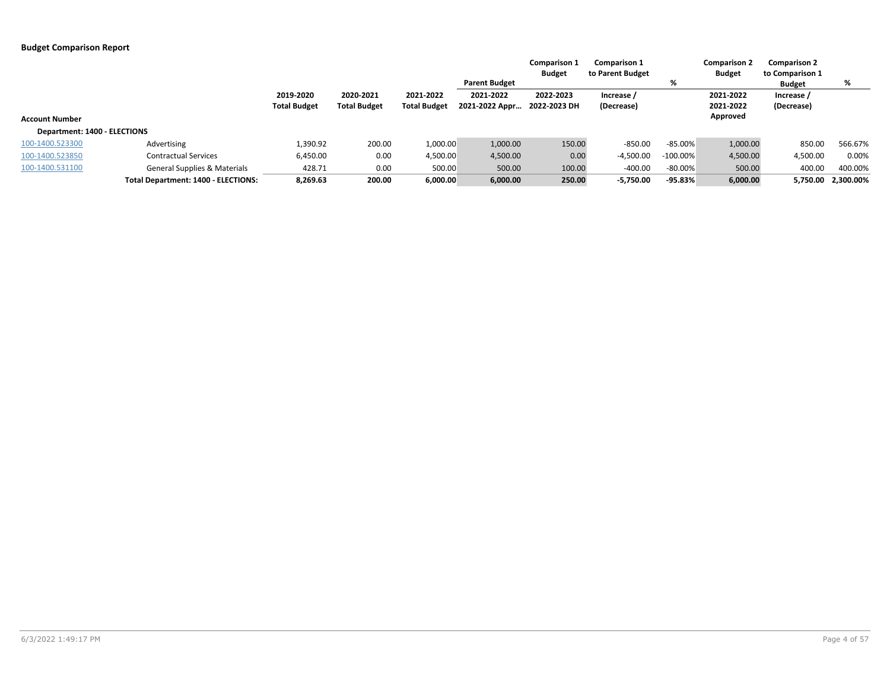**Budget Comparison Report**

| Account Number | | 2019-2020 Total Budget | 2020-2021 Total Budget | 2021-2022 Total Budget | Parent Budget 2021-2022 2021-2022 Appr… | Comparison 1 Budget 2022-2023 2022-2023 DH | Comparison 1 to Parent Budget Increase / (Decrease) | % | Comparison 2 Budget 2021-2022 2021-2022 Approved | Comparison 2 to Comparison 1 Budget Increase / (Decrease) | % |
|---|---|---|---|---|---|---|---|---|---|---|---|
| **Department: 1400 - ELECTIONS** | | | | | | | | | | | |
| 100-1400.523300 | Advertising | 1,390.92 | 200.00 | 1,000.00 | 1,000.00 | 150.00 | -850.00 | -85.00% | 1,000.00 | 850.00 | 566.67% |
| 100-1400.523850 | Contractual Services | 6,450.00 | 0.00 | 4,500.00 | 4,500.00 | 0.00 | -4,500.00 | -100.00% | 4,500.00 | 4,500.00 | 0.00% |
| 100-1400.531100 | General Supplies & Materials | 428.71 | 0.00 | 500.00 | 500.00 | 100.00 | -400.00 | -80.00% | 500.00 | 400.00 | 400.00% |
| | **Total Department: 1400 - ELECTIONS:** | **8,269.63** | **200.00** | **6,000.00** | **6,000.00** | **250.00** | **-5,750.00** | **-95.83%** | **6,000.00** | **5,750.00** | **2,300.00%** |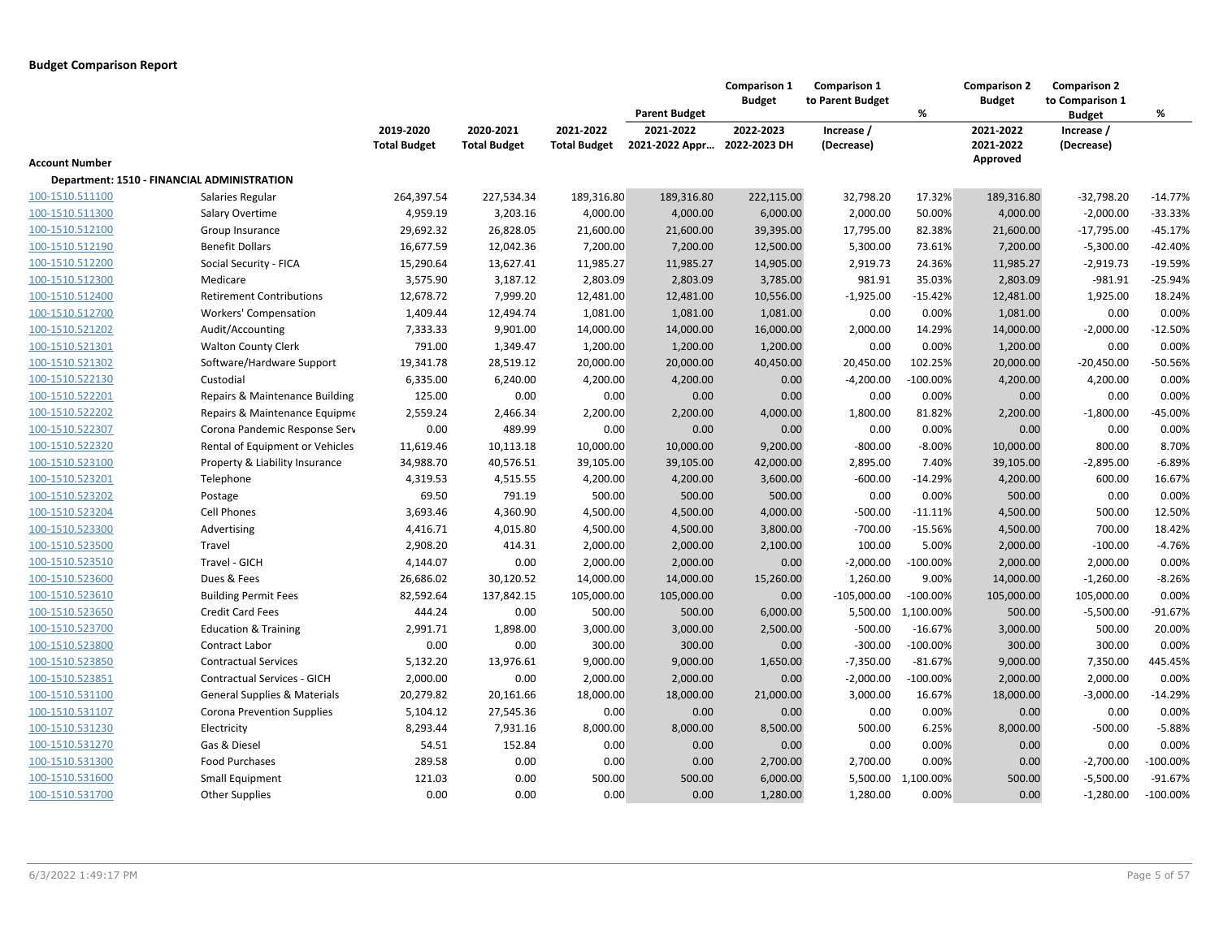**Budget Comparison Report**

| Account Number | | 2019-2020 Total Budget | 2020-2021 Total Budget | 2021-2022 Total Budget | Parent Budget 2021-2022 2021-2022 Appr… | Comparison 1 Budget 2022-2023 2022-2023 DH | Comparison 1 to Parent Budget Increase / (Decrease) | % | Comparison 2 Budget 2021-2022 2021-2022 Approved | Comparison 2 to Comparison 1 Budget Increase / (Decrease) | % |
|---|---|---|---|---|---|---|---|---|---|---|---|
| **Department: 1510 - FINANCIAL ADMINISTRATION** | | | | | | | | | | | |
| 100-1510.511100 | Salaries Regular | 264,397.54 | 227,534.34 | 189,316.80 | 189,316.80 | 222,115.00 | 32,798.20 | 17.32% | 189,316.80 | -32,798.20 | -14.77% |
| 100-1510.511300 | Salary Overtime | 4,959.19 | 3,203.16 | 4,000.00 | 4,000.00 | 6,000.00 | 2,000.00 | 50.00% | 4,000.00 | -2,000.00 | -33.33% |
| 100-1510.512100 | Group Insurance | 29,692.32 | 26,828.05 | 21,600.00 | 21,600.00 | 39,395.00 | 17,795.00 | 82.38% | 21,600.00 | -17,795.00 | -45.17% |
| 100-1510.512190 | Benefit Dollars | 16,677.59 | 12,042.36 | 7,200.00 | 7,200.00 | 12,500.00 | 5,300.00 | 73.61% | 7,200.00 | -5,300.00 | -42.40% |
| 100-1510.512200 | Social Security - FICA | 15,290.64 | 13,627.41 | 11,985.27 | 11,985.27 | 14,905.00 | 2,919.73 | 24.36% | 11,985.27 | -2,919.73 | -19.59% |
| 100-1510.512300 | Medicare | 3,575.90 | 3,187.12 | 2,803.09 | 2,803.09 | 3,785.00 | 981.91 | 35.03% | 2,803.09 | -981.91 | -25.94% |
| 100-1510.512400 | Retirement Contributions | 12,678.72 | 7,999.20 | 12,481.00 | 12,481.00 | 10,556.00 | -1,925.00 | -15.42% | 12,481.00 | 1,925.00 | 18.24% |
| 100-1510.512700 | Workers' Compensation | 1,409.44 | 12,494.74 | 1,081.00 | 1,081.00 | 1,081.00 | 0.00 | 0.00% | 1,081.00 | 0.00 | 0.00% |
| 100-1510.521202 | Audit/Accounting | 7,333.33 | 9,901.00 | 14,000.00 | 14,000.00 | 16,000.00 | 2,000.00 | 14.29% | 14,000.00 | -2,000.00 | -12.50% |
| 100-1510.521301 | Walton County Clerk | 791.00 | 1,349.47 | 1,200.00 | 1,200.00 | 1,200.00 | 0.00 | 0.00% | 1,200.00 | 0.00 | 0.00% |
| 100-1510.521302 | Software/Hardware Support | 19,341.78 | 28,519.12 | 20,000.00 | 20,000.00 | 40,450.00 | 20,450.00 | 102.25% | 20,000.00 | -20,450.00 | -50.56% |
| 100-1510.522130 | Custodial | 6,335.00 | 6,240.00 | 4,200.00 | 4,200.00 | 0.00 | -4,200.00 | -100.00% | 4,200.00 | 4,200.00 | 0.00% |
| 100-1510.522201 | Repairs & Maintenance Building | 125.00 | 0.00 | 0.00 | 0.00 | 0.00 | 0.00 | 0.00% | 0.00 | 0.00 | 0.00% |
| 100-1510.522202 | Repairs & Maintenance Equipme | 2,559.24 | 2,466.34 | 2,200.00 | 2,200.00 | 4,000.00 | 1,800.00 | 81.82% | 2,200.00 | -1,800.00 | -45.00% |
| 100-1510.522307 | Corona Pandemic Response Serv | 0.00 | 489.99 | 0.00 | 0.00 | 0.00 | 0.00 | 0.00% | 0.00 | 0.00 | 0.00% |
| 100-1510.522320 | Rental of Equipment or Vehicles | 11,619.46 | 10,113.18 | 10,000.00 | 10,000.00 | 9,200.00 | -800.00 | -8.00% | 10,000.00 | 800.00 | 8.70% |
| 100-1510.523100 | Property & Liability Insurance | 34,988.70 | 40,576.51 | 39,105.00 | 39,105.00 | 42,000.00 | 2,895.00 | 7.40% | 39,105.00 | -2,895.00 | -6.89% |
| 100-1510.523201 | Telephone | 4,319.53 | 4,515.55 | 4,200.00 | 4,200.00 | 3,600.00 | -600.00 | -14.29% | 4,200.00 | 600.00 | 16.67% |
| 100-1510.523202 | Postage | 69.50 | 791.19 | 500.00 | 500.00 | 500.00 | 0.00 | 0.00% | 500.00 | 0.00 | 0.00% |
| 100-1510.523204 | Cell Phones | 3,693.46 | 4,360.90 | 4,500.00 | 4,500.00 | 4,000.00 | -500.00 | -11.11% | 4,500.00 | 500.00 | 12.50% |
| 100-1510.523300 | Advertising | 4,416.71 | 4,015.80 | 4,500.00 | 4,500.00 | 3,800.00 | -700.00 | -15.56% | 4,500.00 | 700.00 | 18.42% |
| 100-1510.523500 | Travel | 2,908.20 | 414.31 | 2,000.00 | 2,000.00 | 2,100.00 | 100.00 | 5.00% | 2,000.00 | -100.00 | -4.76% |
| 100-1510.523510 | Travel - GICH | 4,144.07 | 0.00 | 2,000.00 | 2,000.00 | 0.00 | -2,000.00 | -100.00% | 2,000.00 | 2,000.00 | 0.00% |
| 100-1510.523600 | Dues & Fees | 26,686.02 | 30,120.52 | 14,000.00 | 14,000.00 | 15,260.00 | 1,260.00 | 9.00% | 14,000.00 | -1,260.00 | -8.26% |
| 100-1510.523610 | Building Permit Fees | 82,592.64 | 137,842.15 | 105,000.00 | 105,000.00 | 0.00 | -105,000.00 | -100.00% | 105,000.00 | 105,000.00 | 0.00% |
| 100-1510.523650 | Credit Card Fees | 444.24 | 0.00 | 500.00 | 500.00 | 6,000.00 | 5,500.00 | 1,100.00% | 500.00 | -5,500.00 | -91.67% |
| 100-1510.523700 | Education & Training | 2,991.71 | 1,898.00 | 3,000.00 | 3,000.00 | 2,500.00 | -500.00 | -16.67% | 3,000.00 | 500.00 | 20.00% |
| 100-1510.523800 | Contract Labor | 0.00 | 0.00 | 300.00 | 300.00 | 0.00 | -300.00 | -100.00% | 300.00 | 300.00 | 0.00% |
| 100-1510.523850 | Contractual Services | 5,132.20 | 13,976.61 | 9,000.00 | 9,000.00 | 1,650.00 | -7,350.00 | -81.67% | 9,000.00 | 7,350.00 | 445.45% |
| 100-1510.523851 | Contractual Services - GICH | 2,000.00 | 0.00 | 2,000.00 | 2,000.00 | 0.00 | -2,000.00 | -100.00% | 2,000.00 | 2,000.00 | 0.00% |
| 100-1510.531100 | General Supplies & Materials | 20,279.82 | 20,161.66 | 18,000.00 | 18,000.00 | 21,000.00 | 3,000.00 | 16.67% | 18,000.00 | -3,000.00 | -14.29% |
| 100-1510.531107 | Corona Prevention Supplies | 5,104.12 | 27,545.36 | 0.00 | 0.00 | 0.00 | 0.00 | 0.00% | 0.00 | 0.00 | 0.00% |
| 100-1510.531230 | Electricity | 8,293.44 | 7,931.16 | 8,000.00 | 8,000.00 | 8,500.00 | 500.00 | 6.25% | 8,000.00 | -500.00 | -5.88% |
| 100-1510.531270 | Gas & Diesel | 54.51 | 152.84 | 0.00 | 0.00 | 0.00 | 0.00 | 0.00% | 0.00 | 0.00 | 0.00% |
| 100-1510.531300 | Food Purchases | 289.58 | 0.00 | 0.00 | 0.00 | 2,700.00 | 2,700.00 | 0.00% | 0.00 | -2,700.00 | -100.00% |
| 100-1510.531600 | Small Equipment | 121.03 | 0.00 | 500.00 | 500.00 | 6,000.00 | 5,500.00 | 1,100.00% | 500.00 | -5,500.00 | -91.67% |
| 100-1510.531700 | Other Supplies | 0.00 | 0.00 | 0.00 | 0.00 | 1,280.00 | 1,280.00 | 0.00% | 0.00 | -1,280.00 | -100.00% |

6/3/2022 1:49:17 PM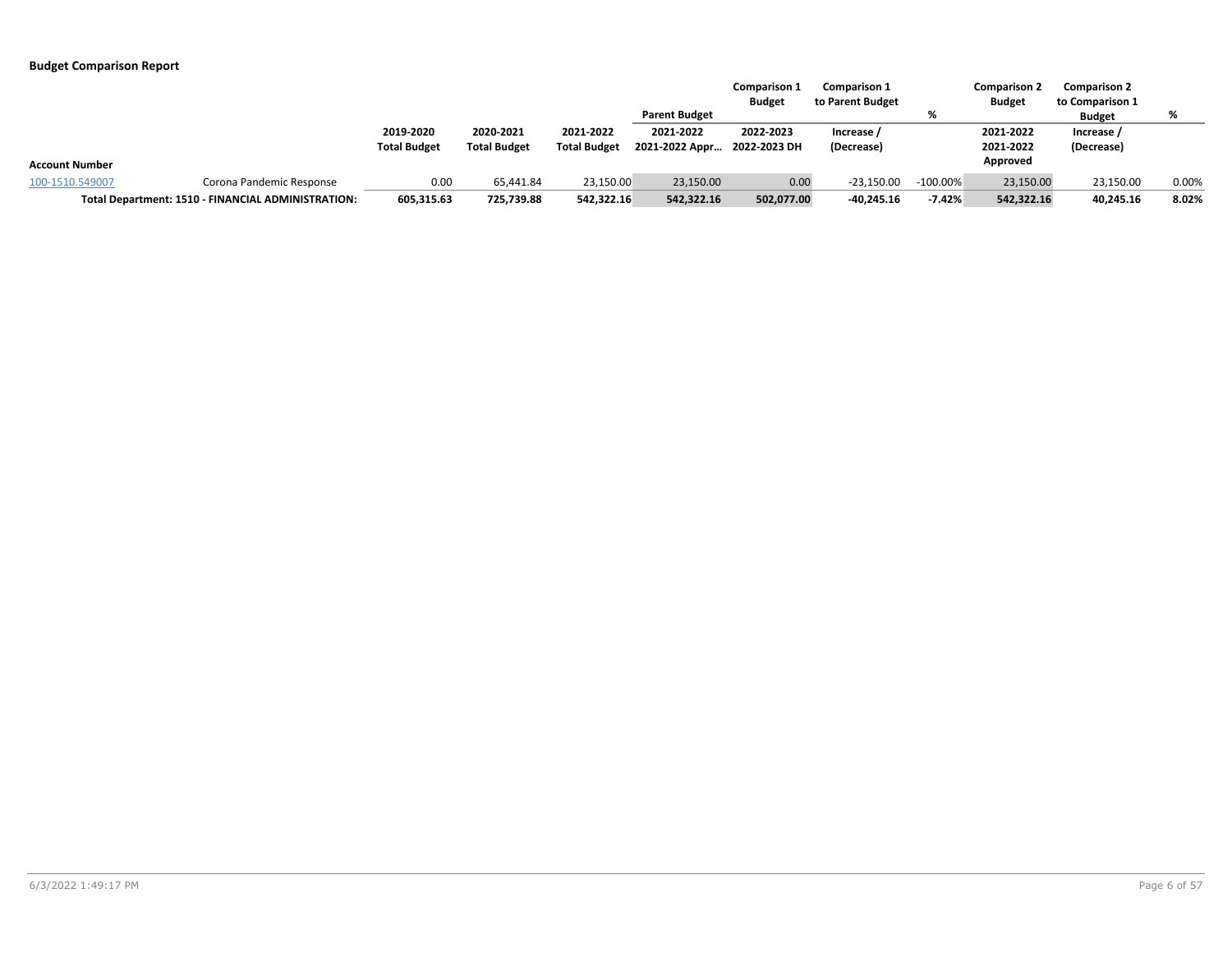**Budget Comparison Report**

| Account Number | | 2019-2020 Total Budget | 2020-2021 Total Budget | 2021-2022 Total Budget | Parent Budget 2021-2022 2021-2022 Appr… | Comparison 1 Budget 2022-2023 2022-2023 DH | Comparison 1 to Parent Budget Increase / (Decrease) | % | Comparison 2 Budget 2021-2022 2021-2022 Approved | Comparison 2 to Comparison 1 Budget Increase / (Decrease) | % |
|---|---|---|---|---|---|---|---|---|---|---|---|
| 100-1510.549007 | Corona Pandemic Response | 0.00 | 65,441.84 | 23,150.00 | 23,150.00 | 0.00 | -23,150.00 | -100.00% | 23,150.00 | 23,150.00 | 0.00% |
| **Total Department: 1510 - FINANCIAL ADMINISTRATION:** | | **605,315.63** | **725,739.88** | **542,322.16** | **542,322.16** | **502,077.00** | **-40,245.16** | **-7.42%** | **542,322.16** | **40,245.16** | **8.02%** |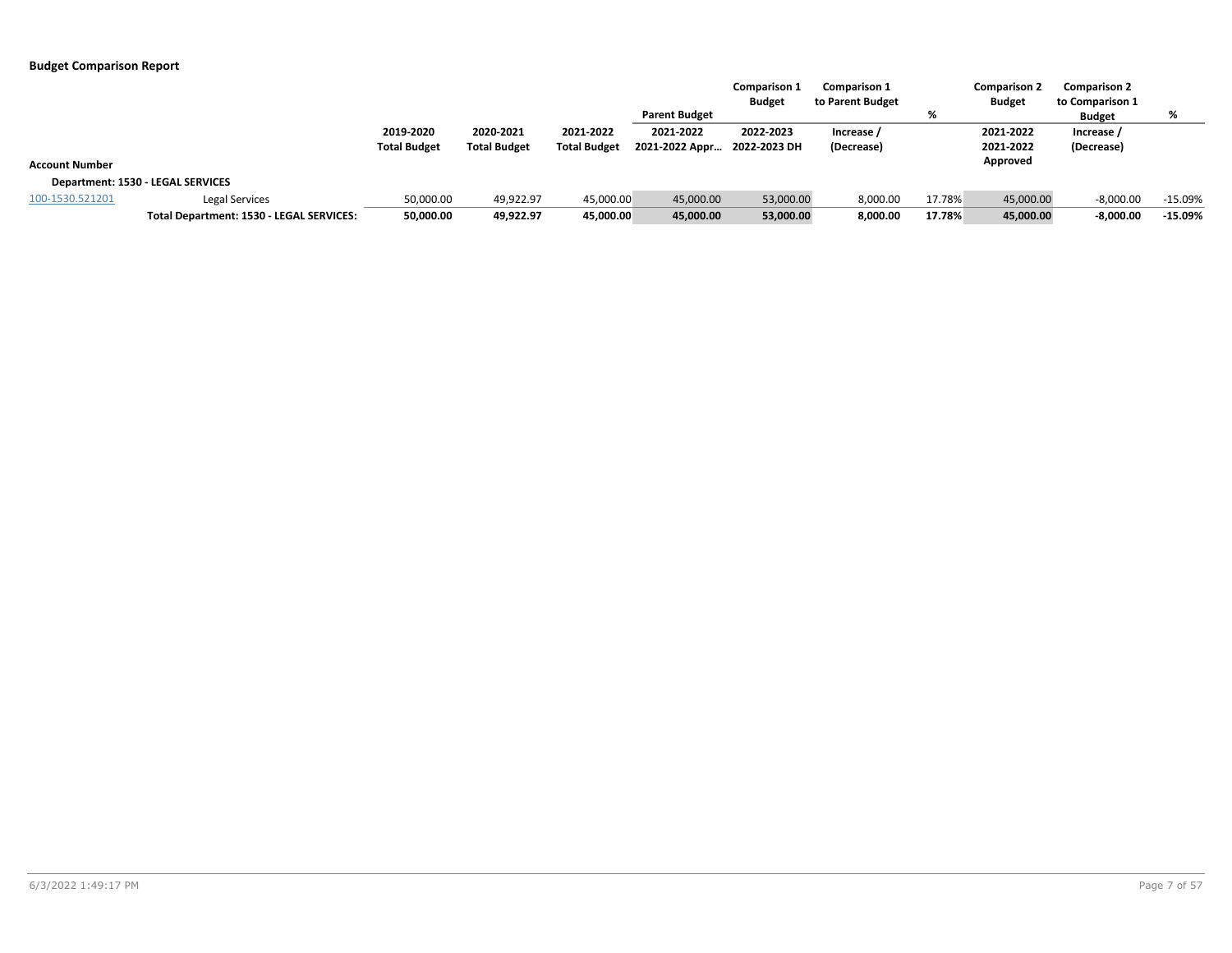**Budget Comparison Report**

| Account Number | | 2019-2020 Total Budget | 2020-2021 Total Budget | 2021-2022 Total Budget | Parent Budget 2021-2022 2021-2022 Appr… | Comparison 1 Budget 2022-2023 2022-2023 DH | Comparison 1 to Parent Budget Increase / (Decrease) | % | Comparison 2 Budget 2021-2022 2021-2022 Approved | Comparison 2 to Comparison 1 Budget Increase / (Decrease) | % |
|---|---|---|---|---|---|---|---|---|---|---|---|
| **Department: 1530 - LEGAL SERVICES** | | | | | | | | | | | |
| 100-1530.521201 | Legal Services | 50,000.00 | 49,922.97 | 45,000.00 | 45,000.00 | 53,000.00 | 8,000.00 | 17.78% | 45,000.00 | -8,000.00 | -15.09% |
| | **Total Department: 1530 - LEGAL SERVICES:** | **50,000.00** | **49,922.97** | **45,000.00** | **45,000.00** | **53,000.00** | **8,000.00** | **17.78%** | **45,000.00** | **-8,000.00** | **-15.09%** |

6/3/2022 1:49:17 PM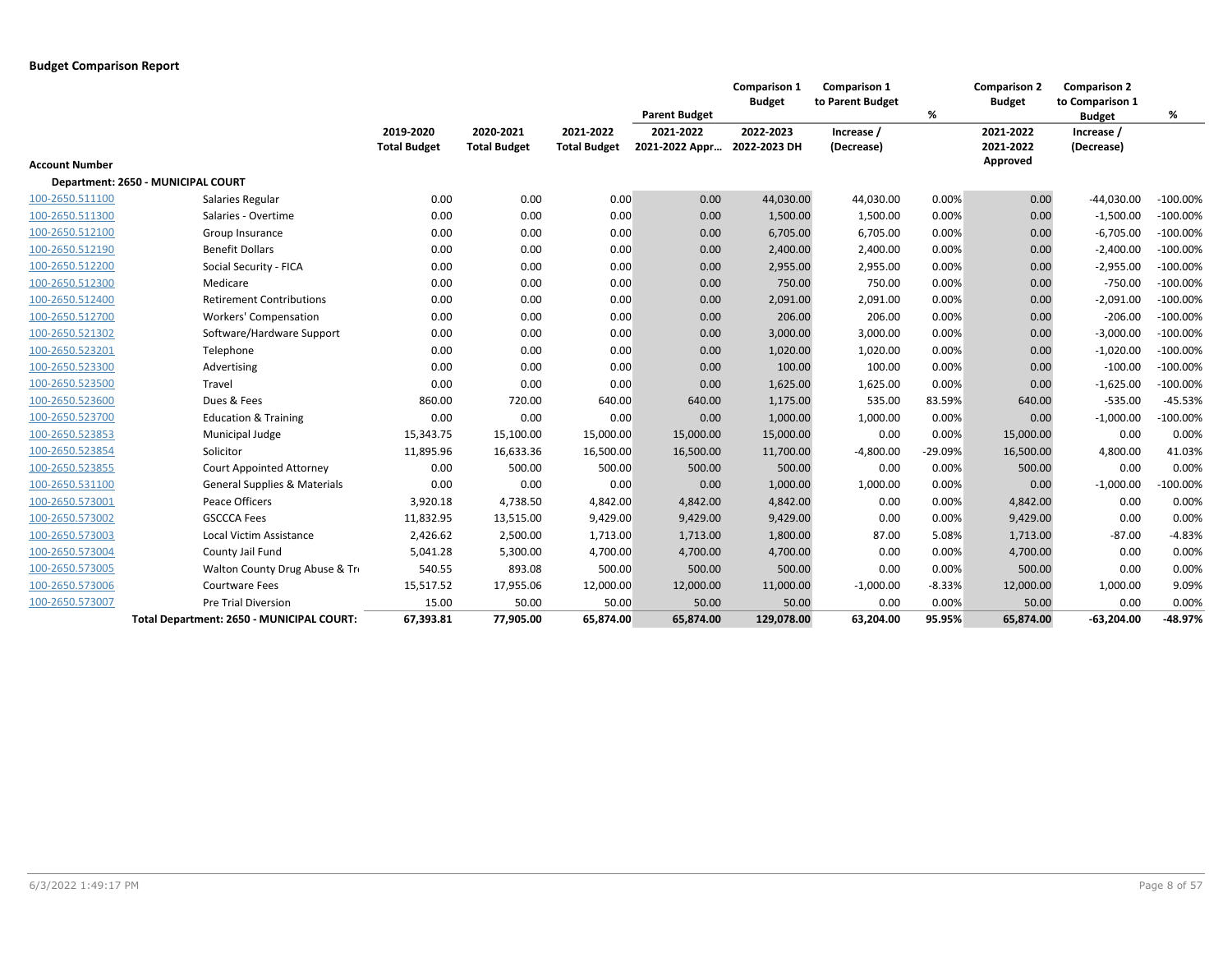**Budget Comparison Report**

| Account Number | | 2019-2020 Total Budget | 2020-2021 Total Budget | 2021-2022 Total Budget | Parent Budget 2021-2022 2021-2022 Appr... | Comparison 1 Budget 2022-2023 2022-2023 DH | Comparison 1 to Parent Budget Increase / (Decrease) | % | Comparison 2 Budget 2021-2022 2021-2022 Approved | Comparison 2 to Comparison 1 Budget Increase / (Decrease) | % |
|---|---|---|---|---|---|---|---|---|---|---|---|
| **Department: 2650 - MUNICIPAL COURT** | | | | | | | | | | | |
| 100-2650.511100 | Salaries Regular | 0.00 | 0.00 | 0.00 | 0.00 | 44,030.00 | 44,030.00 | 0.00% | 0.00 | -44,030.00 | -100.00% |
| 100-2650.511300 | Salaries - Overtime | 0.00 | 0.00 | 0.00 | 0.00 | 1,500.00 | 1,500.00 | 0.00% | 0.00 | -1,500.00 | -100.00% |
| 100-2650.512100 | Group Insurance | 0.00 | 0.00 | 0.00 | 0.00 | 6,705.00 | 6,705.00 | 0.00% | 0.00 | -6,705.00 | -100.00% |
| 100-2650.512190 | Benefit Dollars | 0.00 | 0.00 | 0.00 | 0.00 | 2,400.00 | 2,400.00 | 0.00% | 0.00 | -2,400.00 | -100.00% |
| 100-2650.512200 | Social Security - FICA | 0.00 | 0.00 | 0.00 | 0.00 | 2,955.00 | 2,955.00 | 0.00% | 0.00 | -2,955.00 | -100.00% |
| 100-2650.512300 | Medicare | 0.00 | 0.00 | 0.00 | 0.00 | 750.00 | 750.00 | 0.00% | 0.00 | -750.00 | -100.00% |
| 100-2650.512400 | Retirement Contributions | 0.00 | 0.00 | 0.00 | 0.00 | 2,091.00 | 2,091.00 | 0.00% | 0.00 | -2,091.00 | -100.00% |
| 100-2650.512700 | Workers' Compensation | 0.00 | 0.00 | 0.00 | 0.00 | 206.00 | 206.00 | 0.00% | 0.00 | -206.00 | -100.00% |
| 100-2650.521302 | Software/Hardware Support | 0.00 | 0.00 | 0.00 | 0.00 | 3,000.00 | 3,000.00 | 0.00% | 0.00 | -3,000.00 | -100.00% |
| 100-2650.523201 | Telephone | 0.00 | 0.00 | 0.00 | 0.00 | 1,020.00 | 1,020.00 | 0.00% | 0.00 | -1,020.00 | -100.00% |
| 100-2650.523300 | Advertising | 0.00 | 0.00 | 0.00 | 0.00 | 100.00 | 100.00 | 0.00% | 0.00 | -100.00 | -100.00% |
| 100-2650.523500 | Travel | 0.00 | 0.00 | 0.00 | 0.00 | 1,625.00 | 1,625.00 | 0.00% | 0.00 | -1,625.00 | -100.00% |
| 100-2650.523600 | Dues & Fees | 860.00 | 720.00 | 640.00 | 640.00 | 1,175.00 | 535.00 | 83.59% | 640.00 | -535.00 | -45.53% |
| 100-2650.523700 | Education & Training | 0.00 | 0.00 | 0.00 | 0.00 | 1,000.00 | 1,000.00 | 0.00% | 0.00 | -1,000.00 | -100.00% |
| 100-2650.523853 | Municipal Judge | 15,343.75 | 15,100.00 | 15,000.00 | 15,000.00 | 15,000.00 | 0.00 | 0.00% | 15,000.00 | 0.00 | 0.00% |
| 100-2650.523854 | Solicitor | 11,895.96 | 16,633.36 | 16,500.00 | 16,500.00 | 11,700.00 | -4,800.00 | -29.09% | 16,500.00 | 4,800.00 | 41.03% |
| 100-2650.523855 | Court Appointed Attorney | 0.00 | 500.00 | 500.00 | 500.00 | 500.00 | 0.00 | 0.00% | 500.00 | 0.00 | 0.00% |
| 100-2650.531100 | General Supplies & Materials | 0.00 | 0.00 | 0.00 | 0.00 | 1,000.00 | 1,000.00 | 0.00% | 0.00 | -1,000.00 | -100.00% |
| 100-2650.573001 | Peace Officers | 3,920.18 | 4,738.50 | 4,842.00 | 4,842.00 | 4,842.00 | 0.00 | 0.00% | 4,842.00 | 0.00 | 0.00% |
| 100-2650.573002 | GSCCCA Fees | 11,832.95 | 13,515.00 | 9,429.00 | 9,429.00 | 9,429.00 | 0.00 | 0.00% | 9,429.00 | 0.00 | 0.00% |
| 100-2650.573003 | Local Victim Assistance | 2,426.62 | 2,500.00 | 1,713.00 | 1,713.00 | 1,800.00 | 87.00 | 5.08% | 1,713.00 | -87.00 | -4.83% |
| 100-2650.573004 | County Jail Fund | 5,041.28 | 5,300.00 | 4,700.00 | 4,700.00 | 4,700.00 | 0.00 | 0.00% | 4,700.00 | 0.00 | 0.00% |
| 100-2650.573005 | Walton County Drug Abuse & Tr | 540.55 | 893.08 | 500.00 | 500.00 | 500.00 | 0.00 | 0.00% | 500.00 | 0.00 | 0.00% |
| 100-2650.573006 | Courtware Fees | 15,517.52 | 17,955.06 | 12,000.00 | 12,000.00 | 11,000.00 | -1,000.00 | -8.33% | 12,000.00 | 1,000.00 | 9.09% |
| 100-2650.573007 | Pre Trial Diversion | 15.00 | 50.00 | 50.00 | 50.00 | 50.00 | 0.00 | 0.00% | 50.00 | 0.00 | 0.00% |
| | **Total Department: 2650 - MUNICIPAL COURT:** | **67,393.81** | **77,905.00** | **65,874.00** | **65,874.00** | **129,078.00** | **63,204.00** | **95.95%** | **65,874.00** | **-63,204.00** | **-48.97%** |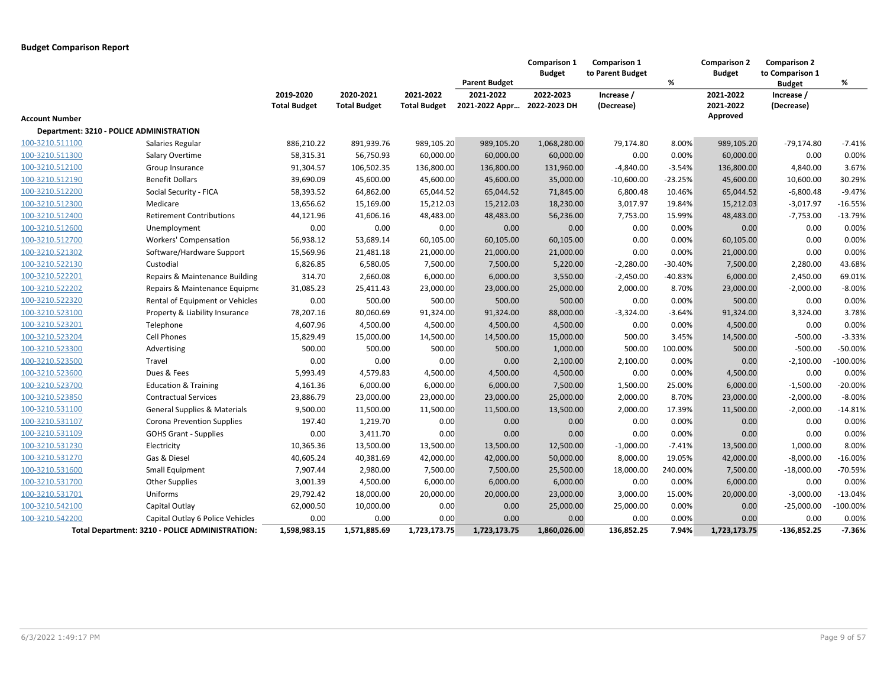## Budget Comparison Report

| Account Number | | 2019-2020 Total Budget | 2020-2021 Total Budget | 2021-2022 Total Budget | Parent Budget 2021-2022 2021-2022 Appr… | Comparison 1 Budget 2022-2023 2022-2023 DH | Comparison 1 to Parent Budget Increase / (Decrease) | % | Comparison 2 Budget 2021-2022 2021-2022 Approved | Comparison 2 to Comparison 1 Budget Increase / (Decrease) | % |
|---|---|---|---|---|---|---|---|---|---|---|---|
| **Department: 3210 - POLICE ADMINISTRATION** | | | | | | | | | | | |
| 100-3210.511100 | Salaries Regular | 886,210.22 | 891,939.76 | 989,105.20 | 989,105.20 | 1,068,280.00 | 79,174.80 | 8.00% | 989,105.20 | -79,174.80 | -7.41% |
| 100-3210.511300 | Salary Overtime | 58,315.31 | 56,750.93 | 60,000.00 | 60,000.00 | 60,000.00 | 0.00 | 0.00% | 60,000.00 | 0.00 | 0.00% |
| 100-3210.512100 | Group Insurance | 91,304.57 | 106,502.35 | 136,800.00 | 136,800.00 | 131,960.00 | -4,840.00 | -3.54% | 136,800.00 | 4,840.00 | 3.67% |
| 100-3210.512190 | Benefit Dollars | 39,690.09 | 45,600.00 | 45,600.00 | 45,600.00 | 35,000.00 | -10,600.00 | -23.25% | 45,600.00 | 10,600.00 | 30.29% |
| 100-3210.512200 | Social Security - FICA | 58,393.52 | 64,862.00 | 65,044.52 | 65,044.52 | 71,845.00 | 6,800.48 | 10.46% | 65,044.52 | -6,800.48 | -9.47% |
| 100-3210.512300 | Medicare | 13,656.62 | 15,169.00 | 15,212.03 | 15,212.03 | 18,230.00 | 3,017.97 | 19.84% | 15,212.03 | -3,017.97 | -16.55% |
| 100-3210.512400 | Retirement Contributions | 44,121.96 | 41,606.16 | 48,483.00 | 48,483.00 | 56,236.00 | 7,753.00 | 15.99% | 48,483.00 | -7,753.00 | -13.79% |
| 100-3210.512600 | Unemployment | 0.00 | 0.00 | 0.00 | 0.00 | 0.00 | 0.00 | 0.00% | 0.00 | 0.00 | 0.00% |
| 100-3210.512700 | Workers' Compensation | 56,938.12 | 53,689.14 | 60,105.00 | 60,105.00 | 60,105.00 | 0.00 | 0.00% | 60,105.00 | 0.00 | 0.00% |
| 100-3210.521302 | Software/Hardware Support | 15,569.96 | 21,481.18 | 21,000.00 | 21,000.00 | 21,000.00 | 0.00 | 0.00% | 21,000.00 | 0.00 | 0.00% |
| 100-3210.522130 | Custodial | 6,826.85 | 6,580.05 | 7,500.00 | 7,500.00 | 5,220.00 | -2,280.00 | -30.40% | 7,500.00 | 2,280.00 | 43.68% |
| 100-3210.522201 | Repairs & Maintenance Building | 314.70 | 2,660.08 | 6,000.00 | 6,000.00 | 3,550.00 | -2,450.00 | -40.83% | 6,000.00 | 2,450.00 | 69.01% |
| 100-3210.522202 | Repairs & Maintenance Equipme | 31,085.23 | 25,411.43 | 23,000.00 | 23,000.00 | 25,000.00 | 2,000.00 | 8.70% | 23,000.00 | -2,000.00 | -8.00% |
| 100-3210.522320 | Rental of Equipment or Vehicles | 0.00 | 500.00 | 500.00 | 500.00 | 500.00 | 0.00 | 0.00% | 500.00 | 0.00 | 0.00% |
| 100-3210.523100 | Property & Liability Insurance | 78,207.16 | 80,060.69 | 91,324.00 | 91,324.00 | 88,000.00 | -3,324.00 | -3.64% | 91,324.00 | 3,324.00 | 3.78% |
| 100-3210.523201 | Telephone | 4,607.96 | 4,500.00 | 4,500.00 | 4,500.00 | 4,500.00 | 0.00 | 0.00% | 4,500.00 | 0.00 | 0.00% |
| 100-3210.523204 | Cell Phones | 15,829.49 | 15,000.00 | 14,500.00 | 14,500.00 | 15,000.00 | 500.00 | 3.45% | 14,500.00 | -500.00 | -3.33% |
| 100-3210.523300 | Advertising | 500.00 | 500.00 | 500.00 | 500.00 | 1,000.00 | 500.00 | 100.00% | 500.00 | -500.00 | -50.00% |
| 100-3210.523500 | Travel | 0.00 | 0.00 | 0.00 | 0.00 | 2,100.00 | 2,100.00 | 0.00% | 0.00 | -2,100.00 | -100.00% |
| 100-3210.523600 | Dues & Fees | 5,993.49 | 4,579.83 | 4,500.00 | 4,500.00 | 4,500.00 | 0.00 | 0.00% | 4,500.00 | 0.00 | 0.00% |
| 100-3210.523700 | Education & Training | 4,161.36 | 6,000.00 | 6,000.00 | 6,000.00 | 7,500.00 | 1,500.00 | 25.00% | 6,000.00 | -1,500.00 | -20.00% |
| 100-3210.523850 | Contractual Services | 23,886.79 | 23,000.00 | 23,000.00 | 23,000.00 | 25,000.00 | 2,000.00 | 8.70% | 23,000.00 | -2,000.00 | -8.00% |
| 100-3210.531100 | General Supplies & Materials | 9,500.00 | 11,500.00 | 11,500.00 | 11,500.00 | 13,500.00 | 2,000.00 | 17.39% | 11,500.00 | -2,000.00 | -14.81% |
| 100-3210.531107 | Corona Prevention Supplies | 197.40 | 1,219.70 | 0.00 | 0.00 | 0.00 | 0.00 | 0.00% | 0.00 | 0.00 | 0.00% |
| 100-3210.531109 | GOHS Grant - Supplies | 0.00 | 3,411.70 | 0.00 | 0.00 | 0.00 | 0.00 | 0.00% | 0.00 | 0.00 | 0.00% |
| 100-3210.531230 | Electricity | 10,365.36 | 13,500.00 | 13,500.00 | 13,500.00 | 12,500.00 | -1,000.00 | -7.41% | 13,500.00 | 1,000.00 | 8.00% |
| 100-3210.531270 | Gas & Diesel | 40,605.24 | 40,381.69 | 42,000.00 | 42,000.00 | 50,000.00 | 8,000.00 | 19.05% | 42,000.00 | -8,000.00 | -16.00% |
| 100-3210.531600 | Small Equipment | 7,907.44 | 2,980.00 | 7,500.00 | 7,500.00 | 25,500.00 | 18,000.00 | 240.00% | 7,500.00 | -18,000.00 | -70.59% |
| 100-3210.531700 | Other Supplies | 3,001.39 | 4,500.00 | 6,000.00 | 6,000.00 | 6,000.00 | 0.00 | 0.00% | 6,000.00 | 0.00 | 0.00% |
| 100-3210.531701 | Uniforms | 29,792.42 | 18,000.00 | 20,000.00 | 20,000.00 | 23,000.00 | 3,000.00 | 15.00% | 20,000.00 | -3,000.00 | -13.04% |
| 100-3210.542100 | Capital Outlay | 62,000.50 | 10,000.00 | 0.00 | 0.00 | 25,000.00 | 25,000.00 | 0.00% | 0.00 | -25,000.00 | -100.00% |
| 100-3210.542200 | Capital Outlay 6 Police Vehicles | 0.00 | 0.00 | 0.00 | 0.00 | 0.00 | 0.00 | 0.00% | 0.00 | 0.00 | 0.00% |
| | **Total Department: 3210 - POLICE ADMINISTRATION:** | **1,598,983.15** | **1,571,885.69** | **1,723,173.75** | **1,723,173.75** | **1,860,026.00** | **136,852.25** | **7.94%** | **1,723,173.75** | **-136,852.25** | **-7.36%** |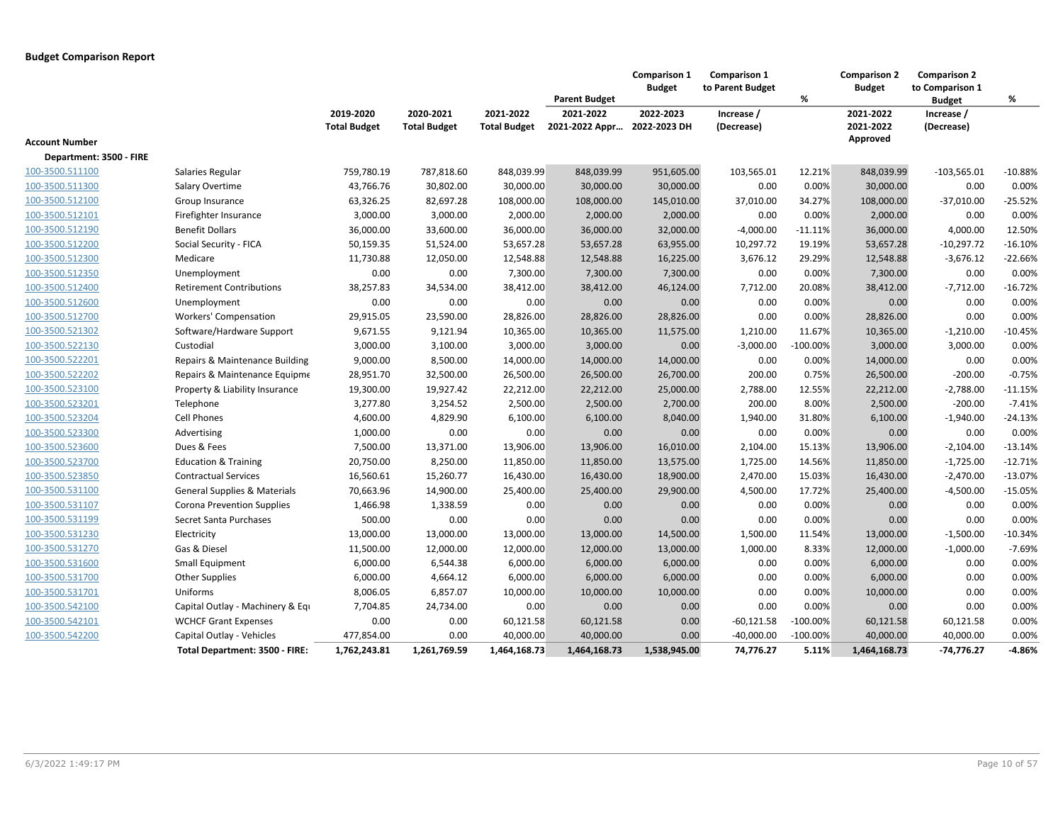**Budget Comparison Report**

| Account Number | | 2019-2020 Total Budget | 2020-2021 Total Budget | 2021-2022 Total Budget | Parent Budget 2021-2022 2021-2022 Appr... | Comparison 1 Budget 2022-2023 2022-2023 DH | Comparison 1 to Parent Budget Increase / (Decrease) | % | Comparison 2 Budget 2021-2022 2021-2022 Approved | Comparison 2 to Comparison 1 Budget Increase / (Decrease) | % |
|---|---|---|---|---|---|---|---|---|---|---|---|
| **Department: 3500 - FIRE** | | | | | | | | | | | |
| 100-3500.511100 | Salaries Regular | 759,780.19 | 787,818.60 | 848,039.99 | 848,039.99 | 951,605.00 | 103,565.01 | 12.21% | 848,039.99 | -103,565.01 | -10.88% |
| 100-3500.511300 | Salary Overtime | 43,766.76 | 30,802.00 | 30,000.00 | 30,000.00 | 30,000.00 | 0.00 | 0.00% | 30,000.00 | 0.00 | 0.00% |
| 100-3500.512100 | Group Insurance | 63,326.25 | 82,697.28 | 108,000.00 | 108,000.00 | 145,010.00 | 37,010.00 | 34.27% | 108,000.00 | -37,010.00 | -25.52% |
| 100-3500.512101 | Firefighter Insurance | 3,000.00 | 3,000.00 | 2,000.00 | 2,000.00 | 2,000.00 | 0.00 | 0.00% | 2,000.00 | 0.00 | 0.00% |
| 100-3500.512190 | Benefit Dollars | 36,000.00 | 33,600.00 | 36,000.00 | 36,000.00 | 32,000.00 | -4,000.00 | -11.11% | 36,000.00 | 4,000.00 | 12.50% |
| 100-3500.512200 | Social Security - FICA | 50,159.35 | 51,524.00 | 53,657.28 | 53,657.28 | 63,955.00 | 10,297.72 | 19.19% | 53,657.28 | -10,297.72 | -16.10% |
| 100-3500.512300 | Medicare | 11,730.88 | 12,050.00 | 12,548.88 | 12,548.88 | 16,225.00 | 3,676.12 | 29.29% | 12,548.88 | -3,676.12 | -22.66% |
| 100-3500.512350 | Unemployment | 0.00 | 0.00 | 7,300.00 | 7,300.00 | 7,300.00 | 0.00 | 0.00% | 7,300.00 | 0.00 | 0.00% |
| 100-3500.512400 | Retirement Contributions | 38,257.83 | 34,534.00 | 38,412.00 | 38,412.00 | 46,124.00 | 7,712.00 | 20.08% | 38,412.00 | -7,712.00 | -16.72% |
| 100-3500.512600 | Unemployment | 0.00 | 0.00 | 0.00 | 0.00 | 0.00 | 0.00 | 0.00% | 0.00 | 0.00 | 0.00% |
| 100-3500.512700 | Workers' Compensation | 29,915.05 | 23,590.00 | 28,826.00 | 28,826.00 | 28,826.00 | 0.00 | 0.00% | 28,826.00 | 0.00 | 0.00% |
| 100-3500.521302 | Software/Hardware Support | 9,671.55 | 9,121.94 | 10,365.00 | 10,365.00 | 11,575.00 | 1,210.00 | 11.67% | 10,365.00 | -1,210.00 | -10.45% |
| 100-3500.522130 | Custodial | 3,000.00 | 3,100.00 | 3,000.00 | 3,000.00 | 0.00 | -3,000.00 | -100.00% | 3,000.00 | 3,000.00 | 0.00% |
| 100-3500.522201 | Repairs & Maintenance Building | 9,000.00 | 8,500.00 | 14,000.00 | 14,000.00 | 14,000.00 | 0.00 | 0.00% | 14,000.00 | 0.00 | 0.00% |
| 100-3500.522202 | Repairs & Maintenance Equipme | 28,951.70 | 32,500.00 | 26,500.00 | 26,500.00 | 26,700.00 | 200.00 | 0.75% | 26,500.00 | -200.00 | -0.75% |
| 100-3500.523100 | Property & Liability Insurance | 19,300.00 | 19,927.42 | 22,212.00 | 22,212.00 | 25,000.00 | 2,788.00 | 12.55% | 22,212.00 | -2,788.00 | -11.15% |
| 100-3500.523201 | Telephone | 3,277.80 | 3,254.52 | 2,500.00 | 2,500.00 | 2,700.00 | 200.00 | 8.00% | 2,500.00 | -200.00 | -7.41% |
| 100-3500.523204 | Cell Phones | 4,600.00 | 4,829.90 | 6,100.00 | 6,100.00 | 8,040.00 | 1,940.00 | 31.80% | 6,100.00 | -1,940.00 | -24.13% |
| 100-3500.523300 | Advertising | 1,000.00 | 0.00 | 0.00 | 0.00 | 0.00 | 0.00 | 0.00% | 0.00 | 0.00 | 0.00% |
| 100-3500.523600 | Dues & Fees | 7,500.00 | 13,371.00 | 13,906.00 | 13,906.00 | 16,010.00 | 2,104.00 | 15.13% | 13,906.00 | -2,104.00 | -13.14% |
| 100-3500.523700 | Education & Training | 20,750.00 | 8,250.00 | 11,850.00 | 11,850.00 | 13,575.00 | 1,725.00 | 14.56% | 11,850.00 | -1,725.00 | -12.71% |
| 100-3500.523850 | Contractual Services | 16,560.61 | 15,260.77 | 16,430.00 | 16,430.00 | 18,900.00 | 2,470.00 | 15.03% | 16,430.00 | -2,470.00 | -13.07% |
| 100-3500.531100 | General Supplies & Materials | 70,663.96 | 14,900.00 | 25,400.00 | 25,400.00 | 29,900.00 | 4,500.00 | 17.72% | 25,400.00 | -4,500.00 | -15.05% |
| 100-3500.531107 | Corona Prevention Supplies | 1,466.98 | 1,338.59 | 0.00 | 0.00 | 0.00 | 0.00 | 0.00% | 0.00 | 0.00 | 0.00% |
| 100-3500.531199 | Secret Santa Purchases | 500.00 | 0.00 | 0.00 | 0.00 | 0.00 | 0.00 | 0.00% | 0.00 | 0.00 | 0.00% |
| 100-3500.531230 | Electricity | 13,000.00 | 13,000.00 | 13,000.00 | 13,000.00 | 14,500.00 | 1,500.00 | 11.54% | 13,000.00 | -1,500.00 | -10.34% |
| 100-3500.531270 | Gas & Diesel | 11,500.00 | 12,000.00 | 12,000.00 | 12,000.00 | 13,000.00 | 1,000.00 | 8.33% | 12,000.00 | -1,000.00 | -7.69% |
| 100-3500.531600 | Small Equipment | 6,000.00 | 6,544.38 | 6,000.00 | 6,000.00 | 6,000.00 | 0.00 | 0.00% | 6,000.00 | 0.00 | 0.00% |
| 100-3500.531700 | Other Supplies | 6,000.00 | 4,664.12 | 6,000.00 | 6,000.00 | 6,000.00 | 0.00 | 0.00% | 6,000.00 | 0.00 | 0.00% |
| 100-3500.531701 | Uniforms | 8,006.05 | 6,857.07 | 10,000.00 | 10,000.00 | 10,000.00 | 0.00 | 0.00% | 10,000.00 | 0.00 | 0.00% |
| 100-3500.542100 | Capital Outlay - Machinery & Eq | 7,704.85 | 24,734.00 | 0.00 | 0.00 | 0.00 | 0.00 | 0.00% | 0.00 | 0.00 | 0.00% |
| 100-3500.542101 | WCHCF Grant Expenses | 0.00 | 0.00 | 60,121.58 | 60,121.58 | 0.00 | -60,121.58 | -100.00% | 60,121.58 | 60,121.58 | 0.00% |
| 100-3500.542200 | Capital Outlay - Vehicles | 477,854.00 | 0.00 | 40,000.00 | 40,000.00 | 0.00 | -40,000.00 | -100.00% | 40,000.00 | 40,000.00 | 0.00% |
| | **Total Department: 3500 - FIRE:** | **1,762,243.81** | **1,261,769.59** | **1,464,168.73** | **1,464,168.73** | **1,538,945.00** | **74,776.27** | **5.11%** | **1,464,168.73** | **-74,776.27** | **-4.86%** |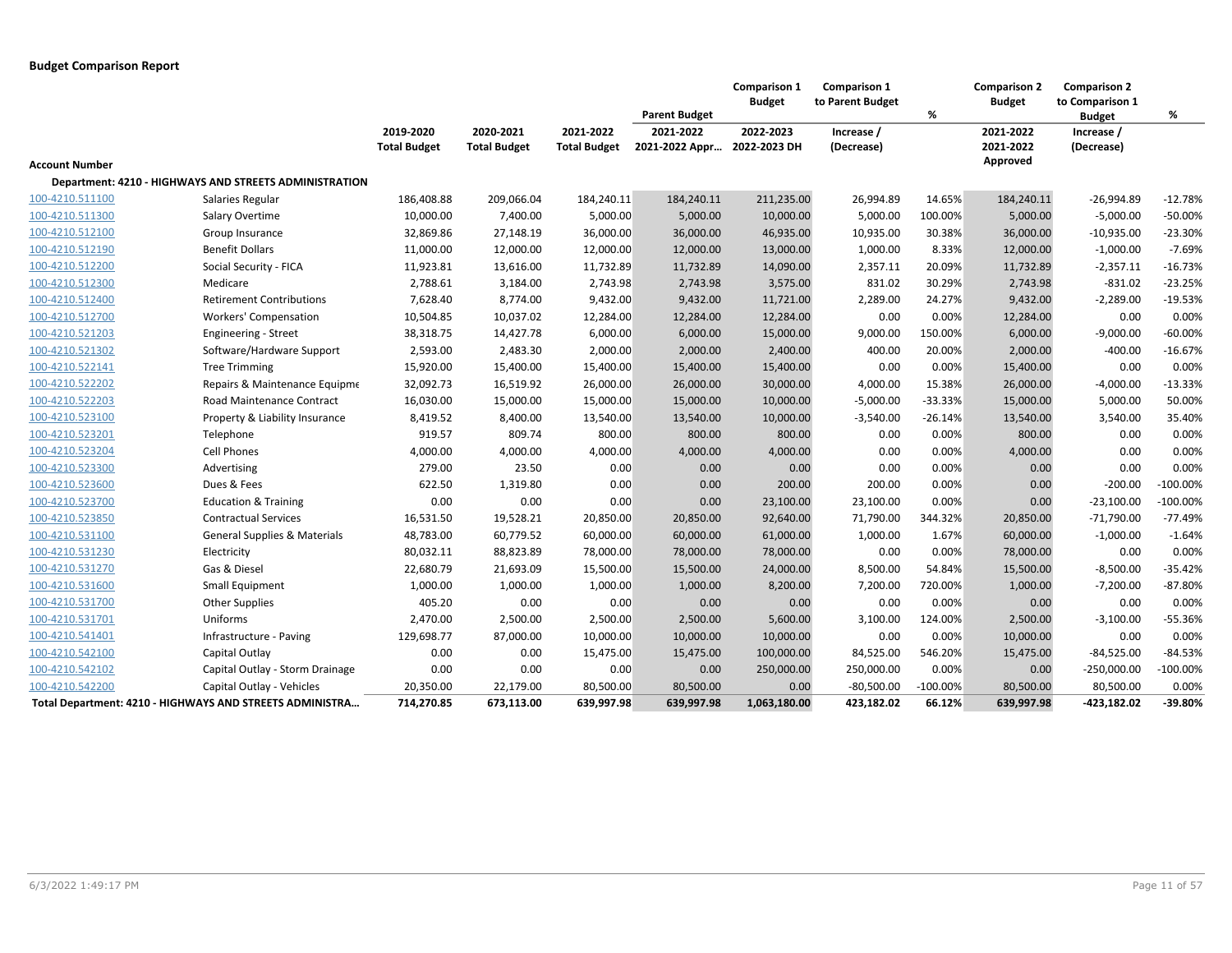**Budget Comparison Report**

| Account Number | | 2019-2020 Total Budget | 2020-2021 Total Budget | 2021-2022 Total Budget | Parent Budget 2021-2022 2021-2022 Appr… | Comparison 1 Budget 2022-2023 2022-2023 DH | Comparison 1 to Parent Budget Increase / (Decrease) | % | Comparison 2 Budget 2021-2022 2021-2022 Approved | Comparison 2 to Comparison 1 Budget Increase / (Decrease) | % |
|---|---|---|---|---|---|---|---|---|---|---|---|
| **Department: 4210 - HIGHWAYS AND STREETS ADMINISTRATION** | | | | | | | | | | | |
| 100-4210.511100 | Salaries Regular | 186,408.88 | 209,066.04 | 184,240.11 | 184,240.11 | 211,235.00 | 26,994.89 | 14.65% | 184,240.11 | -26,994.89 | -12.78% |
| 100-4210.511300 | Salary Overtime | 10,000.00 | 7,400.00 | 5,000.00 | 5,000.00 | 10,000.00 | 5,000.00 | 100.00% | 5,000.00 | -5,000.00 | -50.00% |
| 100-4210.512100 | Group Insurance | 32,869.86 | 27,148.19 | 36,000.00 | 36,000.00 | 46,935.00 | 10,935.00 | 30.38% | 36,000.00 | -10,935.00 | -23.30% |
| 100-4210.512190 | Benefit Dollars | 11,000.00 | 12,000.00 | 12,000.00 | 12,000.00 | 13,000.00 | 1,000.00 | 8.33% | 12,000.00 | -1,000.00 | -7.69% |
| 100-4210.512200 | Social Security - FICA | 11,923.81 | 13,616.00 | 11,732.89 | 11,732.89 | 14,090.00 | 2,357.11 | 20.09% | 11,732.89 | -2,357.11 | -16.73% |
| 100-4210.512300 | Medicare | 2,788.61 | 3,184.00 | 2,743.98 | 2,743.98 | 3,575.00 | 831.02 | 30.29% | 2,743.98 | -831.02 | -23.25% |
| 100-4210.512400 | Retirement Contributions | 7,628.40 | 8,774.00 | 9,432.00 | 9,432.00 | 11,721.00 | 2,289.00 | 24.27% | 9,432.00 | -2,289.00 | -19.53% |
| 100-4210.512700 | Workers' Compensation | 10,504.85 | 10,037.02 | 12,284.00 | 12,284.00 | 12,284.00 | 0.00 | 0.00% | 12,284.00 | 0.00 | 0.00% |
| 100-4210.521203 | Engineering - Street | 38,318.75 | 14,427.78 | 6,000.00 | 6,000.00 | 15,000.00 | 9,000.00 | 150.00% | 6,000.00 | -9,000.00 | -60.00% |
| 100-4210.521302 | Software/Hardware Support | 2,593.00 | 2,483.30 | 2,000.00 | 2,000.00 | 2,400.00 | 400.00 | 20.00% | 2,000.00 | -400.00 | -16.67% |
| 100-4210.522141 | Tree Trimming | 15,920.00 | 15,400.00 | 15,400.00 | 15,400.00 | 15,400.00 | 0.00 | 0.00% | 15,400.00 | 0.00 | 0.00% |
| 100-4210.522202 | Repairs & Maintenance Equipme | 32,092.73 | 16,519.92 | 26,000.00 | 26,000.00 | 30,000.00 | 4,000.00 | 15.38% | 26,000.00 | -4,000.00 | -13.33% |
| 100-4210.522203 | Road Maintenance Contract | 16,030.00 | 15,000.00 | 15,000.00 | 15,000.00 | 10,000.00 | -5,000.00 | -33.33% | 15,000.00 | 5,000.00 | 50.00% |
| 100-4210.523100 | Property & Liability Insurance | 8,419.52 | 8,400.00 | 13,540.00 | 13,540.00 | 10,000.00 | -3,540.00 | -26.14% | 13,540.00 | 3,540.00 | 35.40% |
| 100-4210.523201 | Telephone | 919.57 | 809.74 | 800.00 | 800.00 | 800.00 | 0.00 | 0.00% | 800.00 | 0.00 | 0.00% |
| 100-4210.523204 | Cell Phones | 4,000.00 | 4,000.00 | 4,000.00 | 4,000.00 | 4,000.00 | 0.00 | 0.00% | 4,000.00 | 0.00 | 0.00% |
| 100-4210.523300 | Advertising | 279.00 | 23.50 | 0.00 | 0.00 | 0.00 | 0.00 | 0.00% | 0.00 | 0.00 | 0.00% |
| 100-4210.523600 | Dues & Fees | 622.50 | 1,319.80 | 0.00 | 0.00 | 200.00 | 200.00 | 0.00% | 0.00 | -200.00 | -100.00% |
| 100-4210.523700 | Education & Training | 0.00 | 0.00 | 0.00 | 0.00 | 23,100.00 | 23,100.00 | 0.00% | 0.00 | -23,100.00 | -100.00% |
| 100-4210.523850 | Contractual Services | 16,531.50 | 19,528.21 | 20,850.00 | 20,850.00 | 92,640.00 | 71,790.00 | 344.32% | 20,850.00 | -71,790.00 | -77.49% |
| 100-4210.531100 | General Supplies & Materials | 48,783.00 | 60,779.52 | 60,000.00 | 60,000.00 | 61,000.00 | 1,000.00 | 1.67% | 60,000.00 | -1,000.00 | -1.64% |
| 100-4210.531230 | Electricity | 80,032.11 | 88,823.89 | 78,000.00 | 78,000.00 | 78,000.00 | 0.00 | 0.00% | 78,000.00 | 0.00 | 0.00% |
| 100-4210.531270 | Gas & Diesel | 22,680.79 | 21,693.09 | 15,500.00 | 15,500.00 | 24,000.00 | 8,500.00 | 54.84% | 15,500.00 | -8,500.00 | -35.42% |
| 100-4210.531600 | Small Equipment | 1,000.00 | 1,000.00 | 1,000.00 | 1,000.00 | 8,200.00 | 7,200.00 | 720.00% | 1,000.00 | -7,200.00 | -87.80% |
| 100-4210.531700 | Other Supplies | 405.20 | 0.00 | 0.00 | 0.00 | 0.00 | 0.00 | 0.00% | 0.00 | 0.00 | 0.00% |
| 100-4210.531701 | Uniforms | 2,470.00 | 2,500.00 | 2,500.00 | 2,500.00 | 5,600.00 | 3,100.00 | 124.00% | 2,500.00 | -3,100.00 | -55.36% |
| 100-4210.541401 | Infrastructure - Paving | 129,698.77 | 87,000.00 | 10,000.00 | 10,000.00 | 10,000.00 | 0.00 | 0.00% | 10,000.00 | 0.00 | 0.00% |
| 100-4210.542100 | Capital Outlay | 0.00 | 0.00 | 15,475.00 | 15,475.00 | 100,000.00 | 84,525.00 | 546.20% | 15,475.00 | -84,525.00 | -84.53% |
| 100-4210.542102 | Capital Outlay - Storm Drainage | 0.00 | 0.00 | 0.00 | 0.00 | 250,000.00 | 250,000.00 | 0.00% | 0.00 | -250,000.00 | -100.00% |
| 100-4210.542200 | Capital Outlay - Vehicles | 20,350.00 | 22,179.00 | 80,500.00 | 80,500.00 | 0.00 | -80,500.00 | -100.00% | 80,500.00 | 80,500.00 | 0.00% |
| **Total Department: 4210 - HIGHWAYS AND STREETS ADMINISTRA…** | | **714,270.85** | **673,113.00** | **639,997.98** | **639,997.98** | **1,063,180.00** | **423,182.02** | **66.12%** | **639,997.98** | **-423,182.02** | **-39.80%** |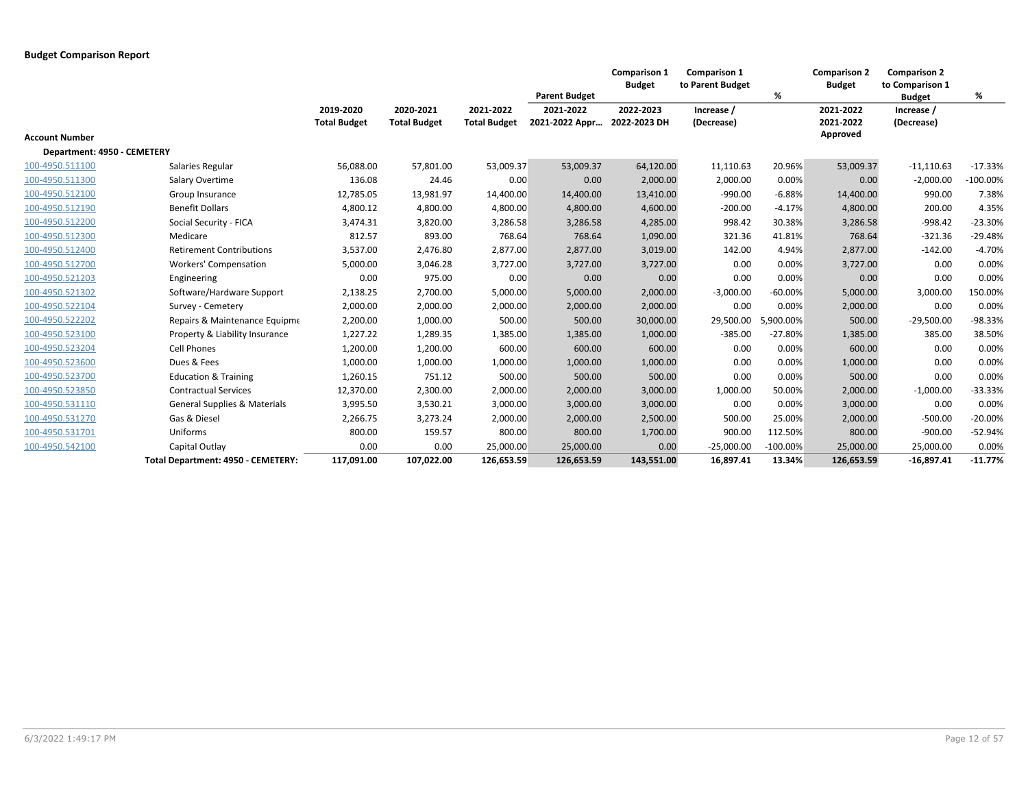**Budget Comparison Report**

| Account Number | | 2019-2020 Total Budget | 2020-2021 Total Budget | 2021-2022 Total Budget | Parent Budget 2021-2022 2021-2022 Appr… | Comparison 1 Budget 2022-2023 2022-2023 DH | Comparison 1 to Parent Budget Increase / (Decrease) | % | Comparison 2 Budget 2021-2022 2021-2022 Approved | Comparison 2 to Comparison 1 Budget Increase / (Decrease) | % |
|---|---|---|---|---|---|---|---|---|---|---|---|
| **Department: 4950 - CEMETERY** | | | | | | | | | | | |
| 100-4950.511100 | Salaries Regular | 56,088.00 | 57,801.00 | 53,009.37 | 53,009.37 | 64,120.00 | 11,110.63 | 20.96% | 53,009.37 | -11,110.63 | -17.33% |
| 100-4950.511300 | Salary Overtime | 136.08 | 24.46 | 0.00 | 0.00 | 2,000.00 | 2,000.00 | 0.00% | 0.00 | -2,000.00 | -100.00% |
| 100-4950.512100 | Group Insurance | 12,785.05 | 13,981.97 | 14,400.00 | 14,400.00 | 13,410.00 | -990.00 | -6.88% | 14,400.00 | 990.00 | 7.38% |
| 100-4950.512190 | Benefit Dollars | 4,800.12 | 4,800.00 | 4,800.00 | 4,800.00 | 4,600.00 | -200.00 | -4.17% | 4,800.00 | 200.00 | 4.35% |
| 100-4950.512200 | Social Security - FICA | 3,474.31 | 3,820.00 | 3,286.58 | 3,286.58 | 4,285.00 | 998.42 | 30.38% | 3,286.58 | -998.42 | -23.30% |
| 100-4950.512300 | Medicare | 812.57 | 893.00 | 768.64 | 768.64 | 1,090.00 | 321.36 | 41.81% | 768.64 | -321.36 | -29.48% |
| 100-4950.512400 | Retirement Contributions | 3,537.00 | 2,476.80 | 2,877.00 | 2,877.00 | 3,019.00 | 142.00 | 4.94% | 2,877.00 | -142.00 | -4.70% |
| 100-4950.512700 | Workers' Compensation | 5,000.00 | 3,046.28 | 3,727.00 | 3,727.00 | 3,727.00 | 0.00 | 0.00% | 3,727.00 | 0.00 | 0.00% |
| 100-4950.521203 | Engineering | 0.00 | 975.00 | 0.00 | 0.00 | 0.00 | 0.00 | 0.00% | 0.00 | 0.00 | 0.00% |
| 100-4950.521302 | Software/Hardware Support | 2,138.25 | 2,700.00 | 5,000.00 | 5,000.00 | 2,000.00 | -3,000.00 | -60.00% | 5,000.00 | 3,000.00 | 150.00% |
| 100-4950.522104 | Survey - Cemetery | 2,000.00 | 2,000.00 | 2,000.00 | 2,000.00 | 2,000.00 | 0.00 | 0.00% | 2,000.00 | 0.00 | 0.00% |
| 100-4950.522202 | Repairs & Maintenance Equipme | 2,200.00 | 1,000.00 | 500.00 | 500.00 | 30,000.00 | 29,500.00 | 5,900.00% | 500.00 | -29,500.00 | -98.33% |
| 100-4950.523100 | Property & Liability Insurance | 1,227.22 | 1,289.35 | 1,385.00 | 1,385.00 | 1,000.00 | -385.00 | -27.80% | 1,385.00 | 385.00 | 38.50% |
| 100-4950.523204 | Cell Phones | 1,200.00 | 1,200.00 | 600.00 | 600.00 | 600.00 | 0.00 | 0.00% | 600.00 | 0.00 | 0.00% |
| 100-4950.523600 | Dues & Fees | 1,000.00 | 1,000.00 | 1,000.00 | 1,000.00 | 1,000.00 | 0.00 | 0.00% | 1,000.00 | 0.00 | 0.00% |
| 100-4950.523700 | Education & Training | 1,260.15 | 751.12 | 500.00 | 500.00 | 500.00 | 0.00 | 0.00% | 500.00 | 0.00 | 0.00% |
| 100-4950.523850 | Contractual Services | 12,370.00 | 2,300.00 | 2,000.00 | 2,000.00 | 3,000.00 | 1,000.00 | 50.00% | 2,000.00 | -1,000.00 | -33.33% |
| 100-4950.531110 | General Supplies & Materials | 3,995.50 | 3,530.21 | 3,000.00 | 3,000.00 | 3,000.00 | 0.00 | 0.00% | 3,000.00 | 0.00 | 0.00% |
| 100-4950.531270 | Gas & Diesel | 2,266.75 | 3,273.24 | 2,000.00 | 2,000.00 | 2,500.00 | 500.00 | 25.00% | 2,000.00 | -500.00 | -20.00% |
| 100-4950.531701 | Uniforms | 800.00 | 159.57 | 800.00 | 800.00 | 1,700.00 | 900.00 | 112.50% | 800.00 | -900.00 | -52.94% |
| 100-4950.542100 | Capital Outlay | 0.00 | 0.00 | 25,000.00 | 25,000.00 | 0.00 | -25,000.00 | -100.00% | 25,000.00 | 25,000.00 | 0.00% |
| | **Total Department: 4950 - CEMETERY:** | **117,091.00** | **107,022.00** | **126,653.59** | **126,653.59** | **143,551.00** | **16,897.41** | **13.34%** | **126,653.59** | **-16,897.41** | **-11.77%** |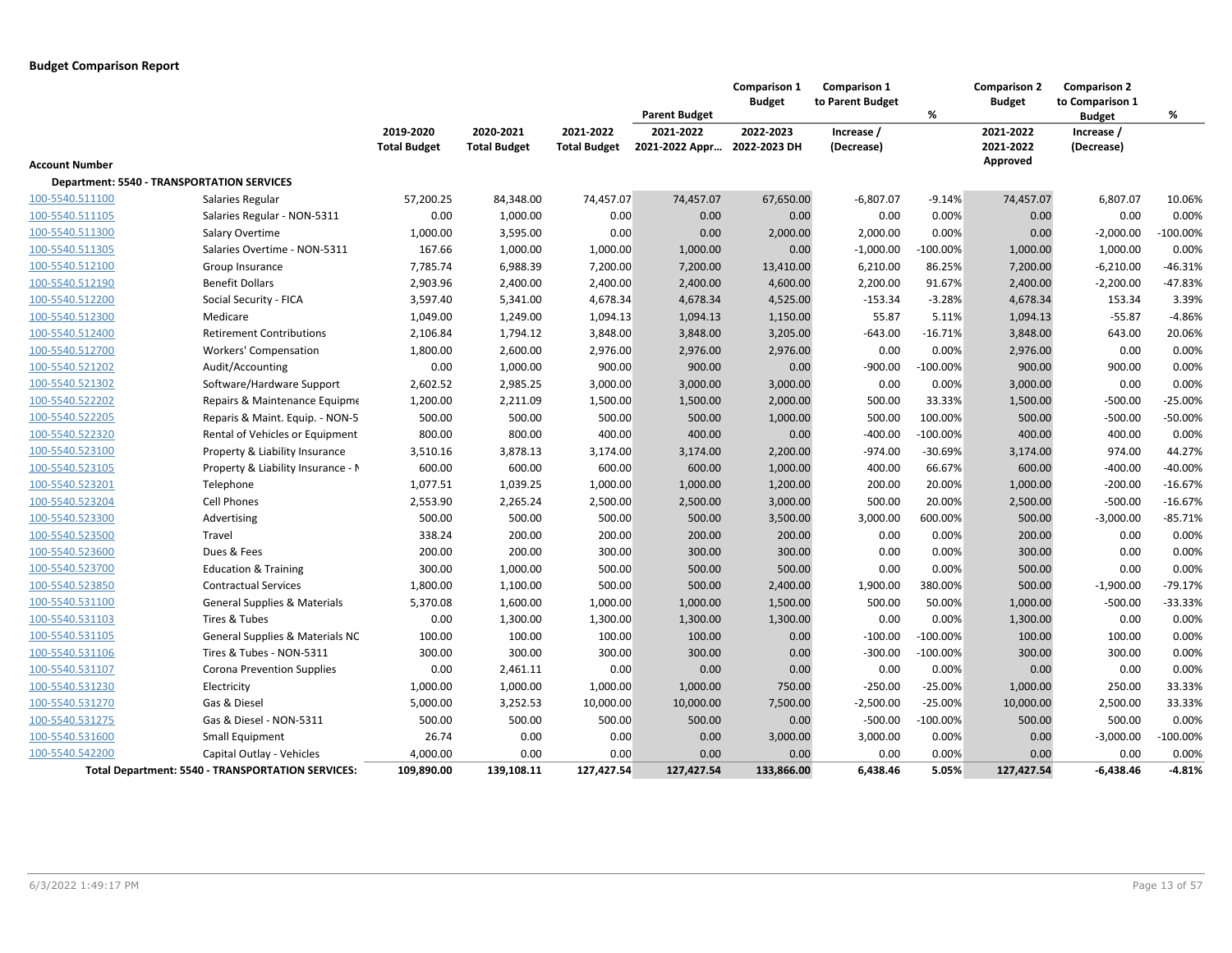**Budget Comparison Report**

| Account Number | | 2019-2020 Total Budget | 2020-2021 Total Budget | 2021-2022 Total Budget | Parent Budget 2021-2022 2021-2022 Appr... | Comparison 1 Budget 2022-2023 2022-2023 DH | Comparison 1 to Parent Budget Increase / (Decrease) | % | Comparison 2 Budget 2021-2022 2021-2022 Approved | Comparison 2 to Comparison 1 Budget Increase / (Decrease) | % |
|---|---|---|---|---|---|---|---|---|---|---|---|
| **Department: 5540 - TRANSPORTATION SERVICES** | | | | | | | | | | | |
| 100-5540.511100 | Salaries Regular | 57,200.25 | 84,348.00 | 74,457.07 | 74,457.07 | 67,650.00 | -6,807.07 | -9.14% | 74,457.07 | 6,807.07 | 10.06% |
| 100-5540.511105 | Salary Regular - NON-5311 | 0.00 | 1,000.00 | 0.00 | 0.00 | 0.00 | 0.00 | 0.00% | 0.00 | 0.00 | 0.00% |
| 100-5540.511300 | Salary Overtime | 1,000.00 | 3,595.00 | 0.00 | 0.00 | 2,000.00 | 2,000.00 | 0.00% | 0.00 | -2,000.00 | -100.00% |
| 100-5540.511305 | Salaries Overtime - NON-5311 | 167.66 | 1,000.00 | 1,000.00 | 1,000.00 | 0.00 | -1,000.00 | -100.00% | 1,000.00 | 1,000.00 | 0.00% |
| 100-5540.512100 | Group Insurance | 7,785.74 | 6,988.39 | 7,200.00 | 7,200.00 | 13,410.00 | 6,210.00 | 86.25% | 7,200.00 | -6,210.00 | -46.31% |
| 100-5540.512190 | Benefit Dollars | 2,903.96 | 2,400.00 | 2,400.00 | 2,400.00 | 4,600.00 | 2,200.00 | 91.67% | 2,400.00 | -2,200.00 | -47.83% |
| 100-5540.512200 | Social Security - FICA | 3,597.40 | 5,341.00 | 4,678.34 | 4,678.34 | 4,525.00 | -153.34 | -3.28% | 4,678.34 | 153.34 | 3.39% |
| 100-5540.512300 | Medicare | 1,049.00 | 1,249.00 | 1,094.13 | 1,094.13 | 1,150.00 | 55.87 | 5.11% | 1,094.13 | -55.87 | -4.86% |
| 100-5540.512400 | Retirement Contributions | 2,106.84 | 1,794.12 | 3,848.00 | 3,848.00 | 3,205.00 | -643.00 | -16.71% | 3,848.00 | 643.00 | 20.06% |
| 100-5540.512700 | Workers' Compensation | 1,800.00 | 2,600.00 | 2,976.00 | 2,976.00 | 2,976.00 | 0.00 | 0.00% | 2,976.00 | 0.00 | 0.00% |
| 100-5540.521202 | Audit/Accounting | 0.00 | 1,000.00 | 900.00 | 900.00 | 0.00 | -900.00 | -100.00% | 900.00 | 900.00 | 0.00% |
| 100-5540.521302 | Software/Hardware Support | 2,602.52 | 2,985.25 | 3,000.00 | 3,000.00 | 3,000.00 | 0.00 | 0.00% | 3,000.00 | 0.00 | 0.00% |
| 100-5540.522202 | Repairs & Maintenance Equipme | 1,200.00 | 2,211.09 | 1,500.00 | 1,500.00 | 2,000.00 | 500.00 | 33.33% | 1,500.00 | -500.00 | -25.00% |
| 100-5540.522205 | Reparis & Maint. Equip. - NON-5 | 500.00 | 500.00 | 500.00 | 500.00 | 1,000.00 | 500.00 | 100.00% | 500.00 | -500.00 | -50.00% |
| 100-5540.522320 | Rental of Vehicles or Equipment | 800.00 | 800.00 | 400.00 | 400.00 | 0.00 | -400.00 | -100.00% | 400.00 | 400.00 | 0.00% |
| 100-5540.523100 | Property & Liability Insurance | 3,510.16 | 3,878.13 | 3,174.00 | 3,174.00 | 2,200.00 | -974.00 | -30.69% | 3,174.00 | 974.00 | 44.27% |
| 100-5540.523105 | Property & Liability Insurance - N | 600.00 | 600.00 | 600.00 | 600.00 | 1,000.00 | 400.00 | 66.67% | 600.00 | -400.00 | -40.00% |
| 100-5540.523201 | Telephone | 1,077.51 | 1,039.25 | 1,000.00 | 1,000.00 | 1,200.00 | 200.00 | 20.00% | 1,000.00 | -200.00 | -16.67% |
| 100-5540.523204 | Cell Phones | 2,553.90 | 2,265.24 | 2,500.00 | 2,500.00 | 3,000.00 | 500.00 | 20.00% | 2,500.00 | -500.00 | -16.67% |
| 100-5540.523300 | Advertising | 500.00 | 500.00 | 500.00 | 500.00 | 3,500.00 | 3,000.00 | 600.00% | 500.00 | -3,000.00 | -85.71% |
| 100-5540.523500 | Travel | 338.24 | 200.00 | 200.00 | 200.00 | 200.00 | 0.00 | 0.00% | 200.00 | 0.00 | 0.00% |
| 100-5540.523600 | Dues & Fees | 200.00 | 200.00 | 300.00 | 300.00 | 300.00 | 0.00 | 0.00% | 300.00 | 0.00 | 0.00% |
| 100-5540.523700 | Education & Training | 300.00 | 1,000.00 | 500.00 | 500.00 | 500.00 | 0.00 | 0.00% | 500.00 | 0.00 | 0.00% |
| 100-5540.523850 | Contractual Services | 1,800.00 | 1,100.00 | 500.00 | 500.00 | 2,400.00 | 1,900.00 | 380.00% | 500.00 | -1,900.00 | -79.17% |
| 100-5540.531100 | General Supplies & Materials | 5,370.08 | 1,600.00 | 1,000.00 | 1,000.00 | 1,500.00 | 500.00 | 50.00% | 1,000.00 | -500.00 | -33.33% |
| 100-5540.531103 | Tires & Tubes | 0.00 | 1,300.00 | 1,300.00 | 1,300.00 | 1,300.00 | 0.00 | 0.00% | 1,300.00 | 0.00 | 0.00% |
| 100-5540.531105 | General Supplies & Materials NC | 100.00 | 100.00 | 100.00 | 100.00 | 0.00 | -100.00 | -100.00% | 100.00 | 100.00 | 0.00% |
| 100-5540.531106 | Tires & Tubes - NON-5311 | 300.00 | 300.00 | 300.00 | 300.00 | 0.00 | -300.00 | -100.00% | 300.00 | 300.00 | 0.00% |
| 100-5540.531107 | Corona Prevention Supplies | 0.00 | 2,461.11 | 0.00 | 0.00 | 0.00 | 0.00 | 0.00% | 0.00 | 0.00 | 0.00% |
| 100-5540.531230 | Electricity | 1,000.00 | 1,000.00 | 1,000.00 | 1,000.00 | 750.00 | -250.00 | -25.00% | 1,000.00 | 250.00 | 33.33% |
| 100-5540.531270 | Gas & Diesel | 5,000.00 | 3,252.53 | 10,000.00 | 10,000.00 | 7,500.00 | -2,500.00 | -25.00% | 10,000.00 | 2,500.00 | 33.33% |
| 100-5540.531275 | Gas & Diesel - NON-5311 | 500.00 | 500.00 | 500.00 | 500.00 | 0.00 | -500.00 | -100.00% | 500.00 | 500.00 | 0.00% |
| 100-5540.531600 | Small Equipment | 26.74 | 0.00 | 0.00 | 0.00 | 3,000.00 | 3,000.00 | 0.00% | 0.00 | -3,000.00 | -100.00% |
| 100-5540.542200 | Capital Outlay - Vehicles | 4,000.00 | 0.00 | 0.00 | 0.00 | 0.00 | 0.00 | 0.00% | 0.00 | 0.00 | 0.00% |
| **Total Department: 5540 - TRANSPORTATION SERVICES:** | | **109,890.00** | **139,108.11** | **127,427.54** | **127,427.54** | **133,866.00** | **6,438.46** | **5.05%** | **127,427.54** | **-6,438.46** | **-4.81%** |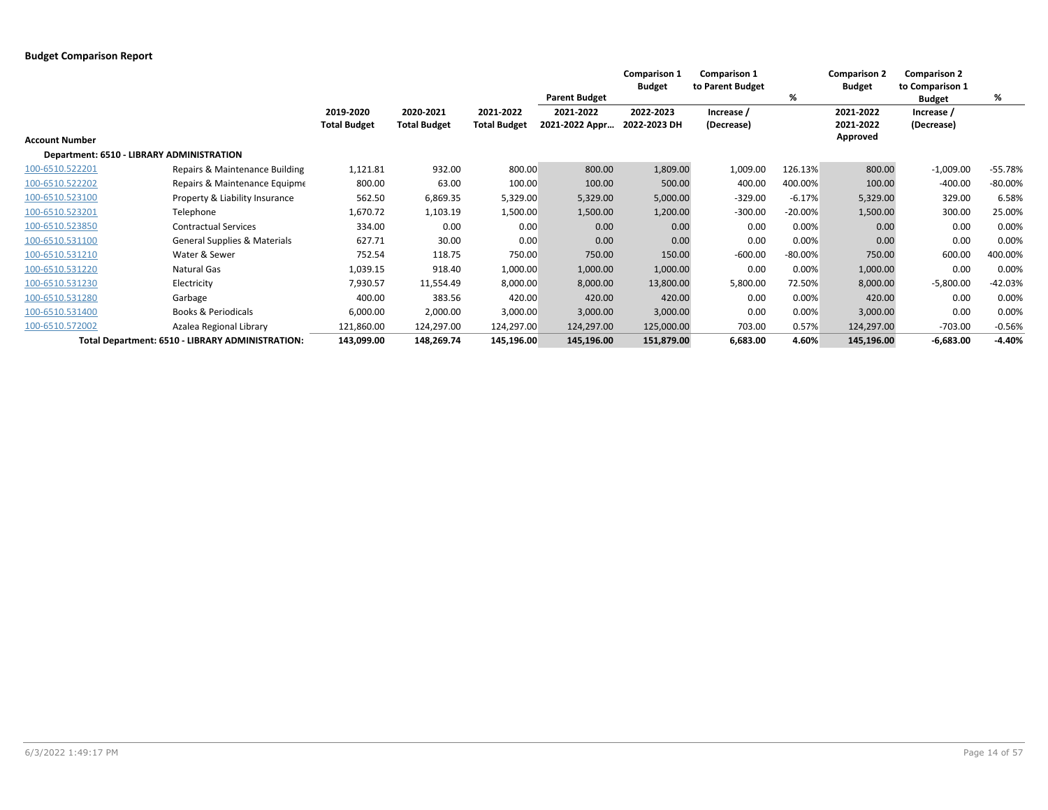**Budget Comparison Report**

| Account Number | | 2019-2020 Total Budget | 2020-2021 Total Budget | 2021-2022 Total Budget | Parent Budget 2021-2022 2021-2022 Appr… | Comparison 1 Budget 2022-2023 2022-2023 DH | Comparison 1 to Parent Budget Increase / (Decrease) | % | Comparison 2 Budget 2021-2022 2021-2022 Approved | Comparison 2 to Comparison 1 Budget Increase / (Decrease) | % |
|---|---|---|---|---|---|---|---|---|---|---|---|
| **Department: 6510 - LIBRARY ADMINISTRATION** | | | | | | | | | | | |
| 100-6510.522201 | Repairs & Maintenance Building | 1,121.81 | 932.00 | 800.00 | 800.00 | 1,809.00 | 1,009.00 | 126.13% | 800.00 | -1,009.00 | -55.78% |
| 100-6510.522202 | Repairs & Maintenance Equipme | 800.00 | 63.00 | 100.00 | 100.00 | 500.00 | 400.00 | 400.00% | 100.00 | -400.00 | -80.00% |
| 100-6510.523100 | Property & Liability Insurance | 562.50 | 6,869.35 | 5,329.00 | 5,329.00 | 5,000.00 | -329.00 | -6.17% | 5,329.00 | 329.00 | 6.58% |
| 100-6510.523201 | Telephone | 1,670.72 | 1,103.19 | 1,500.00 | 1,500.00 | 1,200.00 | -300.00 | -20.00% | 1,500.00 | 300.00 | 25.00% |
| 100-6510.523850 | Contractual Services | 334.00 | 0.00 | 0.00 | 0.00 | 0.00 | 0.00 | 0.00% | 0.00 | 0.00 | 0.00% |
| 100-6510.531100 | General Supplies & Materials | 627.71 | 30.00 | 0.00 | 0.00 | 0.00 | 0.00 | 0.00% | 0.00 | 0.00 | 0.00% |
| 100-6510.531210 | Water & Sewer | 752.54 | 118.75 | 750.00 | 750.00 | 150.00 | -600.00 | -80.00% | 750.00 | 600.00 | 400.00% |
| 100-6510.531220 | Natural Gas | 1,039.15 | 918.40 | 1,000.00 | 1,000.00 | 1,000.00 | 0.00 | 0.00% | 1,000.00 | 0.00 | 0.00% |
| 100-6510.531230 | Electricity | 7,930.57 | 11,554.49 | 8,000.00 | 8,000.00 | 13,800.00 | 5,800.00 | 72.50% | 8,000.00 | -5,800.00 | -42.03% |
| 100-6510.531280 | Garbage | 400.00 | 383.56 | 420.00 | 420.00 | 420.00 | 0.00 | 0.00% | 420.00 | 0.00 | 0.00% |
| 100-6510.531400 | Books & Periodicals | 6,000.00 | 2,000.00 | 3,000.00 | 3,000.00 | 3,000.00 | 0.00 | 0.00% | 3,000.00 | 0.00 | 0.00% |
| 100-6510.572002 | Azalea Regional Library | 121,860.00 | 124,297.00 | 124,297.00 | 124,297.00 | 125,000.00 | 703.00 | 0.57% | 124,297.00 | -703.00 | -0.56% |
| **Total Department: 6510 - LIBRARY ADMINISTRATION:** | | **143,099.00** | **148,269.74** | **145,196.00** | **145,196.00** | **151,879.00** | **6,683.00** | **4.60%** | **145,196.00** | **-6,683.00** | **-4.40%** |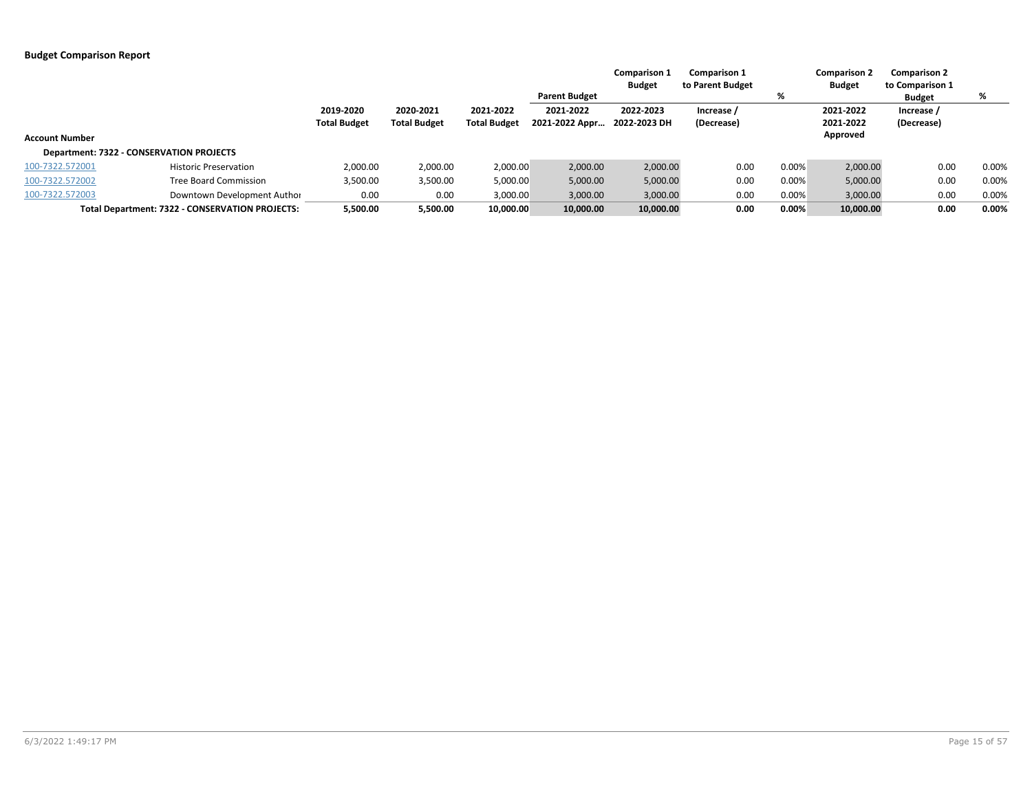**Budget Comparison Report**

| Account Number | | 2019-2020 Total Budget | 2020-2021 Total Budget | 2021-2022 Total Budget | Parent Budget 2021-2022 2021-2022 Appr... | Comparison 1 Budget 2022-2023 2022-2023 DH | Comparison 1 to Parent Budget Increase / (Decrease) | % | Comparison 2 Budget 2021-2022 2021-2022 Approved | Comparison 2 to Comparison 1 Budget Increase / (Decrease) | % |
|---|---|---|---|---|---|---|---|---|---|---|---|
| **Department: 7322 - CONSERVATION PROJECTS** | | | | | | | | | | | |
| 100-7322.572001 | Historic Preservation | 2,000.00 | 2,000.00 | 2,000.00 | 2,000.00 | 2,000.00 | 0.00 | 0.00% | 2,000.00 | 0.00 | 0.00% |
| 100-7322.572002 | Tree Board Commission | 3,500.00 | 3,500.00 | 5,000.00 | 5,000.00 | 5,000.00 | 0.00 | 0.00% | 5,000.00 | 0.00 | 0.00% |
| 100-7322.572003 | Downtown Development Author | 0.00 | 0.00 | 3,000.00 | 3,000.00 | 3,000.00 | 0.00 | 0.00% | 3,000.00 | 0.00 | 0.00% |
| | **Total Department: 7322 - CONSERVATION PROJECTS:** | **5,500.00** | **5,500.00** | **10,000.00** | **10,000.00** | **10,000.00** | **0.00** | **0.00%** | **10,000.00** | **0.00** | **0.00%** |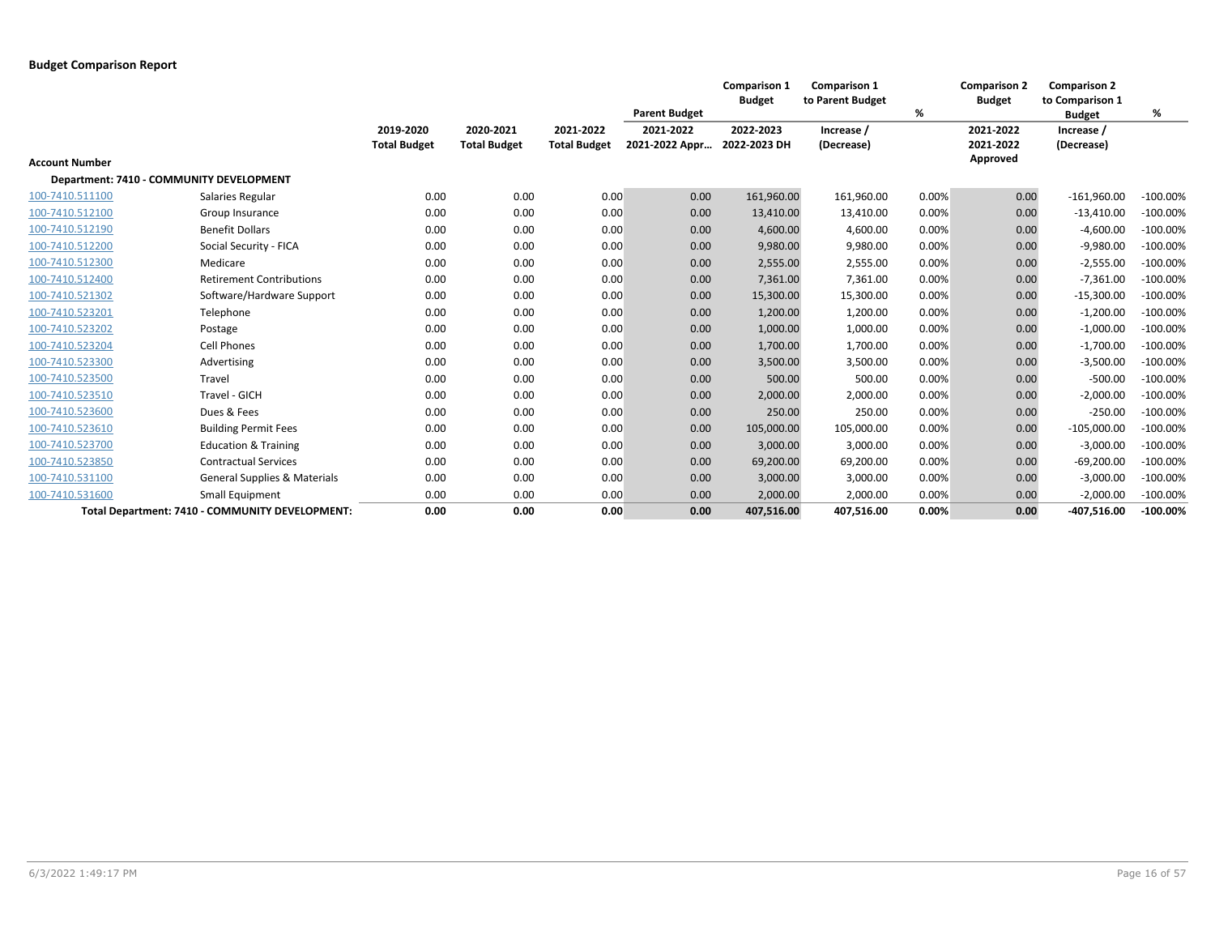## Budget Comparison Report

| Account Number | | 2019-2020 Total Budget | 2020-2021 Total Budget | 2021-2022 Total Budget | Parent Budget 2021-2022 2021-2022 Appr... | Comparison 1 Budget 2022-2023 2022-2023 DH | Comparison 1 to Parent Budget Increase / (Decrease) | % | Comparison 2 Budget 2021-2022 2021-2022 Approved | Comparison 2 to Comparison 1 Budget Increase / (Decrease) | % |
|---|---|---|---|---|---|---|---|---|---|---|---|
| **Department: 7410 - COMMUNITY DEVELOPMENT** | | | | | | | | | | | |
| 100-7410.511100 | Salaries Regular | 0.00 | 0.00 | 0.00 | 0.00 | 161,960.00 | 161,960.00 | 0.00% | 0.00 | -161,960.00 | -100.00% |
| 100-7410.512100 | Group Insurance | 0.00 | 0.00 | 0.00 | 0.00 | 13,410.00 | 13,410.00 | 0.00% | 0.00 | -13,410.00 | -100.00% |
| 100-7410.512190 | Benefit Dollars | 0.00 | 0.00 | 0.00 | 0.00 | 4,600.00 | 4,600.00 | 0.00% | 0.00 | -4,600.00 | -100.00% |
| 100-7410.512200 | Social Security - FICA | 0.00 | 0.00 | 0.00 | 0.00 | 9,980.00 | 9,980.00 | 0.00% | 0.00 | -9,980.00 | -100.00% |
| 100-7410.512300 | Medicare | 0.00 | 0.00 | 0.00 | 0.00 | 2,555.00 | 2,555.00 | 0.00% | 0.00 | -2,555.00 | -100.00% |
| 100-7410.512400 | Retirement Contributions | 0.00 | 0.00 | 0.00 | 0.00 | 7,361.00 | 7,361.00 | 0.00% | 0.00 | -7,361.00 | -100.00% |
| 100-7410.521302 | Software/Hardware Support | 0.00 | 0.00 | 0.00 | 0.00 | 15,300.00 | 15,300.00 | 0.00% | 0.00 | -15,300.00 | -100.00% |
| 100-7410.523201 | Telephone | 0.00 | 0.00 | 0.00 | 0.00 | 1,200.00 | 1,200.00 | 0.00% | 0.00 | -1,200.00 | -100.00% |
| 100-7410.523202 | Postage | 0.00 | 0.00 | 0.00 | 0.00 | 1,000.00 | 1,000.00 | 0.00% | 0.00 | -1,000.00 | -100.00% |
| 100-7410.523204 | Cell Phones | 0.00 | 0.00 | 0.00 | 0.00 | 1,700.00 | 1,700.00 | 0.00% | 0.00 | -1,700.00 | -100.00% |
| 100-7410.523300 | Advertising | 0.00 | 0.00 | 0.00 | 0.00 | 3,500.00 | 3,500.00 | 0.00% | 0.00 | -3,500.00 | -100.00% |
| 100-7410.523500 | Travel | 0.00 | 0.00 | 0.00 | 0.00 | 500.00 | 500.00 | 0.00% | 0.00 | -500.00 | -100.00% |
| 100-7410.523510 | Travel - GICH | 0.00 | 0.00 | 0.00 | 0.00 | 2,000.00 | 2,000.00 | 0.00% | 0.00 | -2,000.00 | -100.00% |
| 100-7410.523600 | Dues & Fees | 0.00 | 0.00 | 0.00 | 0.00 | 250.00 | 250.00 | 0.00% | 0.00 | -250.00 | -100.00% |
| 100-7410.523610 | Building Permit Fees | 0.00 | 0.00 | 0.00 | 0.00 | 105,000.00 | 105,000.00 | 0.00% | 0.00 | -105,000.00 | -100.00% |
| 100-7410.523700 | Education & Training | 0.00 | 0.00 | 0.00 | 0.00 | 3,000.00 | 3,000.00 | 0.00% | 0.00 | -3,000.00 | -100.00% |
| 100-7410.523850 | Contractual Services | 0.00 | 0.00 | 0.00 | 0.00 | 69,200.00 | 69,200.00 | 0.00% | 0.00 | -69,200.00 | -100.00% |
| 100-7410.531100 | General Supplies & Materials | 0.00 | 0.00 | 0.00 | 0.00 | 3,000.00 | 3,000.00 | 0.00% | 0.00 | -3,000.00 | -100.00% |
| 100-7410.531600 | Small Equipment | 0.00 | 0.00 | 0.00 | 0.00 | 2,000.00 | 2,000.00 | 0.00% | 0.00 | -2,000.00 | -100.00% |
| **Total Department: 7410 - COMMUNITY DEVELOPMENT:** | | **0.00** | **0.00** | **0.00** | **0.00** | **407,516.00** | **407,516.00** | **0.00%** | **0.00** | **-407,516.00** | **-100.00%** |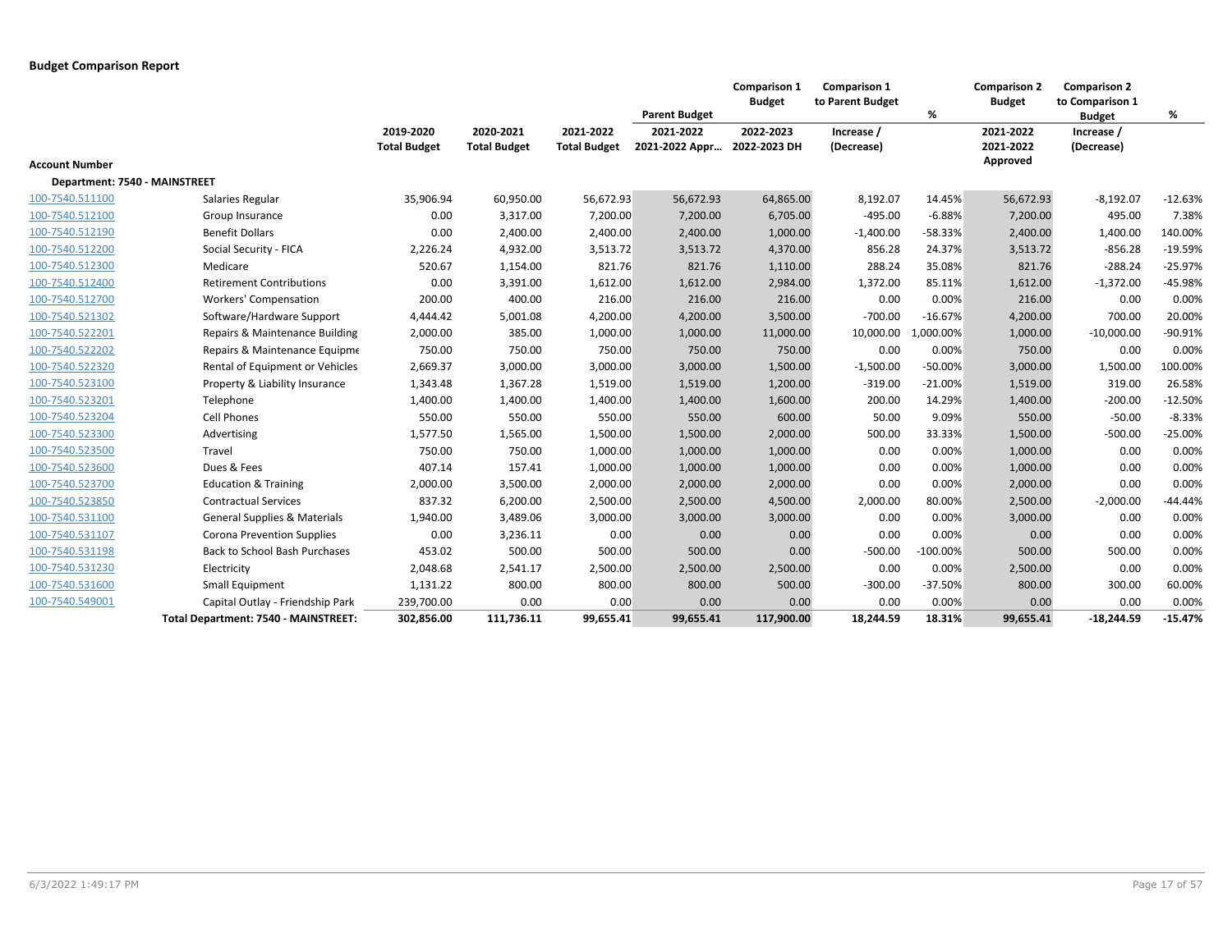## Budget Comparison Report

| Account Number | | 2019-2020 Total Budget | 2020-2021 Total Budget | 2021-2022 Total Budget | Parent Budget 2021-2022 2021-2022 Appr... | Comparison 1 Budget 2022-2023 2022-2023 DH | Comparison 1 to Parent Budget Increase / (Decrease) | % | Comparison 2 Budget 2021-2022 2021-2022 Approved | Comparison 2 to Comparison 1 Budget Increase / (Decrease) | % |
|---|---|---|---|---|---|---|---|---|---|---|---|
| **Department: 7540 - MAINSTREET** | | | | | | | | | | | |
| 100-7540.511100 | Salaries Regular | 35,906.94 | 60,950.00 | 56,672.93 | 56,672.93 | 64,865.00 | 8,192.07 | 14.45% | 56,672.93 | -8,192.07 | -12.63% |
| 100-7540.512100 | Group Insurance | 0.00 | 3,317.00 | 7,200.00 | 7,200.00 | 6,705.00 | -495.00 | -6.88% | 7,200.00 | 495.00 | 7.38% |
| 100-7540.512190 | Benefit Dollars | 0.00 | 2,400.00 | 2,400.00 | 2,400.00 | 1,000.00 | -1,400.00 | -58.33% | 2,400.00 | 1,400.00 | 140.00% |
| 100-7540.512200 | Social Security - FICA | 2,226.24 | 4,932.00 | 3,513.72 | 3,513.72 | 4,370.00 | 856.28 | 24.37% | 3,513.72 | -856.28 | -19.59% |
| 100-7540.512300 | Medicare | 520.67 | 1,154.00 | 821.76 | 821.76 | 1,110.00 | 288.24 | 35.08% | 821.76 | -288.24 | -25.97% |
| 100-7540.512400 | Retirement Contributions | 0.00 | 3,391.00 | 1,612.00 | 1,612.00 | 2,984.00 | 1,372.00 | 85.11% | 1,612.00 | -1,372.00 | -45.98% |
| 100-7540.512700 | Workers' Compensation | 200.00 | 400.00 | 216.00 | 216.00 | 216.00 | 0.00 | 0.00% | 216.00 | 0.00 | 0.00% |
| 100-7540.521302 | Software/Hardware Support | 4,444.42 | 5,001.08 | 4,200.00 | 4,200.00 | 3,500.00 | -700.00 | -16.67% | 4,200.00 | 700.00 | 20.00% |
| 100-7540.522201 | Repairs & Maintenance Building | 2,000.00 | 385.00 | 1,000.00 | 1,000.00 | 11,000.00 | 10,000.00 | 1,000.00% | 1,000.00 | -10,000.00 | -90.91% |
| 100-7540.522202 | Repairs & Maintenance Equipme | 750.00 | 750.00 | 750.00 | 750.00 | 750.00 | 0.00 | 0.00% | 750.00 | 0.00 | 0.00% |
| 100-7540.522320 | Rental of Equipment or Vehicles | 2,669.37 | 3,000.00 | 3,000.00 | 3,000.00 | 1,500.00 | -1,500.00 | -50.00% | 3,000.00 | 1,500.00 | 100.00% |
| 100-7540.523100 | Property & Liability Insurance | 1,343.48 | 1,367.28 | 1,519.00 | 1,519.00 | 1,200.00 | -319.00 | -21.00% | 1,519.00 | 319.00 | 26.58% |
| 100-7540.523201 | Telephone | 1,400.00 | 1,400.00 | 1,400.00 | 1,400.00 | 1,600.00 | 200.00 | 14.29% | 1,400.00 | -200.00 | -12.50% |
| 100-7540.523204 | Cell Phones | 550.00 | 550.00 | 550.00 | 550.00 | 600.00 | 50.00 | 9.09% | 550.00 | -50.00 | -8.33% |
| 100-7540.523300 | Advertising | 1,577.50 | 1,565.00 | 1,500.00 | 1,500.00 | 2,000.00 | 500.00 | 33.33% | 1,500.00 | -500.00 | -25.00% |
| 100-7540.523500 | Travel | 750.00 | 750.00 | 1,000.00 | 1,000.00 | 1,000.00 | 0.00 | 0.00% | 1,000.00 | 0.00 | 0.00% |
| 100-7540.523600 | Dues & Fees | 407.14 | 157.41 | 1,000.00 | 1,000.00 | 1,000.00 | 0.00 | 0.00% | 1,000.00 | 0.00 | 0.00% |
| 100-7540.523700 | Education & Training | 2,000.00 | 3,500.00 | 2,000.00 | 2,000.00 | 2,000.00 | 0.00 | 0.00% | 2,000.00 | 0.00 | 0.00% |
| 100-7540.523850 | Contractual Services | 837.32 | 6,200.00 | 2,500.00 | 2,500.00 | 4,500.00 | 2,000.00 | 80.00% | 2,500.00 | -2,000.00 | -44.44% |
| 100-7540.531100 | General Supplies & Materials | 1,940.00 | 3,489.06 | 3,000.00 | 3,000.00 | 3,000.00 | 0.00 | 0.00% | 3,000.00 | 0.00 | 0.00% |
| 100-7540.531107 | Corona Prevention Supplies | 0.00 | 3,236.11 | 0.00 | 0.00 | 0.00 | 0.00 | 0.00% | 0.00 | 0.00 | 0.00% |
| 100-7540.531198 | Back to School Bash Purchases | 453.02 | 500.00 | 500.00 | 500.00 | 0.00 | -500.00 | -100.00% | 500.00 | 500.00 | 0.00% |
| 100-7540.531230 | Electricity | 2,048.68 | 2,541.17 | 2,500.00 | 2,500.00 | 2,500.00 | 0.00 | 0.00% | 2,500.00 | 0.00 | 0.00% |
| 100-7540.531600 | Small Equipment | 1,131.22 | 800.00 | 800.00 | 800.00 | 500.00 | -300.00 | -37.50% | 800.00 | 300.00 | 60.00% |
| 100-7540.549001 | Capital Outlay - Friendship Park | 239,700.00 | 0.00 | 0.00 | 0.00 | 0.00 | 0.00 | 0.00% | 0.00 | 0.00 | 0.00% |
| | **Total Department: 7540 - MAINSTREET:** | **302,856.00** | **111,736.11** | **99,655.41** | **99,655.41** | **117,900.00** | **18,244.59** | **18.31%** | **99,655.41** | **-18,244.59** | **-15.47%** |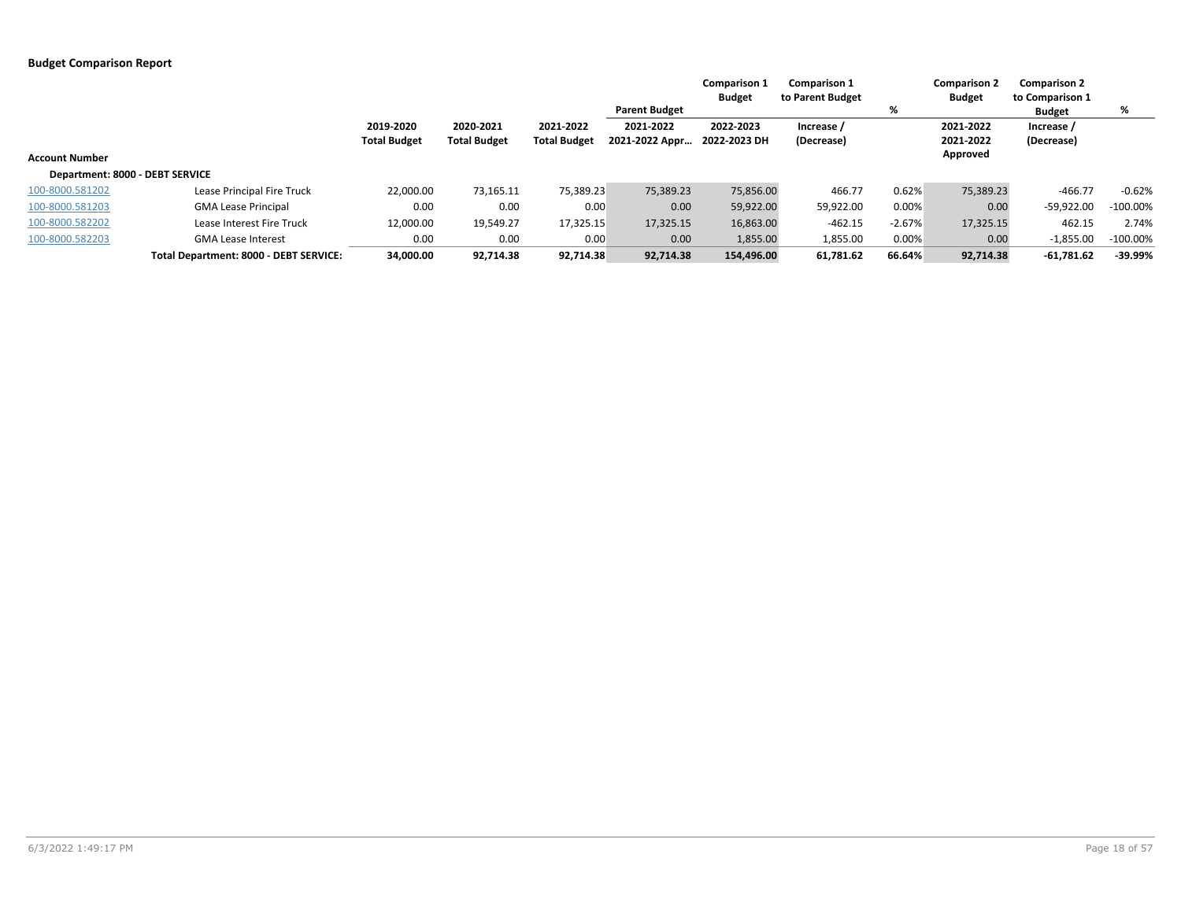**Budget Comparison Report**

| Account Number | | 2019-2020 Total Budget | 2020-2021 Total Budget | 2021-2022 Total Budget | Parent Budget 2021-2022 2021-2022 Appr… | Comparison 1 Budget 2022-2023 2022-2023 DH | Comparison 1 to Parent Budget Increase / (Decrease) | % | Comparison 2 Budget 2021-2022 2021-2022 Approved | Comparison 2 to Comparison 1 Budget Increase / (Decrease) | % |
|---|---|---|---|---|---|---|---|---|---|---|---|
| **Department: 8000 - DEBT SERVICE** | | | | | | | | | | | |
| 100-8000.581202 | Lease Principal Fire Truck | 22,000.00 | 73,165.11 | 75,389.23 | 75,389.23 | 75,856.00 | 466.77 | 0.62% | 75,389.23 | -466.77 | -0.62% |
| 100-8000.581203 | GMA Lease Principal | 0.00 | 0.00 | 0.00 | 0.00 | 59,922.00 | 59,922.00 | 0.00% | 0.00 | -59,922.00 | -100.00% |
| 100-8000.582202 | Lease Interest Fire Truck | 12,000.00 | 19,549.27 | 17,325.15 | 17,325.15 | 16,863.00 | -462.15 | -2.67% | 17,325.15 | 462.15 | 2.74% |
| 100-8000.582203 | GMA Lease Interest | 0.00 | 0.00 | 0.00 | 0.00 | 1,855.00 | 1,855.00 | 0.00% | 0.00 | -1,855.00 | -100.00% |
| | **Total Department: 8000 - DEBT SERVICE:** | **34,000.00** | **92,714.38** | **92,714.38** | **92,714.38** | **154,496.00** | **61,781.62** | **66.64%** | **92,714.38** | **-61,781.62** | **-39.99%** |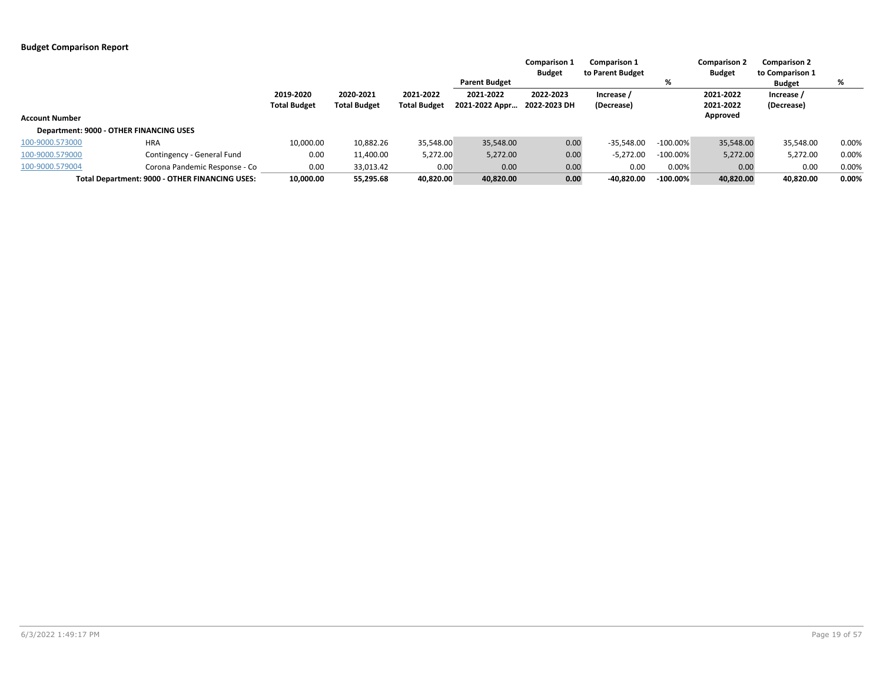**Budget Comparison Report**

| Account Number | | 2019-2020 Total Budget | 2020-2021 Total Budget | 2021-2022 Total Budget | Parent Budget 2021-2022 2021-2022 Appr… | Comparison 1 Budget 2022-2023 2022-2023 DH | Comparison 1 to Parent Budget Increase / (Decrease) | % | Comparison 2 Budget 2021-2022 2021-2022 Approved | Comparison 2 to Comparison 1 Budget Increase / (Decrease) | % |
|---|---|---|---|---|---|---|---|---|---|---|---|
| **Department: 9000 - OTHER FINANCING USES** | | | | | | | | | | | |
| 100-9000.573000 | HRA | 10,000.00 | 10,882.26 | 35,548.00 | 35,548.00 | 0.00 | -35,548.00 | -100.00% | 35,548.00 | 35,548.00 | 0.00% |
| 100-9000.579000 | Contingency - General Fund | 0.00 | 11,400.00 | 5,272.00 | 5,272.00 | 0.00 | -5,272.00 | -100.00% | 5,272.00 | 5,272.00 | 0.00% |
| 100-9000.579004 | Corona Pandemic Response - Co | 0.00 | 33,013.42 | 0.00 | 0.00 | 0.00 | 0.00 | 0.00% | 0.00 | 0.00 | 0.00% |
| | **Total Department: 9000 - OTHER FINANCING USES:** | **10,000.00** | **55,295.68** | **40,820.00** | **40,820.00** | **0.00** | **-40,820.00** | **-100.00%** | **40,820.00** | **40,820.00** | **0.00%** |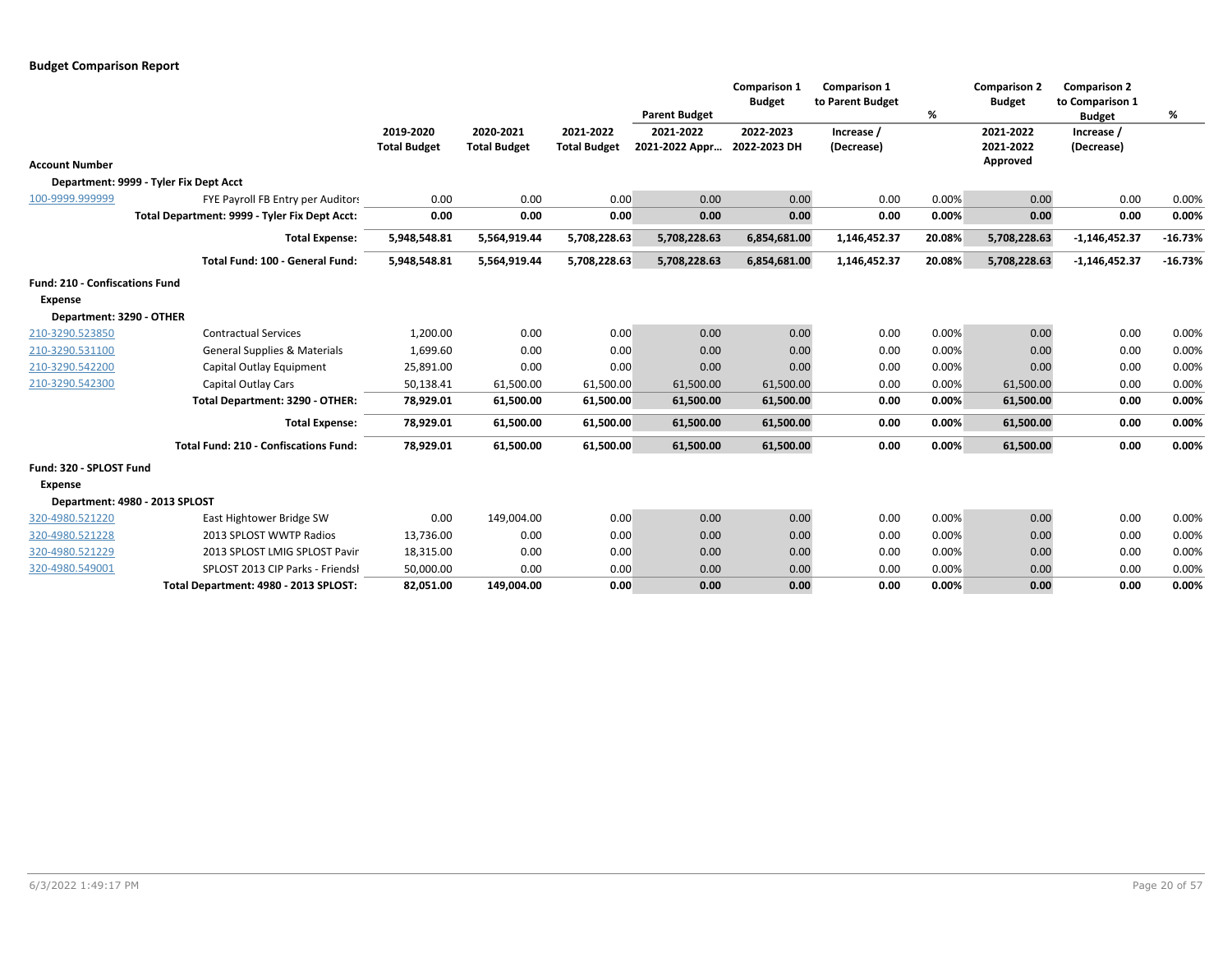**Budget Comparison Report**

| Account Number | | 2019-2020 Total Budget | 2020-2021 Total Budget | 2021-2022 Total Budget | Parent Budget 2021-2022 2021-2022 Appr… | Comparison 1 Budget 2022-2023 2022-2023 DH | Comparison 1 to Parent Budget Increase / (Decrease) | % | Comparison 2 Budget 2021-2022 2021-2022 Approved | Comparison 2 to Comparison 1 Budget Increase / (Decrease) | % |
|---|---|---|---|---|---|---|---|---|---|---|---|
| **Department: 9999 - Tyler Fix Dept Acct** | | | | | | | | | | | |
| 100-9999.999999 | FYE Payroll FB Entry per Auditors | 0.00 | 0.00 | 0.00 | 0.00 | 0.00 | 0.00 | 0.00% | 0.00 | 0.00 | 0.00% |
| | **Total Department: 9999 - Tyler Fix Dept Acct:** | **0.00** | **0.00** | **0.00** | **0.00** | **0.00** | **0.00** | **0.00%** | **0.00** | **0.00** | **0.00%** |
| | **Total Expense:** | **5,948,548.81** | **5,564,919.44** | **5,708,228.63** | **5,708,228.63** | **6,854,681.00** | **1,146,452.37** | **20.08%** | **5,708,228.63** | **-1,146,452.37** | **-16.73%** |
| | **Total Fund: 100 - General Fund:** | **5,948,548.81** | **5,564,919.44** | **5,708,228.63** | **5,708,228.63** | **6,854,681.00** | **1,146,452.37** | **20.08%** | **5,708,228.63** | **-1,146,452.37** | **-16.73%** |
| **Fund: 210 - Confiscations Fund** | | | | | | | | | | | |
| **Expense** | | | | | | | | | | | |
| **Department: 3290 - OTHER** | | | | | | | | | | | |
| 210-3290.523850 | Contractual Services | 1,200.00 | 0.00 | 0.00 | 0.00 | 0.00 | 0.00 | 0.00% | 0.00 | 0.00 | 0.00% |
| 210-3290.531100 | General Supplies & Materials | 1,699.60 | 0.00 | 0.00 | 0.00 | 0.00 | 0.00 | 0.00% | 0.00 | 0.00 | 0.00% |
| 210-3290.542200 | Capital Outlay Equipment | 25,891.00 | 0.00 | 0.00 | 0.00 | 0.00 | 0.00 | 0.00% | 0.00 | 0.00 | 0.00% |
| 210-3290.542300 | Capital Outlay Cars | 50,138.41 | 61,500.00 | 61,500.00 | 61,500.00 | 61,500.00 | 0.00 | 0.00% | 61,500.00 | 0.00 | 0.00% |
| | **Total Department: 3290 - OTHER:** | **78,929.01** | **61,500.00** | **61,500.00** | **61,500.00** | **61,500.00** | **0.00** | **0.00%** | **61,500.00** | **0.00** | **0.00%** |
| | **Total Expense:** | **78,929.01** | **61,500.00** | **61,500.00** | **61,500.00** | **61,500.00** | **0.00** | **0.00%** | **61,500.00** | **0.00** | **0.00%** |
| | **Total Fund: 210 - Confiscations Fund:** | **78,929.01** | **61,500.00** | **61,500.00** | **61,500.00** | **61,500.00** | **0.00** | **0.00%** | **61,500.00** | **0.00** | **0.00%** |
| **Fund: 320 - SPLOST Fund** | | | | | | | | | | | |
| **Expense** | | | | | | | | | | | |
| **Department: 4980 - 2013 SPLOST** | | | | | | | | | | | |
| 320-4980.521220 | East Hightower Bridge SW | 0.00 | 149,004.00 | 0.00 | 0.00 | 0.00 | 0.00 | 0.00% | 0.00 | 0.00 | 0.00% |
| 320-4980.521228 | 2013 SPLOST WWTP Radios | 13,736.00 | 0.00 | 0.00 | 0.00 | 0.00 | 0.00 | 0.00% | 0.00 | 0.00 | 0.00% |
| 320-4980.521229 | 2013 SPLOST LMIG SPLOST Pavir | 18,315.00 | 0.00 | 0.00 | 0.00 | 0.00 | 0.00 | 0.00% | 0.00 | 0.00 | 0.00% |
| 320-4980.549001 | SPLOST 2013 CIP Parks - Friendsl | 50,000.00 | 0.00 | 0.00 | 0.00 | 0.00 | 0.00 | 0.00% | 0.00 | 0.00 | 0.00% |
| | **Total Department: 4980 - 2013 SPLOST:** | **82,051.00** | **149,004.00** | **0.00** | **0.00** | **0.00** | **0.00** | **0.00%** | **0.00** | **0.00** | **0.00%** |

6/3/2022 1:49:17 PM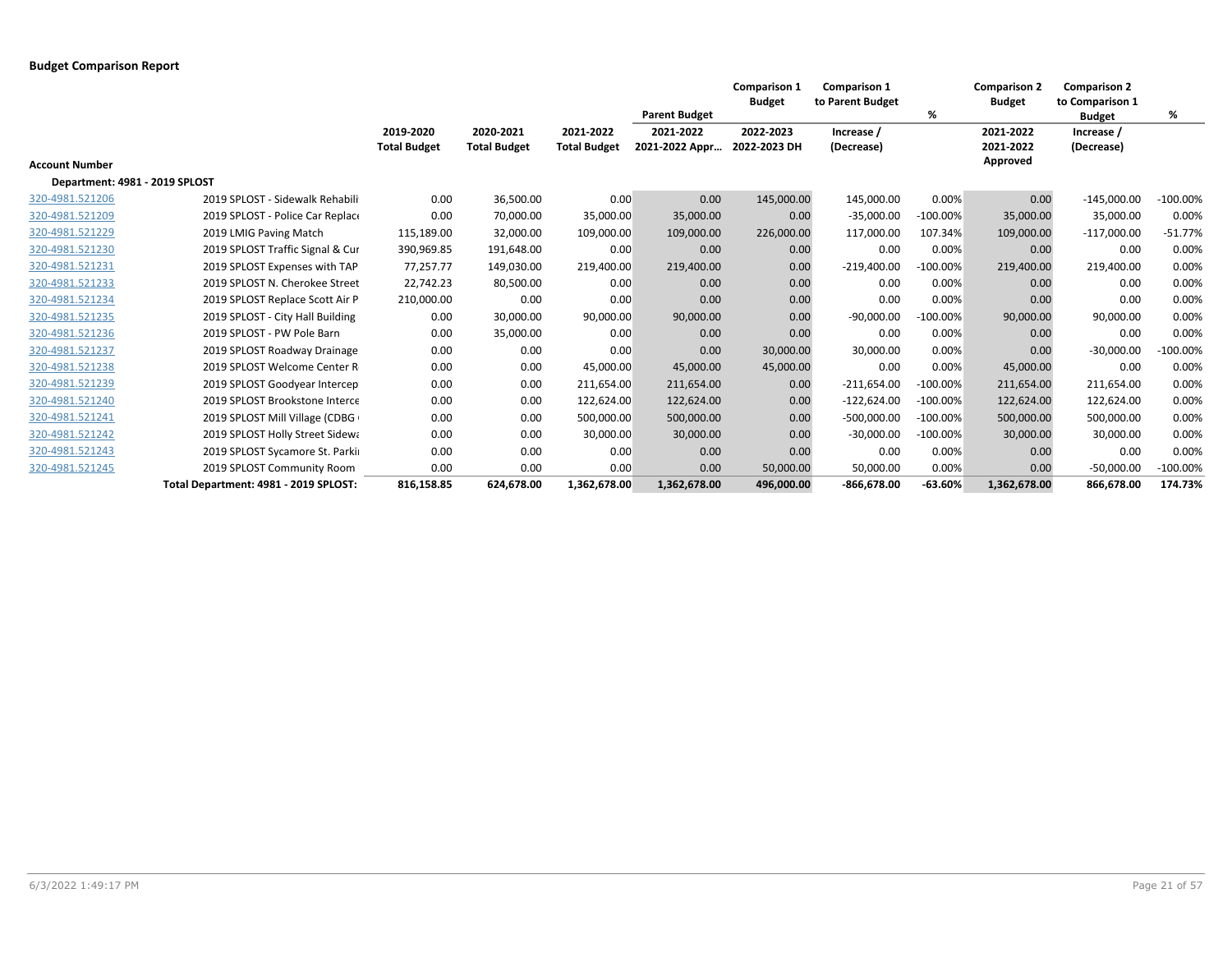## Budget Comparison Report

| Account Number | | 2019-2020 Total Budget | 2020-2021 Total Budget | 2021-2022 Total Budget | Parent Budget 2021-2022 2021-2022 Appr… | Comparison 1 Budget 2022-2023 2022-2023 DH | Comparison 1 to Parent Budget Increase / (Decrease) | % | Comparison 2 Budget 2021-2022 2021-2022 Approved | Comparison 2 to Comparison 1 Budget Increase / (Decrease) | % |
|---|---|---|---|---|---|---|---|---|---|---|---|
| **Department: 4981 - 2019 SPLOST** | | | | | | | | | | | |
| 320-4981.521206 | 2019 SPLOST - Sidewalk Rehabili | 0.00 | 36,500.00 | 0.00 | 0.00 | 145,000.00 | 145,000.00 | 0.00% | 0.00 | -145,000.00 | -100.00% |
| 320-4981.521209 | 2019 SPLOST - Police Car Replace | 0.00 | 70,000.00 | 35,000.00 | 35,000.00 | 0.00 | -35,000.00 | -100.00% | 35,000.00 | 35,000.00 | 0.00% |
| 320-4981.521229 | 2019 LMIG Paving Match | 115,189.00 | 32,000.00 | 109,000.00 | 109,000.00 | 226,000.00 | 117,000.00 | 107.34% | 109,000.00 | -117,000.00 | -51.77% |
| 320-4981.521230 | 2019 SPLOST Traffic Signal & Cur | 390,969.85 | 191,648.00 | 0.00 | 0.00 | 0.00 | 0.00 | 0.00% | 0.00 | 0.00 | 0.00% |
| 320-4981.521231 | 2019 SPLOST Expenses with TAP | 77,257.77 | 149,030.00 | 219,400.00 | 219,400.00 | 0.00 | -219,400.00 | -100.00% | 219,400.00 | 219,400.00 | 0.00% |
| 320-4981.521233 | 2019 SPLOST N. Cherokee Street | 22,742.23 | 80,500.00 | 0.00 | 0.00 | 0.00 | 0.00 | 0.00% | 0.00 | 0.00 | 0.00% |
| 320-4981.521234 | 2019 SPLOST Replace Scott Air P | 210,000.00 | 0.00 | 0.00 | 0.00 | 0.00 | 0.00 | 0.00% | 0.00 | 0.00 | 0.00% |
| 320-4981.521235 | 2019 SPLOST - City Hall Building | 0.00 | 30,000.00 | 90,000.00 | 90,000.00 | 0.00 | -90,000.00 | -100.00% | 90,000.00 | 90,000.00 | 0.00% |
| 320-4981.521236 | 2019 SPLOST - PW Pole Barn | 0.00 | 35,000.00 | 0.00 | 0.00 | 0.00 | 0.00 | 0.00% | 0.00 | 0.00 | 0.00% |
| 320-4981.521237 | 2019 SPLOST Roadway Drainage | 0.00 | 0.00 | 0.00 | 0.00 | 30,000.00 | 30,000.00 | 0.00% | 0.00 | -30,000.00 | -100.00% |
| 320-4981.521238 | 2019 SPLOST Welcome Center R | 0.00 | 0.00 | 45,000.00 | 45,000.00 | 45,000.00 | 0.00 | 0.00% | 45,000.00 | 0.00 | 0.00% |
| 320-4981.521239 | 2019 SPLOST Goodyear Intercep | 0.00 | 0.00 | 211,654.00 | 211,654.00 | 0.00 | -211,654.00 | -100.00% | 211,654.00 | 211,654.00 | 0.00% |
| 320-4981.521240 | 2019 SPLOST Brookstone Interce | 0.00 | 0.00 | 122,624.00 | 122,624.00 | 0.00 | -122,624.00 | -100.00% | 122,624.00 | 122,624.00 | 0.00% |
| 320-4981.521241 | 2019 SPLOST Mill Village (CDBG | 0.00 | 0.00 | 500,000.00 | 500,000.00 | 0.00 | -500,000.00 | -100.00% | 500,000.00 | 500,000.00 | 0.00% |
| 320-4981.521242 | 2019 SPLOST Holly Street Sidewa | 0.00 | 0.00 | 30,000.00 | 30,000.00 | 0.00 | -30,000.00 | -100.00% | 30,000.00 | 30,000.00 | 0.00% |
| 320-4981.521243 | 2019 SPLOST Sycamore St. Parki | 0.00 | 0.00 | 0.00 | 0.00 | 0.00 | 0.00 | 0.00% | 0.00 | 0.00 | 0.00% |
| 320-4981.521245 | 2019 SPLOST Community Room | 0.00 | 0.00 | 0.00 | 0.00 | 50,000.00 | 50,000.00 | 0.00% | 0.00 | -50,000.00 | -100.00% |
| | **Total Department: 4981 - 2019 SPLOST:** | **816,158.85** | **624,678.00** | **1,362,678.00** | **1,362,678.00** | **496,000.00** | **-866,678.00** | **-63.60%** | **1,362,678.00** | **866,678.00** | **174.73%** |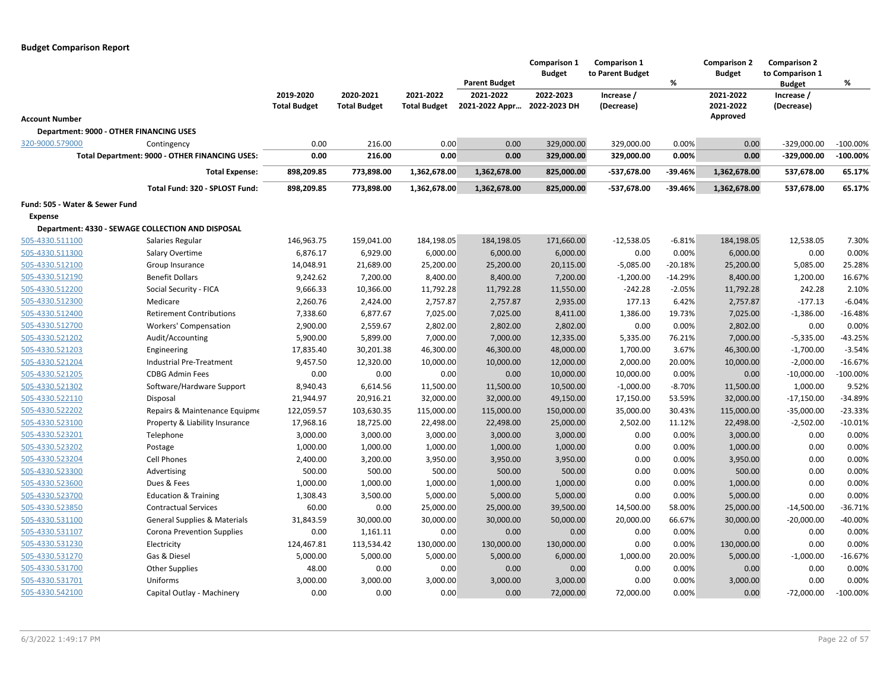## Budget Comparison Report

| Account Number | | 2019-2020 Total Budget | 2020-2021 Total Budget | 2021-2022 Total Budget | Parent Budget 2021-2022 2021-2022 Appr… | Comparison 1 Budget 2022-2023 2022-2023 DH | Comparison 1 to Parent Budget Increase / (Decrease) | % | Comparison 2 Budget 2021-2022 2021-2022 Approved | Comparison 2 to Comparison 1 Budget Increase / (Decrease) | % |
|---|---|---|---|---|---|---|---|---|---|---|---|
| **Department: 9000 - OTHER FINANCING USES** | | | | | | | | | | | |
| 320-9000.579000 | Contingency | 0.00 | 216.00 | 0.00 | 0.00 | 329,000.00 | 329,000.00 | 0.00% | 0.00 | -329,000.00 | -100.00% |
| | **Total Department: 9000 - OTHER FINANCING USES:** | **0.00** | **216.00** | **0.00** | **0.00** | **329,000.00** | **329,000.00** | **0.00%** | **0.00** | **-329,000.00** | **-100.00%** |
| | **Total Expense:** | **898,209.85** | **773,898.00** | **1,362,678.00** | **1,362,678.00** | **825,000.00** | **-537,678.00** | **-39.46%** | **1,362,678.00** | **537,678.00** | **65.17%** |
| | **Total Fund: 320 - SPLOST Fund:** | **898,209.85** | **773,898.00** | **1,362,678.00** | **1,362,678.00** | **825,000.00** | **-537,678.00** | **-39.46%** | **1,362,678.00** | **537,678.00** | **65.17%** |
| **Fund: 505 - Water & Sewer Fund** | | | | | | | | | | | |
| **Expense** | | | | | | | | | | | |
| **Department: 4330 - SEWAGE COLLECTION AND DISPOSAL** | | | | | | | | | | | |
| 505-4330.511100 | Salaries Regular | 146,963.75 | 159,041.00 | 184,198.05 | 184,198.05 | 171,660.00 | -12,538.05 | -6.81% | 184,198.05 | 12,538.05 | 7.30% |
| 505-4330.511300 | Salary Overtime | 6,876.17 | 6,929.00 | 6,000.00 | 6,000.00 | 6,000.00 | 0.00 | 0.00% | 6,000.00 | 0.00 | 0.00% |
| 505-4330.512100 | Group Insurance | 14,048.91 | 21,689.00 | 25,200.00 | 25,200.00 | 20,115.00 | -5,085.00 | -20.18% | 25,200.00 | 5,085.00 | 25.28% |
| 505-4330.512190 | Benefit Dollars | 9,242.62 | 7,200.00 | 8,400.00 | 8,400.00 | 7,200.00 | -1,200.00 | -14.29% | 8,400.00 | 1,200.00 | 16.67% |
| 505-4330.512200 | Social Security - FICA | 9,666.33 | 10,366.00 | 11,792.28 | 11,792.28 | 11,550.00 | -242.28 | -2.05% | 11,792.28 | 242.28 | 2.10% |
| 505-4330.512300 | Medicare | 2,260.76 | 2,424.00 | 2,757.87 | 2,757.87 | 2,935.00 | 177.13 | 6.42% | 2,757.87 | -177.13 | -6.04% |
| 505-4330.512400 | Retirement Contributions | 7,338.60 | 6,877.67 | 7,025.00 | 7,025.00 | 8,411.00 | 1,386.00 | 19.73% | 7,025.00 | -1,386.00 | -16.48% |
| 505-4330.512700 | Workers' Compensation | 2,900.00 | 2,559.67 | 2,802.00 | 2,802.00 | 2,802.00 | 0.00 | 0.00% | 2,802.00 | 0.00 | 0.00% |
| 505-4330.521202 | Audit/Accounting | 5,900.00 | 5,899.00 | 7,000.00 | 7,000.00 | 12,335.00 | 5,335.00 | 76.21% | 7,000.00 | -5,335.00 | -43.25% |
| 505-4330.521203 | Engineering | 17,835.40 | 30,201.38 | 46,300.00 | 46,300.00 | 48,000.00 | 1,700.00 | 3.67% | 46,300.00 | -1,700.00 | -3.54% |
| 505-4330.521204 | Industrial Pre-Treatment | 9,457.50 | 12,320.00 | 10,000.00 | 10,000.00 | 12,000.00 | 2,000.00 | 20.00% | 10,000.00 | -2,000.00 | -16.67% |
| 505-4330.521205 | CDBG Admin Fees | 0.00 | 0.00 | 0.00 | 0.00 | 10,000.00 | 10,000.00 | 0.00% | 0.00 | -10,000.00 | -100.00% |
| 505-4330.521302 | Software/Hardware Support | 8,940.43 | 6,614.56 | 11,500.00 | 11,500.00 | 10,500.00 | -1,000.00 | -8.70% | 11,500.00 | 1,000.00 | 9.52% |
| 505-4330.522110 | Disposal | 21,944.97 | 20,916.21 | 32,000.00 | 32,000.00 | 49,150.00 | 17,150.00 | 53.59% | 32,000.00 | -17,150.00 | -34.89% |
| 505-4330.522202 | Repairs & Maintenance Equipme | 122,059.57 | 103,630.35 | 115,000.00 | 115,000.00 | 150,000.00 | 35,000.00 | 30.43% | 115,000.00 | -35,000.00 | -23.33% |
| 505-4330.523100 | Property & Liability Insurance | 17,968.16 | 18,725.00 | 22,498.00 | 22,498.00 | 25,000.00 | 2,502.00 | 11.12% | 22,498.00 | -2,502.00 | -10.01% |
| 505-4330.523201 | Telephone | 3,000.00 | 3,000.00 | 3,000.00 | 3,000.00 | 3,000.00 | 0.00 | 0.00% | 3,000.00 | 0.00 | 0.00% |
| 505-4330.523202 | Postage | 1,000.00 | 1,000.00 | 1,000.00 | 1,000.00 | 1,000.00 | 0.00 | 0.00% | 1,000.00 | 0.00 | 0.00% |
| 505-4330.523204 | Cell Phones | 2,400.00 | 3,200.00 | 3,950.00 | 3,950.00 | 3,950.00 | 0.00 | 0.00% | 3,950.00 | 0.00 | 0.00% |
| 505-4330.523300 | Advertising | 500.00 | 500.00 | 500.00 | 500.00 | 500.00 | 0.00 | 0.00% | 500.00 | 0.00 | 0.00% |
| 505-4330.523600 | Dues & Fees | 1,000.00 | 1,000.00 | 1,000.00 | 1,000.00 | 1,000.00 | 0.00 | 0.00% | 1,000.00 | 0.00 | 0.00% |
| 505-4330.523700 | Education & Training | 1,308.43 | 3,500.00 | 5,000.00 | 5,000.00 | 5,000.00 | 0.00 | 0.00% | 5,000.00 | 0.00 | 0.00% |
| 505-4330.523850 | Contractual Services | 60.00 | 0.00 | 25,000.00 | 25,000.00 | 39,500.00 | 14,500.00 | 58.00% | 25,000.00 | -14,500.00 | -36.71% |
| 505-4330.531100 | General Supplies & Materials | 31,843.59 | 30,000.00 | 30,000.00 | 30,000.00 | 50,000.00 | 20,000.00 | 66.67% | 30,000.00 | -20,000.00 | -40.00% |
| 505-4330.531107 | Corona Prevention Supplies | 0.00 | 1,161.11 | 0.00 | 0.00 | 0.00 | 0.00 | 0.00% | 0.00 | 0.00 | 0.00% |
| 505-4330.531230 | Electricity | 124,467.81 | 113,534.42 | 130,000.00 | 130,000.00 | 130,000.00 | 0.00 | 0.00% | 130,000.00 | 0.00 | 0.00% |
| 505-4330.531270 | Gas & Diesel | 5,000.00 | 5,000.00 | 5,000.00 | 5,000.00 | 6,000.00 | 1,000.00 | 20.00% | 5,000.00 | -1,000.00 | -16.67% |
| 505-4330.531700 | Other Supplies | 48.00 | 0.00 | 0.00 | 0.00 | 0.00 | 0.00 | 0.00% | 0.00 | 0.00 | 0.00% |
| 505-4330.531701 | Uniforms | 3,000.00 | 3,000.00 | 3,000.00 | 3,000.00 | 3,000.00 | 0.00 | 0.00% | 3,000.00 | 0.00 | 0.00% |
| 505-4330.542100 | Capital Outlay - Machinery | 0.00 | 0.00 | 0.00 | 0.00 | 72,000.00 | 72,000.00 | 0.00% | 0.00 | -72,000.00 | -100.00% |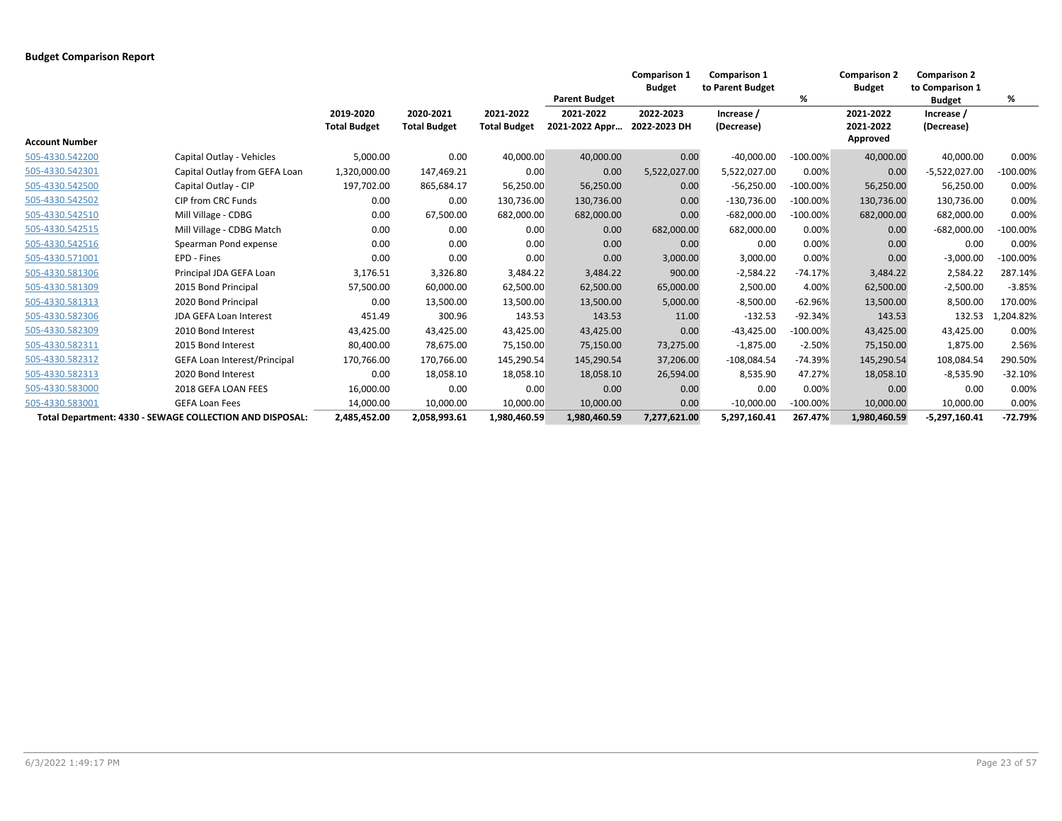# Budget Comparison Report

| Account Number | | 2019-2020 Total Budget | 2020-2021 Total Budget | 2021-2022 Total Budget | Parent Budget 2021-2022 2021-2022 Appr... | Comparison 1 Budget 2022-2023 2022-2023 DH | Comparison 1 to Parent Budget Increase / (Decrease) | % | Comparison 2 Budget 2021-2022 2021-2022 Approved | Comparison 2 to Comparison 1 Budget Increase / (Decrease) | % |
|---|---|---|---|---|---|---|---|---|---|---|---|
| 505-4330.542200 | Capital Outlay - Vehicles | 5,000.00 | 0.00 | 40,000.00 | 40,000.00 | 0.00 | -40,000.00 | -100.00% | 40,000.00 | 40,000.00 | 0.00% |
| 505-4330.542301 | Capital Outlay from GEFA Loan | 1,320,000.00 | 147,469.21 | 0.00 | 0.00 | 5,522,027.00 | 5,522,027.00 | 0.00% | 0.00 | -5,522,027.00 | -100.00% |
| 505-4330.542500 | Capital Outlay - CIP | 197,702.00 | 865,684.17 | 56,250.00 | 56,250.00 | 0.00 | -56,250.00 | -100.00% | 56,250.00 | 56,250.00 | 0.00% |
| 505-4330.542502 | CIP from CRC Funds | 0.00 | 0.00 | 130,736.00 | 130,736.00 | 0.00 | -130,736.00 | -100.00% | 130,736.00 | 130,736.00 | 0.00% |
| 505-4330.542510 | Mill Village - CDBG | 0.00 | 67,500.00 | 682,000.00 | 682,000.00 | 0.00 | -682,000.00 | -100.00% | 682,000.00 | 682,000.00 | 0.00% |
| 505-4330.542515 | Mill Village - CDBG Match | 0.00 | 0.00 | 0.00 | 0.00 | 682,000.00 | 682,000.00 | 0.00% | 0.00 | -682,000.00 | -100.00% |
| 505-4330.542516 | Spearman Pond expense | 0.00 | 0.00 | 0.00 | 0.00 | 0.00 | 0.00 | 0.00% | 0.00 | 0.00 | 0.00% |
| 505-4330.571001 | EPD - Fines | 0.00 | 0.00 | 0.00 | 0.00 | 3,000.00 | 3,000.00 | 0.00% | 0.00 | -3,000.00 | -100.00% |
| 505-4330.581306 | Principal JDA GEFA Loan | 3,176.51 | 3,326.80 | 3,484.22 | 3,484.22 | 900.00 | -2,584.22 | -74.17% | 3,484.22 | 2,584.22 | 287.14% |
| 505-4330.581309 | 2015 Bond Principal | 57,500.00 | 60,000.00 | 62,500.00 | 62,500.00 | 65,000.00 | 2,500.00 | 4.00% | 62,500.00 | -2,500.00 | -3.85% |
| 505-4330.581313 | 2020 Bond Principal | 0.00 | 13,500.00 | 13,500.00 | 13,500.00 | 5,000.00 | -8,500.00 | -62.96% | 13,500.00 | 8,500.00 | 170.00% |
| 505-4330.582306 | JDA GEFA Loan Interest | 451.49 | 300.96 | 143.53 | 143.53 | 11.00 | -132.53 | -92.34% | 143.53 | 132.53 | 1,204.82% |
| 505-4330.582309 | 2010 Bond Interest | 43,425.00 | 43,425.00 | 43,425.00 | 43,425.00 | 0.00 | -43,425.00 | -100.00% | 43,425.00 | 43,425.00 | 0.00% |
| 505-4330.582311 | 2015 Bond Interest | 80,400.00 | 78,675.00 | 75,150.00 | 75,150.00 | 73,275.00 | -1,875.00 | -2.50% | 75,150.00 | 1,875.00 | 2.56% |
| 505-4330.582312 | GEFA Loan Interest/Principal | 170,766.00 | 170,766.00 | 145,290.54 | 145,290.54 | 37,206.00 | -108,084.54 | -74.39% | 145,290.54 | 108,084.54 | 290.50% |
| 505-4330.582313 | 2020 Bond Interest | 0.00 | 18,058.10 | 18,058.10 | 18,058.10 | 26,594.00 | 8,535.90 | 47.27% | 18,058.10 | -8,535.90 | -32.10% |
| 505-4330.583000 | 2018 GEFA LOAN FEES | 16,000.00 | 0.00 | 0.00 | 0.00 | 0.00 | 0.00 | 0.00% | 0.00 | 0.00 | 0.00% |
| 505-4330.583001 | GEFA Loan Fees | 14,000.00 | 10,000.00 | 10,000.00 | 10,000.00 | 0.00 | -10,000.00 | -100.00% | 10,000.00 | 10,000.00 | 0.00% |
| **Total Department: 4330 - SEWAGE COLLECTION AND DISPOSAL:** | | **2,485,452.00** | **2,058,993.61** | **1,980,460.59** | **1,980,460.59** | **7,277,621.00** | **5,297,160.41** | **267.47%** | **1,980,460.59** | **-5,297,160.41** | **-72.79%** |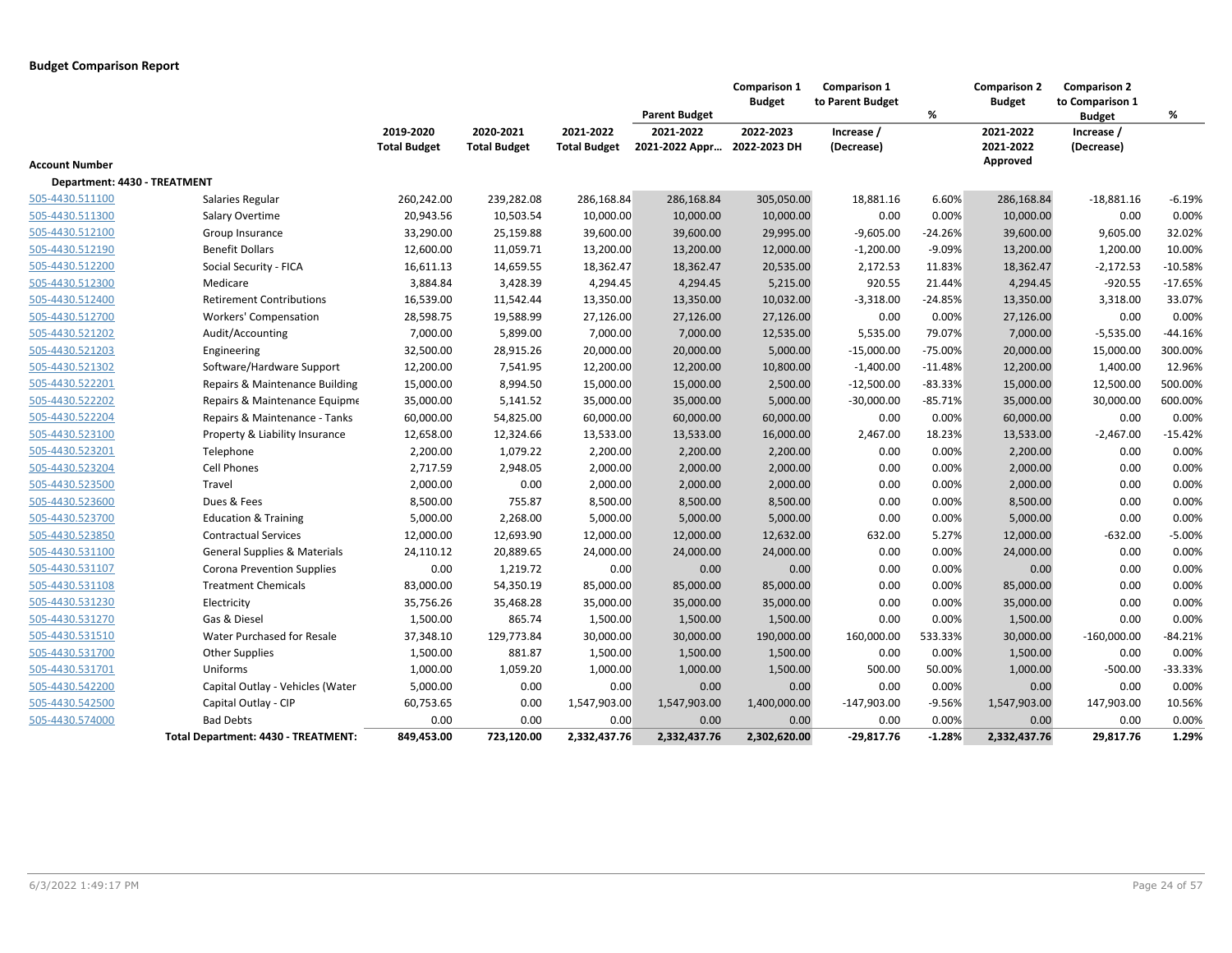**Budget Comparison Report**

| Account Number | | 2019-2020 Total Budget | 2020-2021 Total Budget | 2021-2022 Total Budget | Parent Budget 2021-2022 2021-2022 Appr… | Comparison 1 Budget 2022-2023 2022-2023 DH | Comparison 1 to Parent Budget Increase / (Decrease) | % | Comparison 2 Budget 2021-2022 2021-2022 Approved | Comparison 2 to Comparison 1 Budget Increase / (Decrease) | % |
|---|---|---|---|---|---|---|---|---|---|---|---|
| **Department: 4430 - TREATMENT** | | | | | | | | | | | |
| 505-4430.511100 | Salaries Regular | 260,242.00 | 239,282.08 | 286,168.84 | 286,168.84 | 305,050.00 | 18,881.16 | 6.60% | 286,168.84 | -18,881.16 | -6.19% |
| 505-4430.511300 | Salary Overtime | 20,943.56 | 10,503.54 | 10,000.00 | 10,000.00 | 10,000.00 | 0.00 | 0.00% | 10,000.00 | 0.00 | 0.00% |
| 505-4430.512100 | Group Insurance | 33,290.00 | 25,159.88 | 39,600.00 | 39,600.00 | 29,995.00 | -9,605.00 | -24.26% | 39,600.00 | 9,605.00 | 32.02% |
| 505-4430.512190 | Benefit Dollars | 12,600.00 | 11,059.71 | 13,200.00 | 13,200.00 | 12,000.00 | -1,200.00 | -9.09% | 13,200.00 | 1,200.00 | 10.00% |
| 505-4430.512200 | Social Security - FICA | 16,611.13 | 14,659.55 | 18,362.47 | 18,362.47 | 20,535.00 | 2,172.53 | 11.83% | 18,362.47 | -2,172.53 | -10.58% |
| 505-4430.512300 | Medicare | 3,884.84 | 3,428.39 | 4,294.45 | 4,294.45 | 5,215.00 | 920.55 | 21.44% | 4,294.45 | -920.55 | -17.65% |
| 505-4430.512400 | Retirement Contributions | 16,539.00 | 11,542.44 | 13,350.00 | 13,350.00 | 10,032.00 | -3,318.00 | -24.85% | 13,350.00 | 3,318.00 | 33.07% |
| 505-4430.512700 | Workers' Compensation | 28,598.75 | 19,588.99 | 27,126.00 | 27,126.00 | 27,126.00 | 0.00 | 0.00% | 27,126.00 | 0.00 | 0.00% |
| 505-4430.521202 | Audit/Accounting | 7,000.00 | 5,899.00 | 7,000.00 | 7,000.00 | 12,535.00 | 5,535.00 | 79.07% | 7,000.00 | -5,535.00 | -44.16% |
| 505-4430.521203 | Engineering | 32,500.00 | 28,915.26 | 20,000.00 | 20,000.00 | 5,000.00 | -15,000.00 | -75.00% | 20,000.00 | 15,000.00 | 300.00% |
| 505-4430.521302 | Software/Hardware Support | 12,200.00 | 7,541.95 | 12,200.00 | 12,200.00 | 10,800.00 | -1,400.00 | -11.48% | 12,200.00 | 1,400.00 | 12.96% |
| 505-4430.522201 | Repairs & Maintenance Building | 15,000.00 | 8,994.50 | 15,000.00 | 15,000.00 | 2,500.00 | -12,500.00 | -83.33% | 15,000.00 | 12,500.00 | 500.00% |
| 505-4430.522202 | Repairs & Maintenance Equipme | 35,000.00 | 5,141.52 | 35,000.00 | 35,000.00 | 5,000.00 | -30,000.00 | -85.71% | 35,000.00 | 30,000.00 | 600.00% |
| 505-4430.522204 | Repairs & Maintenance - Tanks | 60,000.00 | 54,825.00 | 60,000.00 | 60,000.00 | 60,000.00 | 0.00 | 0.00% | 60,000.00 | 0.00 | 0.00% |
| 505-4430.523100 | Property & Liability Insurance | 12,658.00 | 12,324.66 | 13,533.00 | 13,533.00 | 16,000.00 | 2,467.00 | 18.23% | 13,533.00 | -2,467.00 | -15.42% |
| 505-4430.523201 | Telephone | 2,200.00 | 1,079.22 | 2,200.00 | 2,200.00 | 2,200.00 | 0.00 | 0.00% | 2,200.00 | 0.00 | 0.00% |
| 505-4430.523204 | Cell Phones | 2,717.59 | 2,948.05 | 2,000.00 | 2,000.00 | 2,000.00 | 0.00 | 0.00% | 2,000.00 | 0.00 | 0.00% |
| 505-4430.523500 | Travel | 2,000.00 | 0.00 | 2,000.00 | 2,000.00 | 2,000.00 | 0.00 | 0.00% | 2,000.00 | 0.00 | 0.00% |
| 505-4430.523600 | Dues & Fees | 8,500.00 | 755.87 | 8,500.00 | 8,500.00 | 8,500.00 | 0.00 | 0.00% | 8,500.00 | 0.00 | 0.00% |
| 505-4430.523700 | Education & Training | 5,000.00 | 2,268.00 | 5,000.00 | 5,000.00 | 5,000.00 | 0.00 | 0.00% | 5,000.00 | 0.00 | 0.00% |
| 505-4430.523850 | Contractual Services | 12,000.00 | 12,693.90 | 12,000.00 | 12,000.00 | 12,632.00 | 632.00 | 5.27% | 12,000.00 | -632.00 | -5.00% |
| 505-4430.531100 | General Supplies & Materials | 24,110.12 | 20,889.65 | 24,000.00 | 24,000.00 | 24,000.00 | 0.00 | 0.00% | 24,000.00 | 0.00 | 0.00% |
| 505-4430.531107 | Corona Prevention Supplies | 0.00 | 1,219.72 | 0.00 | 0.00 | 0.00 | 0.00 | 0.00% | 0.00 | 0.00 | 0.00% |
| 505-4430.531108 | Treatment Chemicals | 83,000.00 | 54,350.19 | 85,000.00 | 85,000.00 | 85,000.00 | 0.00 | 0.00% | 85,000.00 | 0.00 | 0.00% |
| 505-4430.531230 | Electricity | 35,756.26 | 35,468.28 | 35,000.00 | 35,000.00 | 35,000.00 | 0.00 | 0.00% | 35,000.00 | 0.00 | 0.00% |
| 505-4430.531270 | Gas & Diesel | 1,500.00 | 865.74 | 1,500.00 | 1,500.00 | 1,500.00 | 0.00 | 0.00% | 1,500.00 | 0.00 | 0.00% |
| 505-4430.531510 | Water Purchased for Resale | 37,348.10 | 129,773.84 | 30,000.00 | 30,000.00 | 190,000.00 | 160,000.00 | 533.33% | 30,000.00 | -160,000.00 | -84.21% |
| 505-4430.531700 | Other Supplies | 1,500.00 | 881.87 | 1,500.00 | 1,500.00 | 1,500.00 | 0.00 | 0.00% | 1,500.00 | 0.00 | 0.00% |
| 505-4430.531701 | Uniforms | 1,000.00 | 1,059.20 | 1,000.00 | 1,000.00 | 1,500.00 | 500.00 | 50.00% | 1,000.00 | -500.00 | -33.33% |
| 505-4430.542200 | Capital Outlay - Vehicles (Water | 5,000.00 | 0.00 | 0.00 | 0.00 | 0.00 | 0.00 | 0.00% | 0.00 | 0.00 | 0.00% |
| 505-4430.542500 | Capital Outlay - CIP | 60,753.65 | 0.00 | 1,547,903.00 | 1,547,903.00 | 1,400,000.00 | -147,903.00 | -9.56% | 1,547,903.00 | 147,903.00 | 10.56% |
| 505-4430.574000 | Bad Debts | 0.00 | 0.00 | 0.00 | 0.00 | 0.00 | 0.00 | 0.00% | 0.00 | 0.00 | 0.00% |
| | **Total Department: 4430 - TREATMENT:** | **849,453.00** | **723,120.00** | **2,332,437.76** | **2,332,437.76** | **2,302,620.00** | **-29,817.76** | **-1.28%** | **2,332,437.76** | **29,817.76** | **1.29%** |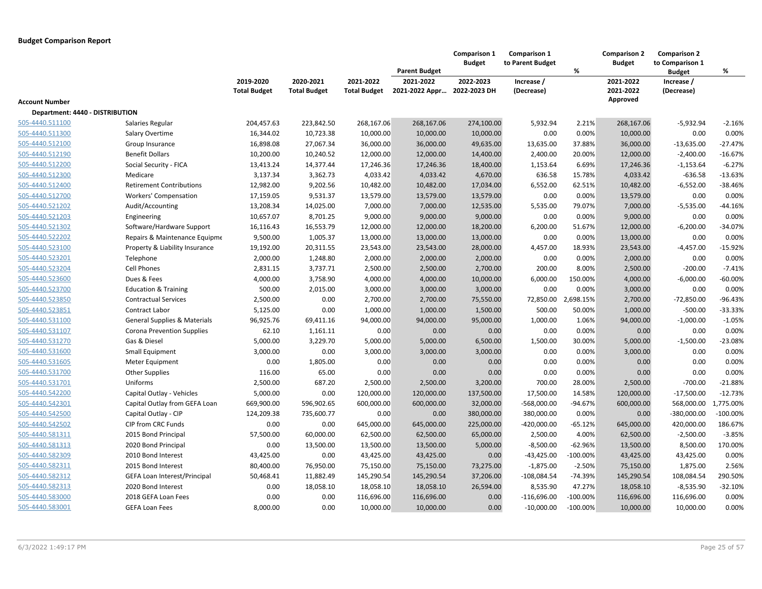## Budget Comparison Report

| Account Number | | 2019-2020 Total Budget | 2020-2021 Total Budget | 2021-2022 Total Budget | Parent Budget 2021-2022 2021-2022 Appr... | Comparison 1 Budget 2022-2023 2022-2023 DH | Comparison 1 to Parent Budget Increase / (Decrease) | % | Comparison 2 Budget 2021-2022 2021-2022 Approved | Comparison 2 to Comparison 1 Budget Increase / (Decrease) | % |
|---|---|---|---|---|---|---|---|---|---|---|---|
| **Department: 4440 - DISTRIBUTION** | | | | | | | | | | | |
| 505-4440.511100 | Salaries Regular | 204,457.63 | 223,842.50 | 268,167.06 | 268,167.06 | 274,100.00 | 5,932.94 | 2.21% | 268,167.06 | -5,932.94 | -2.16% |
| 505-4440.511300 | Salary Overtime | 16,344.02 | 10,723.38 | 10,000.00 | 10,000.00 | 10,000.00 | 0.00 | 0.00% | 10,000.00 | 0.00 | 0.00% |
| 505-4440.512100 | Group Insurance | 16,898.08 | 27,067.34 | 36,000.00 | 36,000.00 | 49,635.00 | 13,635.00 | 37.88% | 36,000.00 | -13,635.00 | -27.47% |
| 505-4440.512190 | Benefit Dollars | 10,200.00 | 10,240.52 | 12,000.00 | 12,000.00 | 14,400.00 | 2,400.00 | 20.00% | 12,000.00 | -2,400.00 | -16.67% |
| 505-4440.512200 | Social Security - FICA | 13,413.24 | 14,377.44 | 17,246.36 | 17,246.36 | 18,400.00 | 1,153.64 | 6.69% | 17,246.36 | -1,153.64 | -6.27% |
| 505-4440.512300 | Medicare | 3,137.34 | 3,362.73 | 4,033.42 | 4,033.42 | 4,670.00 | 636.58 | 15.78% | 4,033.42 | -636.58 | -13.63% |
| 505-4440.512400 | Retirement Contributions | 12,982.00 | 9,202.56 | 10,482.00 | 10,482.00 | 17,034.00 | 6,552.00 | 62.51% | 10,482.00 | -6,552.00 | -38.46% |
| 505-4440.512700 | Workers' Compensation | 17,159.05 | 9,531.37 | 13,579.00 | 13,579.00 | 13,579.00 | 0.00 | 0.00% | 13,579.00 | 0.00 | 0.00% |
| 505-4440.521202 | Audit/Accounting | 13,208.34 | 14,025.00 | 7,000.00 | 7,000.00 | 12,535.00 | 5,535.00 | 79.07% | 7,000.00 | -5,535.00 | -44.16% |
| 505-4440.521203 | Engineering | 10,657.07 | 8,701.25 | 9,000.00 | 9,000.00 | 9,000.00 | 0.00 | 0.00% | 9,000.00 | 0.00 | 0.00% |
| 505-4440.521302 | Software/Hardware Support | 16,116.43 | 16,553.79 | 12,000.00 | 12,000.00 | 18,200.00 | 6,200.00 | 51.67% | 12,000.00 | -6,200.00 | -34.07% |
| 505-4440.522202 | Repairs & Maintenance Equipme | 9,500.00 | 1,005.37 | 13,000.00 | 13,000.00 | 13,000.00 | 0.00 | 0.00% | 13,000.00 | 0.00 | 0.00% |
| 505-4440.523100 | Property & Liability Insurance | 19,192.00 | 20,311.55 | 23,543.00 | 23,543.00 | 28,000.00 | 4,457.00 | 18.93% | 23,543.00 | -4,457.00 | -15.92% |
| 505-4440.523201 | Telephone | 2,000.00 | 1,248.80 | 2,000.00 | 2,000.00 | 2,000.00 | 0.00 | 0.00% | 2,000.00 | 0.00 | 0.00% |
| 505-4440.523204 | Cell Phones | 2,831.15 | 3,737.71 | 2,500.00 | 2,500.00 | 2,700.00 | 200.00 | 8.00% | 2,500.00 | -200.00 | -7.41% |
| 505-4440.523600 | Dues & Fees | 4,000.00 | 3,758.90 | 4,000.00 | 4,000.00 | 10,000.00 | 6,000.00 | 150.00% | 4,000.00 | -6,000.00 | -60.00% |
| 505-4440.523700 | Education & Training | 500.00 | 2,015.00 | 3,000.00 | 3,000.00 | 3,000.00 | 0.00 | 0.00% | 3,000.00 | 0.00 | 0.00% |
| 505-4440.523850 | Contractual Services | 2,500.00 | 0.00 | 2,700.00 | 2,700.00 | 75,550.00 | 72,850.00 | 2,698.15% | 2,700.00 | -72,850.00 | -96.43% |
| 505-4440.523851 | Contract Labor | 5,125.00 | 0.00 | 1,000.00 | 1,000.00 | 1,500.00 | 500.00 | 50.00% | 1,000.00 | -500.00 | -33.33% |
| 505-4440.531100 | General Supplies & Materials | 96,925.76 | 69,411.16 | 94,000.00 | 94,000.00 | 95,000.00 | 1,000.00 | 1.06% | 94,000.00 | -1,000.00 | -1.05% |
| 505-4440.531107 | Corona Prevention Supplies | 62.10 | 1,161.11 | 0.00 | 0.00 | 0.00 | 0.00 | 0.00% | 0.00 | 0.00 | 0.00% |
| 505-4440.531270 | Gas & Diesel | 5,000.00 | 3,229.70 | 5,000.00 | 5,000.00 | 6,500.00 | 1,500.00 | 30.00% | 5,000.00 | -1,500.00 | -23.08% |
| 505-4440.531600 | Small Equipment | 3,000.00 | 0.00 | 3,000.00 | 3,000.00 | 3,000.00 | 0.00 | 0.00% | 3,000.00 | 0.00 | 0.00% |
| 505-4440.531605 | Meter Equipment | 0.00 | 1,805.00 | 0.00 | 0.00 | 0.00 | 0.00 | 0.00% | 0.00 | 0.00 | 0.00% |
| 505-4440.531700 | Other Supplies | 116.00 | 65.00 | 0.00 | 0.00 | 0.00 | 0.00 | 0.00% | 0.00 | 0.00 | 0.00% |
| 505-4440.531701 | Uniforms | 2,500.00 | 687.20 | 2,500.00 | 2,500.00 | 3,200.00 | 700.00 | 28.00% | 2,500.00 | -700.00 | -21.88% |
| 505-4440.542200 | Capital Outlay - Vehicles | 5,000.00 | 0.00 | 120,000.00 | 120,000.00 | 137,500.00 | 17,500.00 | 14.58% | 120,000.00 | -17,500.00 | -12.73% |
| 505-4440.542301 | Capital Outlay from GEFA Loan | 669,900.00 | 596,902.65 | 600,000.00 | 600,000.00 | 32,000.00 | -568,000.00 | -94.67% | 600,000.00 | 568,000.00 | 1,775.00% |
| 505-4440.542500 | Capital Outlay - CIP | 124,209.38 | 735,600.77 | 0.00 | 0.00 | 380,000.00 | 380,000.00 | 0.00% | 0.00 | -380,000.00 | -100.00% |
| 505-4440.542502 | CIP from CRC Funds | 0.00 | 0.00 | 645,000.00 | 645,000.00 | 225,000.00 | -420,000.00 | -65.12% | 645,000.00 | 420,000.00 | 186.67% |
| 505-4440.581311 | 2015 Bond Principal | 57,500.00 | 60,000.00 | 62,500.00 | 62,500.00 | 65,000.00 | 2,500.00 | 4.00% | 62,500.00 | -2,500.00 | -3.85% |
| 505-4440.581313 | 2020 Bond Principal | 0.00 | 13,500.00 | 13,500.00 | 13,500.00 | 5,000.00 | -8,500.00 | -62.96% | 13,500.00 | 8,500.00 | 170.00% |
| 505-4440.582309 | 2010 Bond Interest | 43,425.00 | 0.00 | 43,425.00 | 43,425.00 | 0.00 | -43,425.00 | -100.00% | 43,425.00 | 43,425.00 | 0.00% |
| 505-4440.582311 | 2015 Bond Interest | 80,400.00 | 76,950.00 | 75,150.00 | 75,150.00 | 73,275.00 | -1,875.00 | -2.50% | 75,150.00 | 1,875.00 | 2.56% |
| 505-4440.582312 | GEFA Loan Interest/Principal | 50,468.41 | 11,882.49 | 145,290.54 | 145,290.54 | 37,206.00 | -108,084.54 | -74.39% | 145,290.54 | 108,084.54 | 290.50% |
| 505-4440.582313 | 2020 Bond Interest | 0.00 | 18,058.10 | 18,058.10 | 18,058.10 | 26,594.00 | 8,535.90 | 47.27% | 18,058.10 | -8,535.90 | -32.10% |
| 505-4440.583000 | 2018 GEFA Loan Fees | 0.00 | 0.00 | 116,696.00 | 116,696.00 | 0.00 | -116,696.00 | -100.00% | 116,696.00 | 116,696.00 | 0.00% |
| 505-4440.583001 | GEFA Loan Fees | 8,000.00 | 0.00 | 10,000.00 | 10,000.00 | 0.00 | -10,000.00 | -100.00% | 10,000.00 | 10,000.00 | 0.00% |

6/3/2022 1:49:17 PM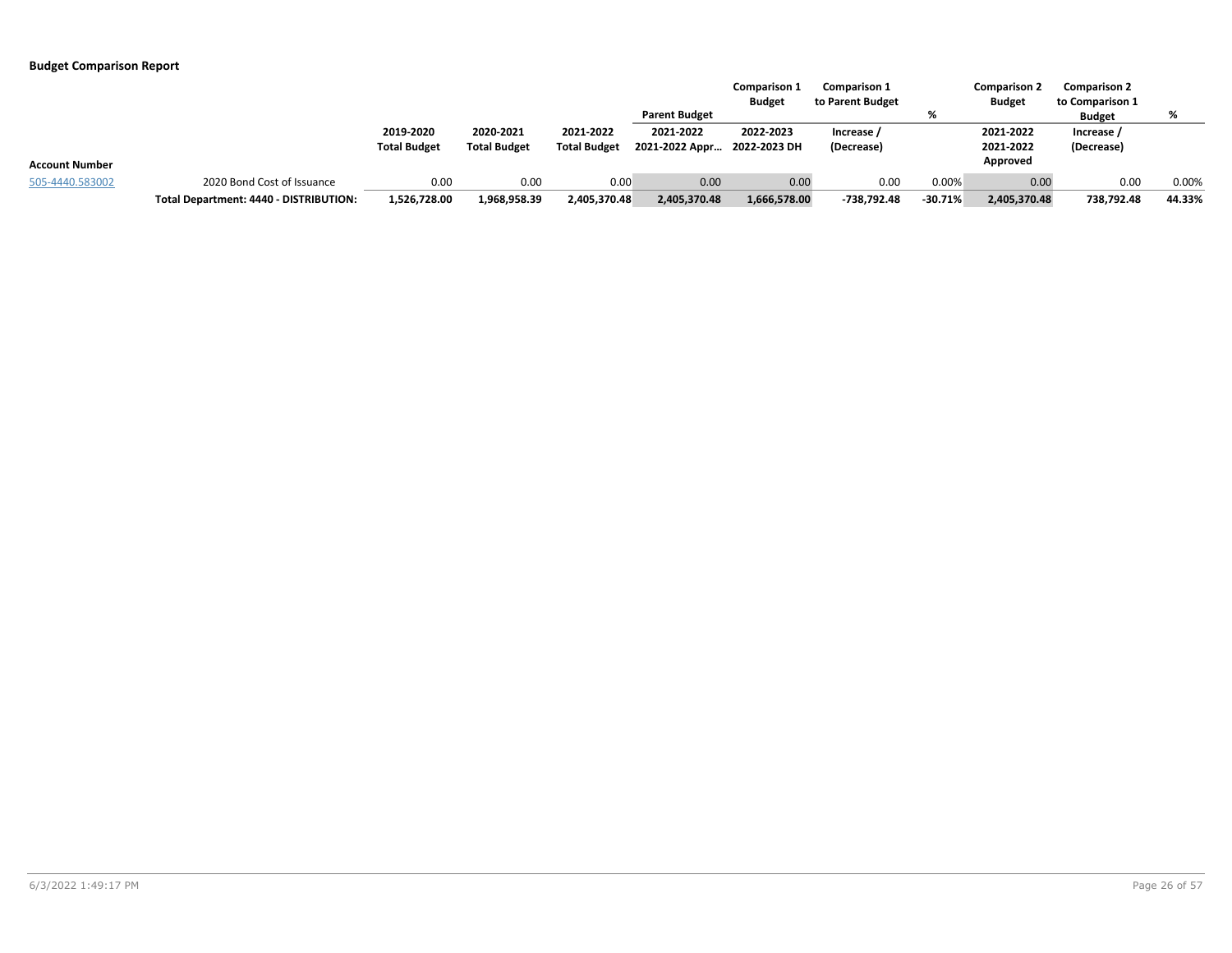**Budget Comparison Report**

| Account Number | | 2019-2020 Total Budget | 2020-2021 Total Budget | 2021-2022 Total Budget | Parent Budget 2021-2022 2021-2022 Appr… | Comparison 1 Budget 2022-2023 2022-2023 DH | Comparison 1 to Parent Budget Increase / (Decrease) | % | Comparison 2 Budget 2021-2022 2021-2022 Approved | Comparison 2 to Comparison 1 Budget Increase / (Decrease) | % |
|---|---|---|---|---|---|---|---|---|---|---|---|
| 505-4440.583002 | 2020 Bond Cost of Issuance | 0.00 | 0.00 | 0.00 | 0.00 | 0.00 | 0.00 | 0.00% | 0.00 | 0.00 | 0.00% |
| | **Total Department: 4440 - DISTRIBUTION:** | **1,526,728.00** | **1,968,958.39** | **2,405,370.48** | **2,405,370.48** | **1,666,578.00** | **-738,792.48** | **-30.71%** | **2,405,370.48** | **738,792.48** | **44.33%** |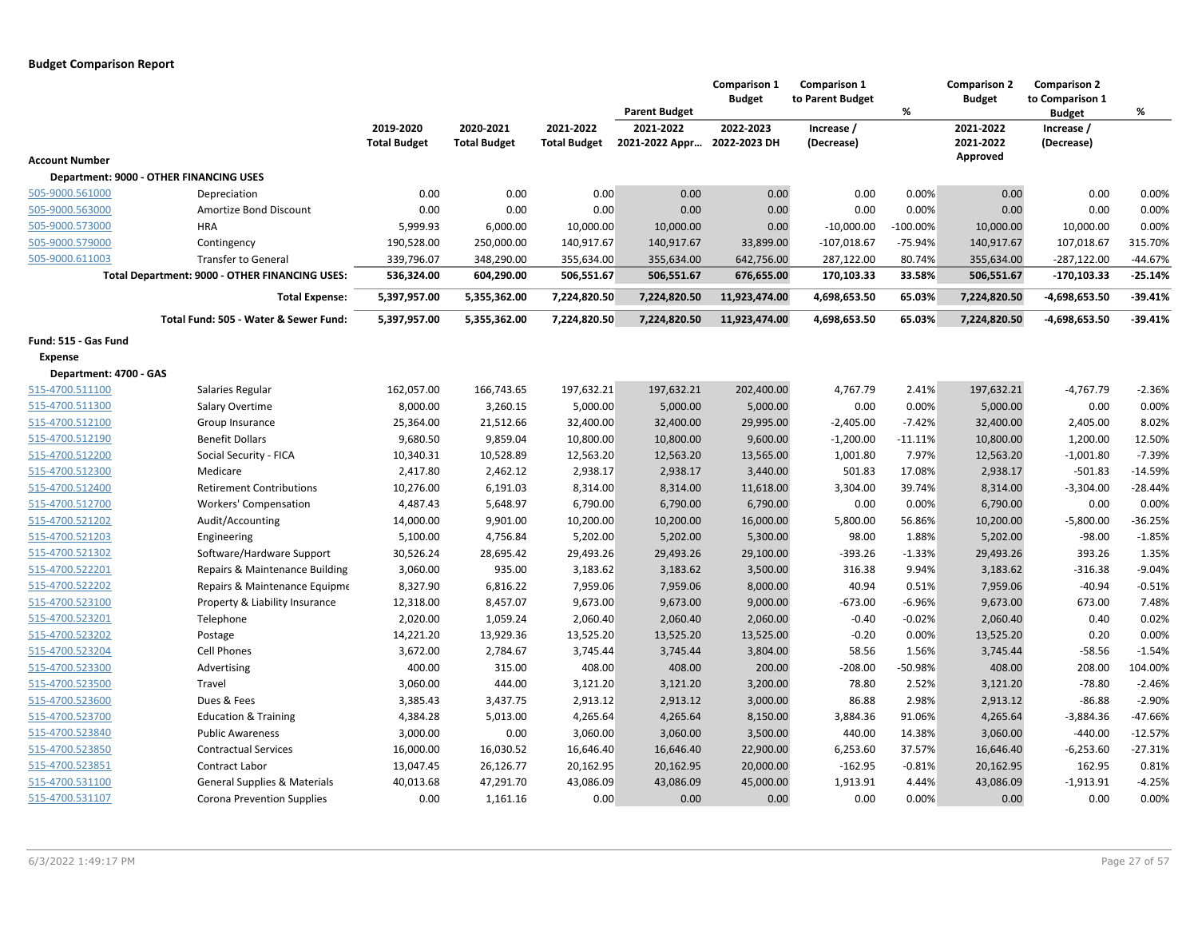**Budget Comparison Report**

| Account Number | | 2019-2020 Total Budget | 2020-2021 Total Budget | 2021-2022 Total Budget | Parent Budget 2021-2022 2021-2022 Appr… | Comparison 1 Budget 2022-2023 2022-2023 DH | Comparison 1 to Parent Budget Increase / (Decrease) | % | Comparison 2 Budget 2021-2022 2021-2022 Approved | Comparison 2 to Comparison 1 Budget Increase / (Decrease) | % |
|---|---|---|---|---|---|---|---|---|---|---|---|
| **Department: 9000 - OTHER FINANCING USES** | | | | | | | | | | | |
| 505-9000.561000 | Depreciation | 0.00 | 0.00 | 0.00 | 0.00 | 0.00 | 0.00 | 0.00% | 0.00 | 0.00 | 0.00% |
| 505-9000.563000 | Amortize Bond Discount | 0.00 | 0.00 | 0.00 | 0.00 | 0.00 | 0.00 | 0.00% | 0.00 | 0.00 | 0.00% |
| 505-9000.573000 | HRA | 5,999.93 | 6,000.00 | 10,000.00 | 10,000.00 | 0.00 | -10,000.00 | -100.00% | 10,000.00 | 10,000.00 | 0.00% |
| 505-9000.579000 | Contingency | 190,528.00 | 250,000.00 | 140,917.67 | 140,917.67 | 33,899.00 | -107,018.67 | -75.94% | 140,917.67 | 107,018.67 | 315.70% |
| 505-9000.611003 | Transfer to General | 339,796.07 | 348,290.00 | 355,634.00 | 355,634.00 | 642,756.00 | 287,122.00 | 80.74% | 355,634.00 | -287,122.00 | -44.67% |
| | **Total Department: 9000 - OTHER FINANCING USES:** | **536,324.00** | **604,290.00** | **506,551.67** | **506,551.67** | **676,655.00** | **170,103.33** | **33.58%** | **506,551.67** | **-170,103.33** | **-25.14%** |
| | **Total Expense:** | **5,397,957.00** | **5,355,362.00** | **7,224,820.50** | **7,224,820.50** | **11,923,474.00** | **4,698,653.50** | **65.03%** | **7,224,820.50** | **-4,698,653.50** | **-39.41%** |
| | **Total Fund: 505 - Water & Sewer Fund:** | **5,397,957.00** | **5,355,362.00** | **7,224,820.50** | **7,224,820.50** | **11,923,474.00** | **4,698,653.50** | **65.03%** | **7,224,820.50** | **-4,698,653.50** | **-39.41%** |
| **Fund: 515 - Gas Fund** | | | | | | | | | | | |
| **Expense** | | | | | | | | | | | |
| **Department: 4700 - GAS** | | | | | | | | | | | |
| 515-4700.511100 | Salaries Regular | 162,057.00 | 166,743.65 | 197,632.21 | 197,632.21 | 202,400.00 | 4,767.79 | 2.41% | 197,632.21 | -4,767.79 | -2.36% |
| 515-4700.511300 | Salary Overtime | 8,000.00 | 3,260.15 | 5,000.00 | 5,000.00 | 5,000.00 | 0.00 | 0.00% | 5,000.00 | 0.00 | 0.00% |
| 515-4700.512100 | Group Insurance | 25,364.00 | 21,512.66 | 32,400.00 | 32,400.00 | 29,995.00 | -2,405.00 | -7.42% | 32,400.00 | 2,405.00 | 8.02% |
| 515-4700.512190 | Benefit Dollars | 9,680.50 | 9,859.04 | 10,800.00 | 10,800.00 | 9,600.00 | -1,200.00 | -11.11% | 10,800.00 | 1,200.00 | 12.50% |
| 515-4700.512200 | Social Security - FICA | 10,340.31 | 10,528.89 | 12,563.20 | 12,563.20 | 13,565.00 | 1,001.80 | 7.97% | 12,563.20 | -1,001.80 | -7.39% |
| 515-4700.512300 | Medicare | 2,417.80 | 2,462.12 | 2,938.17 | 2,938.17 | 3,440.00 | 501.83 | 17.08% | 2,938.17 | -501.83 | -14.59% |
| 515-4700.512400 | Retirement Contributions | 10,276.00 | 6,191.03 | 8,314.00 | 8,314.00 | 11,618.00 | 3,304.00 | 39.74% | 8,314.00 | -3,304.00 | -28.44% |
| 515-4700.512700 | Workers' Compensation | 4,487.43 | 5,648.97 | 6,790.00 | 6,790.00 | 6,790.00 | 0.00 | 0.00% | 6,790.00 | 0.00 | 0.00% |
| 515-4700.521202 | Audit/Accounting | 14,000.00 | 9,901.00 | 10,200.00 | 10,200.00 | 16,000.00 | 5,800.00 | 56.86% | 10,200.00 | -5,800.00 | -36.25% |
| 515-4700.521203 | Engineering | 5,100.00 | 4,756.84 | 5,202.00 | 5,202.00 | 5,300.00 | 98.00 | 1.88% | 5,202.00 | -98.00 | -1.85% |
| 515-4700.521302 | Software/Hardware Support | 30,526.24 | 28,695.42 | 29,493.26 | 29,493.26 | 29,100.00 | -393.26 | -1.33% | 29,493.26 | 393.26 | 1.35% |
| 515-4700.522201 | Repairs & Maintenance Building | 3,060.00 | 935.00 | 3,183.62 | 3,183.62 | 3,500.00 | 316.38 | 9.94% | 3,183.62 | -316.38 | -9.04% |
| 515-4700.522202 | Repairs & Maintenance Equipme | 8,327.90 | 6,816.22 | 7,959.06 | 7,959.06 | 8,000.00 | 40.94 | 0.51% | 7,959.06 | -40.94 | -0.51% |
| 515-4700.523100 | Property & Liability Insurance | 12,318.00 | 8,457.07 | 9,673.00 | 9,673.00 | 9,000.00 | -673.00 | -6.96% | 9,673.00 | 673.00 | 7.48% |
| 515-4700.523201 | Telephone | 2,020.00 | 1,059.24 | 2,060.40 | 2,060.40 | 2,060.00 | -0.40 | -0.02% | 2,060.40 | 0.40 | 0.02% |
| 515-4700.523202 | Postage | 14,221.20 | 13,929.36 | 13,525.20 | 13,525.20 | 13,525.00 | -0.20 | 0.00% | 13,525.20 | 0.20 | 0.00% |
| 515-4700.523204 | Cell Phones | 3,672.00 | 2,784.67 | 3,745.44 | 3,745.44 | 3,804.00 | 58.56 | 1.56% | 3,745.44 | -58.56 | -1.54% |
| 515-4700.523300 | Advertising | 400.00 | 315.00 | 408.00 | 408.00 | 200.00 | -208.00 | -50.98% | 408.00 | 208.00 | 104.00% |
| 515-4700.523500 | Travel | 3,060.00 | 444.00 | 3,121.20 | 3,121.20 | 3,200.00 | 78.80 | 2.52% | 3,121.20 | -78.80 | -2.46% |
| 515-4700.523600 | Dues & Fees | 3,385.43 | 3,437.75 | 2,913.12 | 2,913.12 | 3,000.00 | 86.88 | 2.98% | 2,913.12 | -86.88 | -2.90% |
| 515-4700.523700 | Education & Training | 4,384.28 | 5,013.00 | 4,265.64 | 4,265.64 | 8,150.00 | 3,884.36 | 91.06% | 4,265.64 | -3,884.36 | -47.66% |
| 515-4700.523840 | Public Awareness | 3,000.00 | 0.00 | 3,060.00 | 3,060.00 | 3,500.00 | 440.00 | 14.38% | 3,060.00 | -440.00 | -12.57% |
| 515-4700.523850 | Contractual Services | 16,000.00 | 16,030.52 | 16,646.40 | 16,646.40 | 22,900.00 | 6,253.60 | 37.57% | 16,646.40 | -6,253.60 | -27.31% |
| 515-4700.523851 | Contract Labor | 13,047.45 | 26,126.77 | 20,162.95 | 20,162.95 | 20,000.00 | -162.95 | -0.81% | 20,162.95 | 162.95 | 0.81% |
| 515-4700.531100 | General Supplies & Materials | 40,013.68 | 47,291.70 | 43,086.09 | 43,086.09 | 45,000.00 | 1,913.91 | 4.44% | 43,086.09 | -1,913.91 | -4.25% |
| 515-4700.531107 | Corona Prevention Supplies | 0.00 | 1,161.16 | 0.00 | 0.00 | 0.00 | 0.00 | 0.00% | 0.00 | 0.00 | 0.00% |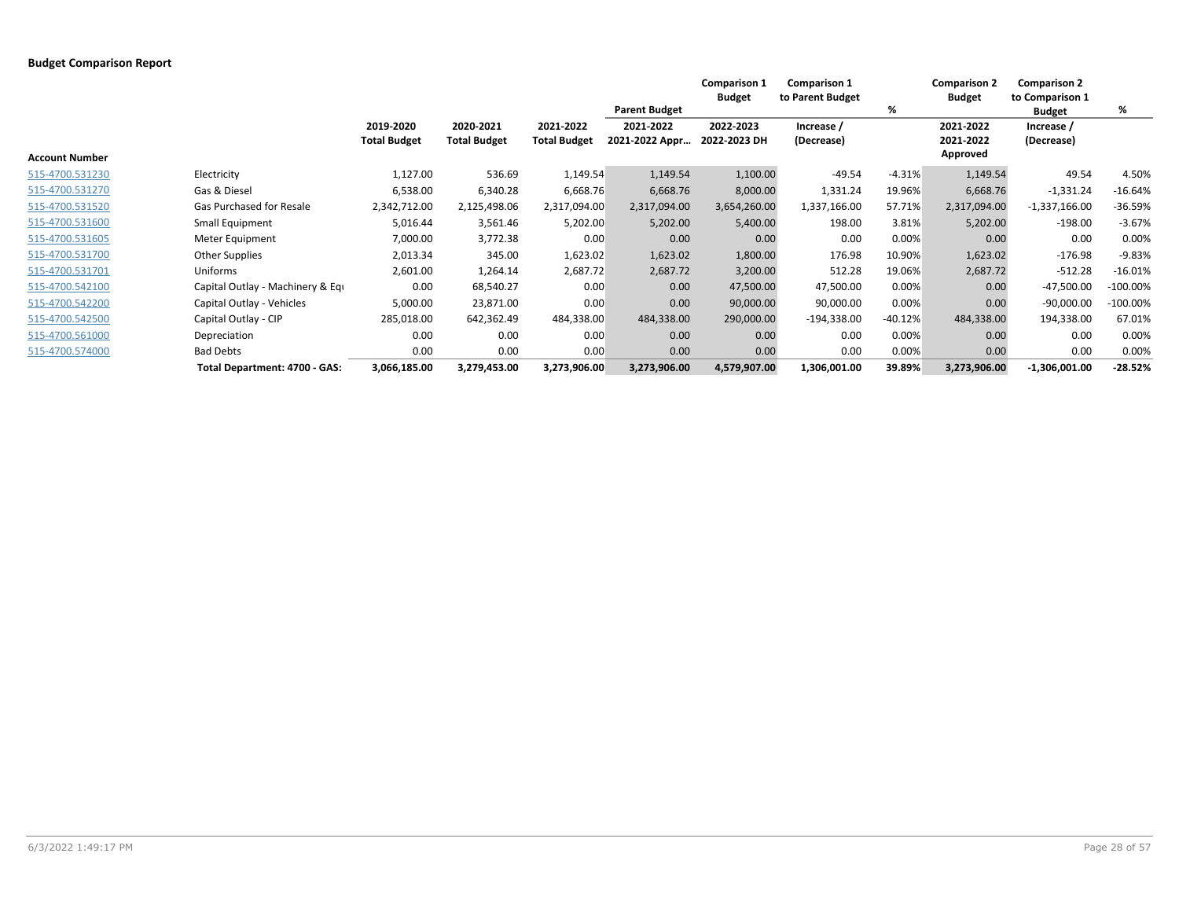**Budget Comparison Report**

| Account Number | | 2019-2020 Total Budget | 2020-2021 Total Budget | 2021-2022 Total Budget | Parent Budget 2021-2022 2021-2022 Appr… | Comparison 1 Budget 2022-2023 2022-2023 DH | Comparison 1 to Parent Budget Increase / (Decrease) | % | Comparison 2 Budget 2021-2022 2021-2022 Approved | Comparison 2 to Comparison 1 Budget Increase / (Decrease) | % |
|---|---|---|---|---|---|---|---|---|---|---|---|
| 515-4700.531230 | Electricity | 1,127.00 | 536.69 | 1,149.54 | 1,149.54 | 1,100.00 | -49.54 | -4.31% | 1,149.54 | 49.54 | 4.50% |
| 515-4700.531270 | Gas & Diesel | 6,538.00 | 6,340.28 | 6,668.76 | 6,668.76 | 8,000.00 | 1,331.24 | 19.96% | 6,668.76 | -1,331.24 | -16.64% |
| 515-4700.531520 | Gas Purchased for Resale | 2,342,712.00 | 2,125,498.06 | 2,317,094.00 | 2,317,094.00 | 3,654,260.00 | 1,337,166.00 | 57.71% | 2,317,094.00 | -1,337,166.00 | -36.59% |
| 515-4700.531600 | Small Equipment | 5,016.44 | 3,561.46 | 5,202.00 | 5,202.00 | 5,400.00 | 198.00 | 3.81% | 5,202.00 | -198.00 | -3.67% |
| 515-4700.531605 | Meter Equipment | 7,000.00 | 3,772.38 | 0.00 | 0.00 | 0.00 | 0.00 | 0.00% | 0.00 | 0.00 | 0.00% |
| 515-4700.531700 | Other Supplies | 2,013.34 | 345.00 | 1,623.02 | 1,623.02 | 1,800.00 | 176.98 | 10.90% | 1,623.02 | -176.98 | -9.83% |
| 515-4700.531701 | Uniforms | 2,601.00 | 1,264.14 | 2,687.72 | 2,687.72 | 3,200.00 | 512.28 | 19.06% | 2,687.72 | -512.28 | -16.01% |
| 515-4700.542100 | Capital Outlay - Machinery & Equ | 0.00 | 68,540.27 | 0.00 | 0.00 | 47,500.00 | 47,500.00 | 0.00% | 0.00 | -47,500.00 | -100.00% |
| 515-4700.542200 | Capital Outlay - Vehicles | 5,000.00 | 23,871.00 | 0.00 | 0.00 | 90,000.00 | 90,000.00 | 0.00% | 0.00 | -90,000.00 | -100.00% |
| 515-4700.542500 | Capital Outlay - CIP | 285,018.00 | 642,362.49 | 484,338.00 | 484,338.00 | 290,000.00 | -194,338.00 | -40.12% | 484,338.00 | 194,338.00 | 67.01% |
| 515-4700.561000 | Depreciation | 0.00 | 0.00 | 0.00 | 0.00 | 0.00 | 0.00 | 0.00% | 0.00 | 0.00 | 0.00% |
| 515-4700.574000 | Bad Debts | 0.00 | 0.00 | 0.00 | 0.00 | 0.00 | 0.00 | 0.00% | 0.00 | 0.00 | 0.00% |
| | **Total Department: 4700 - GAS:** | **3,066,185.00** | **3,279,453.00** | **3,273,906.00** | **3,273,906.00** | **4,579,907.00** | **1,306,001.00** | **39.89%** | **3,273,906.00** | **-1,306,001.00** | **-28.52%** |

6/3/2022 1:49:17 PM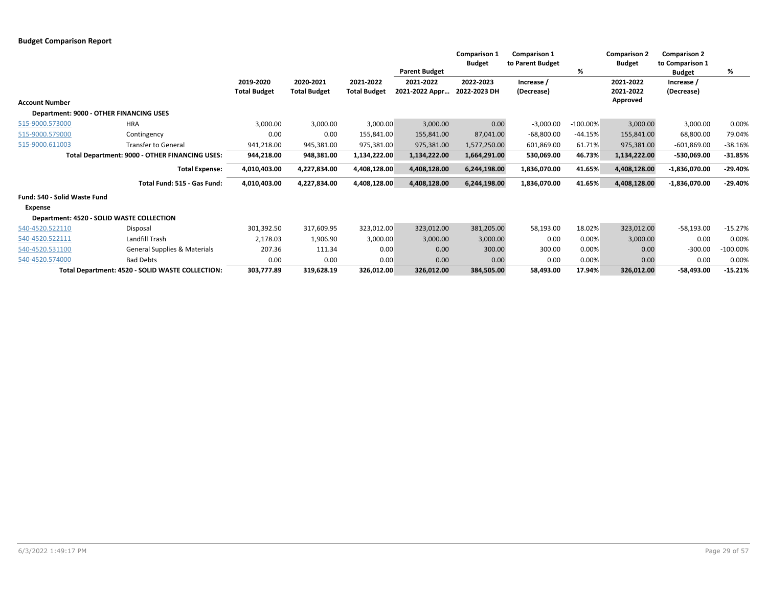**Budget Comparison Report**

| Account Number | | 2019-2020 Total Budget | 2020-2021 Total Budget | 2021-2022 Total Budget | Parent Budget 2021-2022 2021-2022 Appr… | Comparison 1 Budget 2022-2023 2022-2023 DH | Comparison 1 to Parent Budget Increase / (Decrease) | % | Comparison 2 Budget 2021-2022 2021-2022 Approved | Comparison 2 to Comparison 1 Budget Increase / (Decrease) | % |
|---|---|---|---|---|---|---|---|---|---|---|---|
| **Department: 9000 - OTHER FINANCING USES** | | | | | | | | | | | |
| 515-9000.573000 | HRA | 3,000.00 | 3,000.00 | 3,000.00 | 3,000.00 | 0.00 | -3,000.00 | -100.00% | 3,000.00 | 3,000.00 | 0.00% |
| 515-9000.579000 | Contingency | 0.00 | 0.00 | 155,841.00 | 155,841.00 | 87,041.00 | -68,800.00 | -44.15% | 155,841.00 | 68,800.00 | 79.04% |
| 515-9000.611003 | Transfer to General | 941,218.00 | 945,381.00 | 975,381.00 | 975,381.00 | 1,577,250.00 | 601,869.00 | 61.71% | 975,381.00 | -601,869.00 | -38.16% |
| | **Total Department: 9000 - OTHER FINANCING USES:** | **944,218.00** | **948,381.00** | **1,134,222.00** | **1,134,222.00** | **1,664,291.00** | **530,069.00** | **46.73%** | **1,134,222.00** | **-530,069.00** | **-31.85%** |
| | **Total Expense:** | **4,010,403.00** | **4,227,834.00** | **4,408,128.00** | **4,408,128.00** | **6,244,198.00** | **1,836,070.00** | **41.65%** | **4,408,128.00** | **-1,836,070.00** | **-29.40%** |
| | **Total Fund: 515 - Gas Fund:** | **4,010,403.00** | **4,227,834.00** | **4,408,128.00** | **4,408,128.00** | **6,244,198.00** | **1,836,070.00** | **41.65%** | **4,408,128.00** | **-1,836,070.00** | **-29.40%** |
| **Fund: 540 - Solid Waste Fund** | | | | | | | | | | | |
| **Expense** | | | | | | | | | | | |
| **Department: 4520 - SOLID WASTE COLLECTION** | | | | | | | | | | | |
| 540-4520.522110 | Disposal | 301,392.50 | 317,609.95 | 323,012.00 | 323,012.00 | 381,205.00 | 58,193.00 | 18.02% | 323,012.00 | -58,193.00 | -15.27% |
| 540-4520.522111 | Landfill Trash | 2,178.03 | 1,906.90 | 3,000.00 | 3,000.00 | 3,000.00 | 0.00 | 0.00% | 3,000.00 | 0.00 | 0.00% |
| 540-4520.531100 | General Supplies & Materials | 207.36 | 111.34 | 0.00 | 0.00 | 300.00 | 300.00 | 0.00% | 0.00 | -300.00 | -100.00% |
| 540-4520.574000 | Bad Debts | 0.00 | 0.00 | 0.00 | 0.00 | 0.00 | 0.00 | 0.00% | 0.00 | 0.00 | 0.00% |
| | **Total Department: 4520 - SOLID WASTE COLLECTION:** | **303,777.89** | **319,628.19** | **326,012.00** | **326,012.00** | **384,505.00** | **58,493.00** | **17.94%** | **326,012.00** | **-58,493.00** | **-15.21%** |

6/3/2022 1:49:17 PM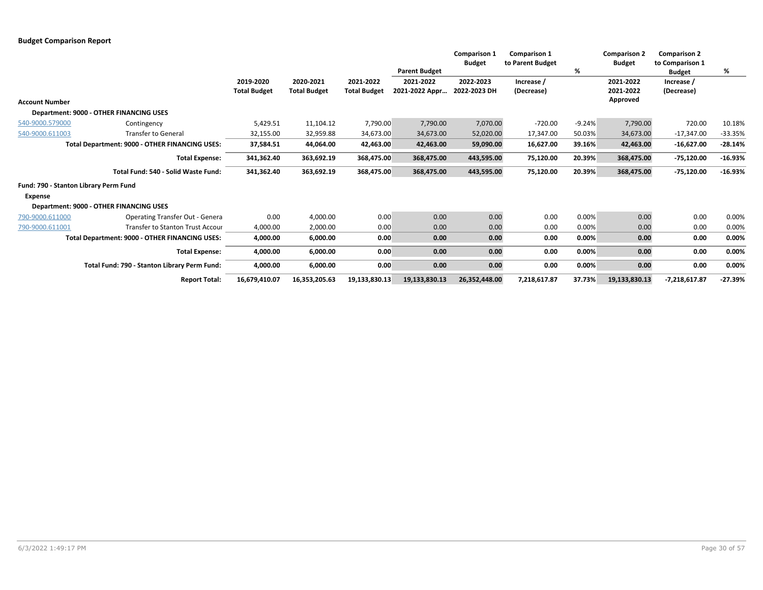**Budget Comparison Report**

| Account Number | | 2019-2020 Total Budget | 2020-2021 Total Budget | 2021-2022 Total Budget | Parent Budget 2021-2022 2021-2022 Appr… | Comparison 1 Budget 2022-2023 2022-2023 DH | Comparison 1 to Parent Budget Increase / (Decrease) | % | Comparison 2 Budget 2021-2022 2021-2022 Approved | Comparison 2 to Comparison 1 Budget Increase / (Decrease) | % |
|---|---|---|---|---|---|---|---|---|---|---|---|
| **Department: 9000 - OTHER FINANCING USES** | | | | | | | | | | | |
| 540-9000.579000 | Contingency | 5,429.51 | 11,104.12 | 7,790.00 | 7,790.00 | 7,070.00 | -720.00 | -9.24% | 7,790.00 | 720.00 | 10.18% |
| 540-9000.611003 | Transfer to General | 32,155.00 | 32,959.88 | 34,673.00 | 34,673.00 | 52,020.00 | 17,347.00 | 50.03% | 34,673.00 | -17,347.00 | -33.35% |
| | **Total Department: 9000 - OTHER FINANCING USES:** | **37,584.51** | **44,064.00** | **42,463.00** | **42,463.00** | **59,090.00** | **16,627.00** | **39.16%** | **42,463.00** | **-16,627.00** | **-28.14%** |
| | **Total Expense:** | **341,362.40** | **363,692.19** | **368,475.00** | **368,475.00** | **443,595.00** | **75,120.00** | **20.39%** | **368,475.00** | **-75,120.00** | **-16.93%** |
| | **Total Fund: 540 - Solid Waste Fund:** | **341,362.40** | **363,692.19** | **368,475.00** | **368,475.00** | **443,595.00** | **75,120.00** | **20.39%** | **368,475.00** | **-75,120.00** | **-16.93%** |
| **Fund: 790 - Stanton Library Perm Fund** | | | | | | | | | | | |
| **Expense** | | | | | | | | | | | |
| **Department: 9000 - OTHER FINANCING USES** | | | | | | | | | | | |
| 790-9000.611000 | Operating Transfer Out - Genera | 0.00 | 4,000.00 | 0.00 | 0.00 | 0.00 | 0.00 | 0.00% | 0.00 | 0.00 | 0.00% |
| 790-9000.611001 | Transfer to Stanton Trust Accour | 4,000.00 | 2,000.00 | 0.00 | 0.00 | 0.00 | 0.00 | 0.00% | 0.00 | 0.00 | 0.00% |
| | **Total Department: 9000 - OTHER FINANCING USES:** | **4,000.00** | **6,000.00** | **0.00** | **0.00** | **0.00** | **0.00** | **0.00%** | **0.00** | **0.00** | **0.00%** |
| | **Total Expense:** | **4,000.00** | **6,000.00** | **0.00** | **0.00** | **0.00** | **0.00** | **0.00%** | **0.00** | **0.00** | **0.00%** |
| | **Total Fund: 790 - Stanton Library Perm Fund:** | **4,000.00** | **6,000.00** | **0.00** | **0.00** | **0.00** | **0.00** | **0.00%** | **0.00** | **0.00** | **0.00%** |
| | **Report Total:** | **16,679,410.07** | **16,353,205.63** | **19,133,830.13** | **19,133,830.13** | **26,352,448.00** | **7,218,617.87** | **37.73%** | **19,133,830.13** | **-7,218,617.87** | **-27.39%** |

6/3/2022 1:49:17 PM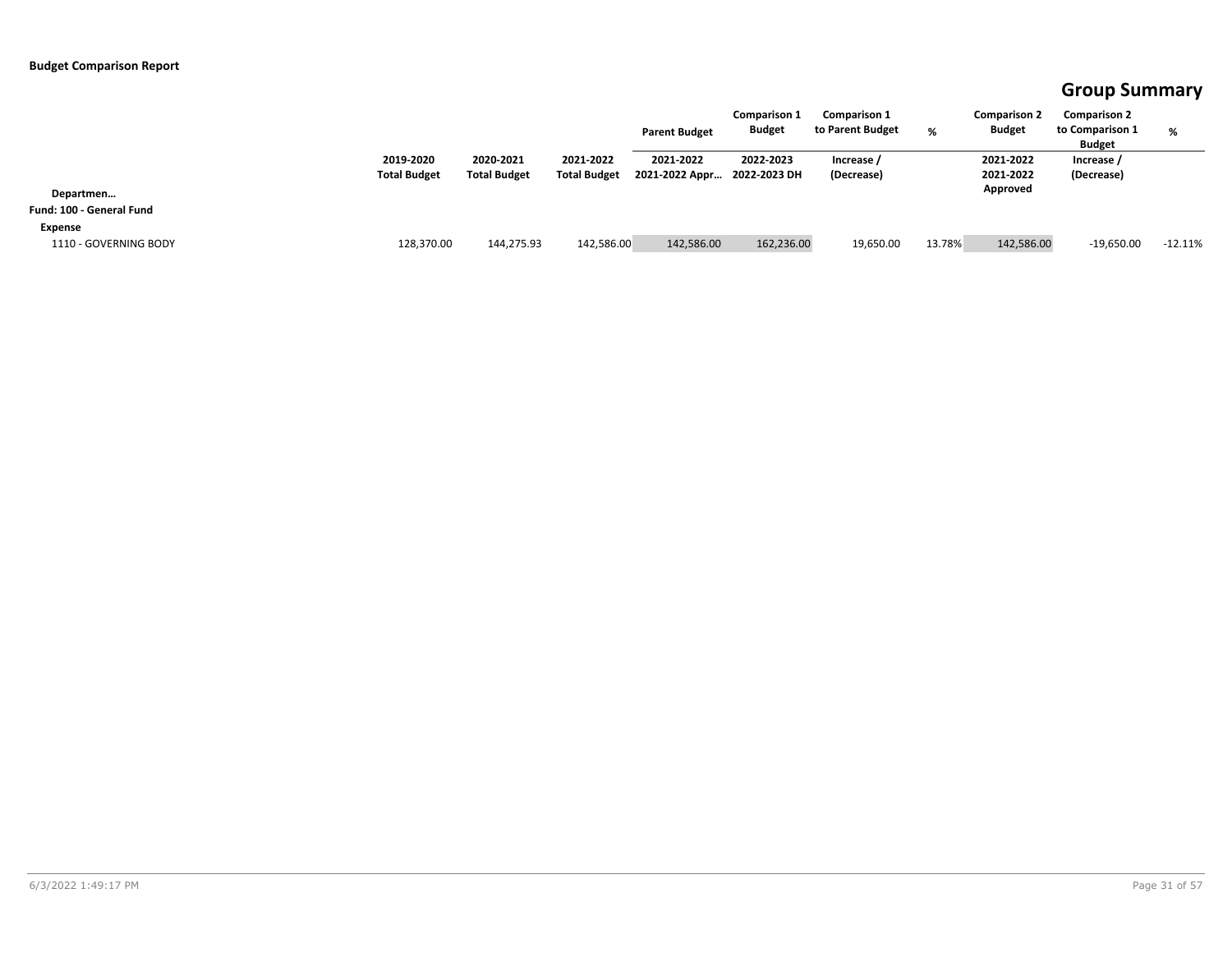**Budget Comparison Report**

## Group Summary

| Departmen… | 2019-2020 Total Budget | 2020-2021 Total Budget | 2021-2022 Total Budget | Parent Budget 2021-2022 2021-2022 Appr… | Comparison 1 Budget 2022-2023 2022-2023 DH | Comparison 1 to Parent Budget Increase / (Decrease) | % | Comparison 2 Budget 2021-2022 2021-2022 Approved | Comparison 2 to Comparison 1 Budget Increase / (Decrease) | % |
|---|---|---|---|---|---|---|---|---|---|---|
| **Fund: 100 - General Fund** | | | | | | | | | | |
| **Expense** | | | | | | | | | | |
| 1110 - GOVERNING BODY | 128,370.00 | 144,275.93 | 142,586.00 | 142,586.00 | 162,236.00 | 19,650.00 | 13.78% | 142,586.00 | -19,650.00 | -12.11% |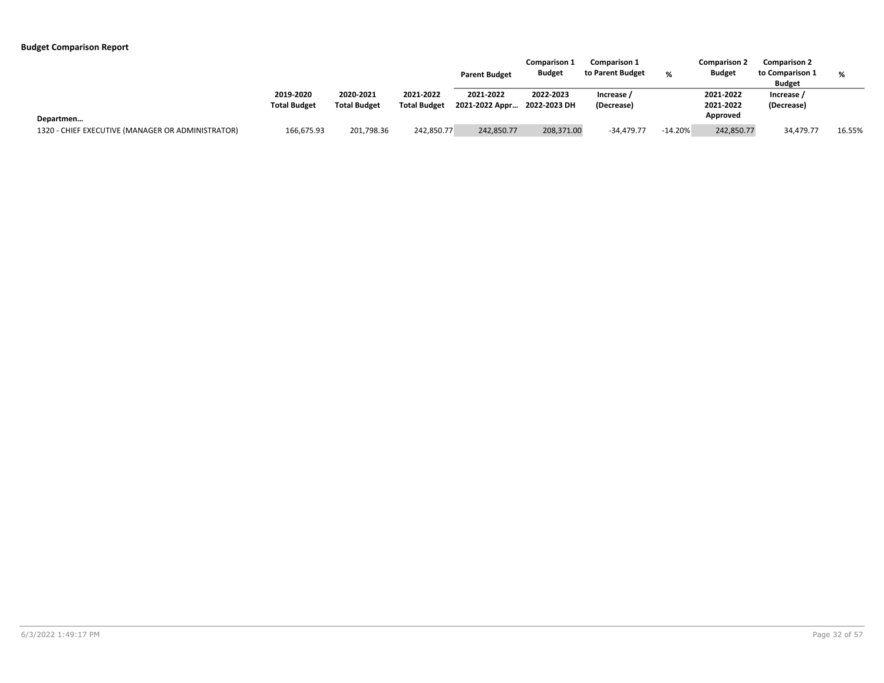**Budget Comparison Report**

| Departmen… | 2019-2020 Total Budget | 2020-2021 Total Budget | 2021-2022 Total Budget | Parent Budget 2021-2022 2021-2022 Appr… | Comparison 1 Budget 2022-2023 2022-2023 DH | Comparison 1 to Parent Budget Increase / (Decrease) | % | Comparison 2 Budget 2021-2022 2021-2022 Approved | Comparison 2 to Comparison 1 Budget Increase / (Decrease) | % |
|---|---|---|---|---|---|---|---|---|---|---|
| 1320 - CHIEF EXECUTIVE (MANAGER OR ADMINISTRATOR) | 166,675.93 | 201,798.36 | 242,850.77 | 242,850.77 | 208,371.00 | -34,479.77 | -14.20% | 242,850.77 | 34,479.77 | 16.55% |

6/3/2022 1:49:17 PM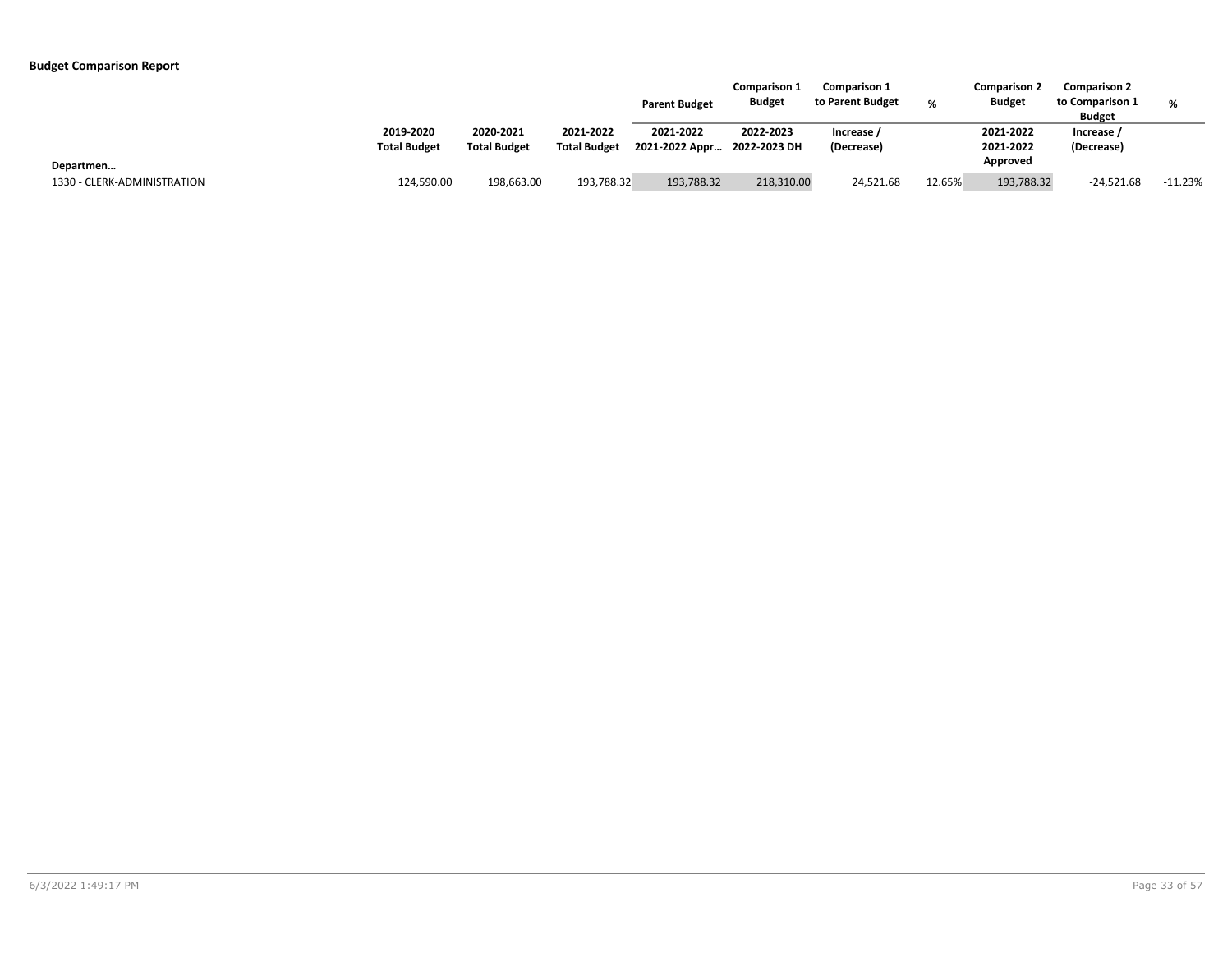**Budget Comparison Report**

| Departmen… | 2019-2020 Total Budget | 2020-2021 Total Budget | 2021-2022 Total Budget | Parent Budget 2021-2022 2021-2022 Appr… | Comparison 1 Budget 2022-2023 2022-2023 DH | Comparison 1 to Parent Budget Increase / (Decrease) | % | Comparison 2 Budget 2021-2022 2021-2022 Approved | Comparison 2 to Comparison 1 Budget Increase / (Decrease) | % |
|---|---|---|---|---|---|---|---|---|---|---|
| 1330 - CLERK-ADMINISTRATION | 124,590.00 | 198,663.00 | 193,788.32 | 193,788.32 | 218,310.00 | 24,521.68 | 12.65% | 193,788.32 | -24,521.68 | -11.23% |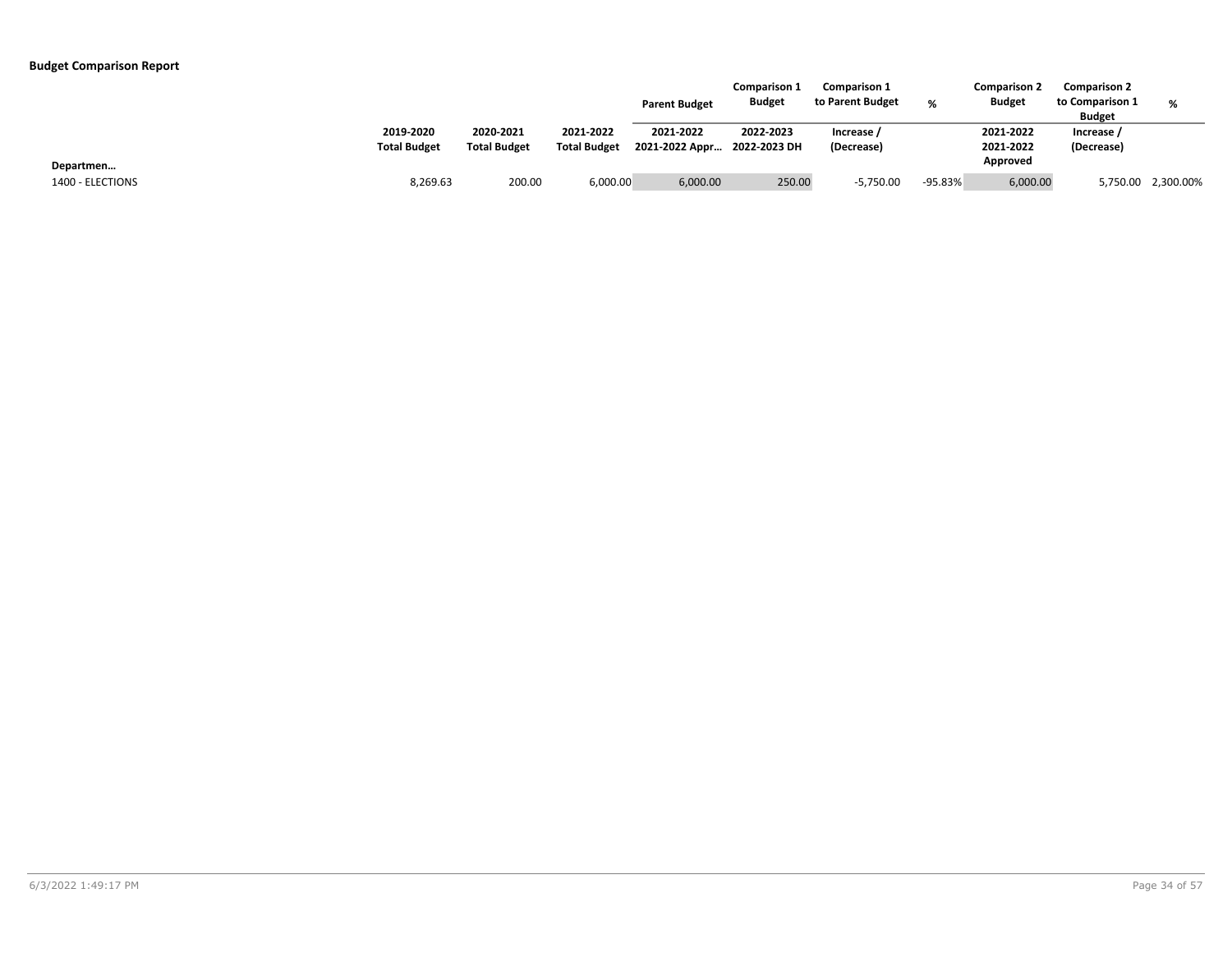**Budget Comparison Report**

| | | | | Parent Budget | Comparison 1 Budget | Comparison 1 to Parent Budget | % | Comparison 2 Budget | Comparison 2 to Comparison 1 Budget | % |
|---|---|---|---|---|---|---|---|---|---|---|
| Departmen… | 2019-2020 Total Budget | 2020-2021 Total Budget | 2021-2022 Total Budget | 2021-2022 2021-2022 Appr… | 2022-2023 2022-2023 DH | Increase / (Decrease) | | 2021-2022 2021-2022 Approved | Increase / (Decrease) | |
| 1400 - ELECTIONS | 8,269.63 | 200.00 | 6,000.00 | 6,000.00 | 250.00 | -5,750.00 | -95.83% | 6,000.00 | 5,750.00 | 2,300.00% |

6/3/2022 1:49:17 PM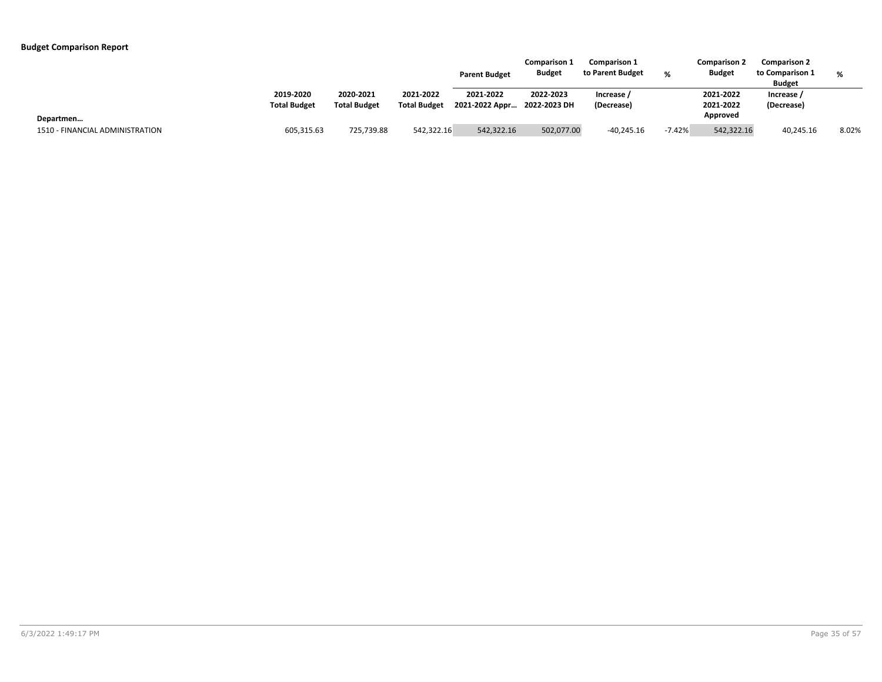**Budget Comparison Report**

| | | | | Parent Budget | Comparison 1 Budget | Comparison 1 to Parent Budget | % | Comparison 2 Budget | Comparison 2 to Comparison 1 Budget | % |
|---|---|---|---|---|---|---|---|---|---|---|
| Departmen… | 2019-2020 Total Budget | 2020-2021 Total Budget | 2021-2022 Total Budget | 2021-2022 2021-2022 Appr… | 2022-2023 2022-2023 DH | Increase / (Decrease) | | 2021-2022 2021-2022 Approved | Increase / (Decrease) | |
| 1510 - FINANCIAL ADMINISTRATION | 605,315.63 | 725,739.88 | 542,322.16 | 542,322.16 | 502,077.00 | -40,245.16 | -7.42% | 542,322.16 | 40,245.16 | 8.02% |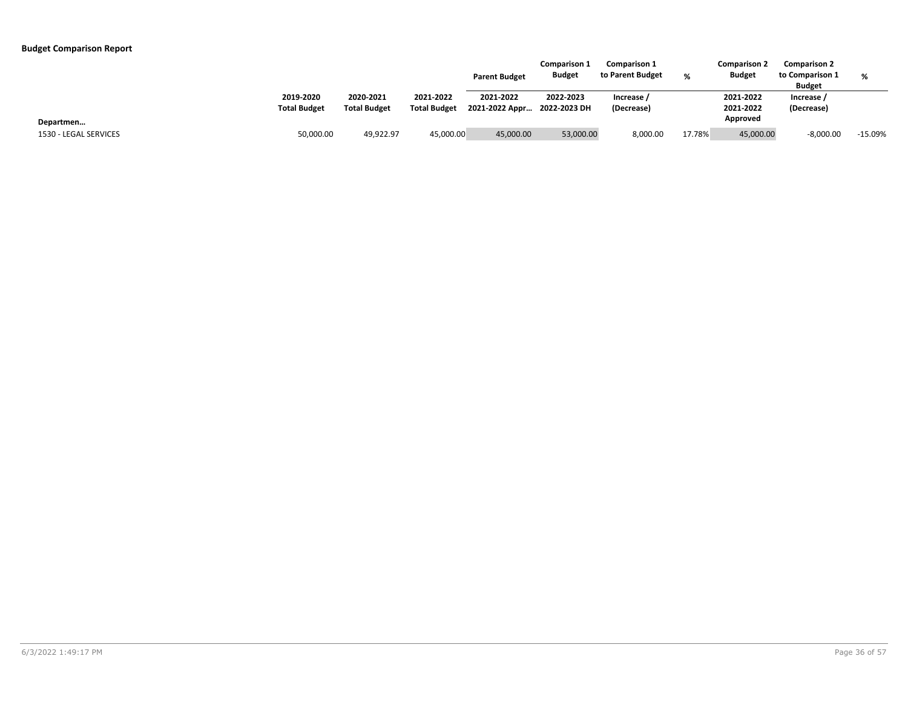**Budget Comparison Report**

| Departmen… | 2019-2020 Total Budget | 2020-2021 Total Budget | 2021-2022 Total Budget | Parent Budget 2021-2022 2021-2022 Appr… | Comparison 1 Budget 2022-2023 2022-2023 DH | Comparison 1 to Parent Budget Increase / (Decrease) | % | Comparison 2 Budget 2021-2022 2021-2022 Approved | Comparison 2 to Comparison 1 Budget Increase / (Decrease) | % |
|---|---|---|---|---|---|---|---|---|---|---|
| 1530 - LEGAL SERVICES | 50,000.00 | 49,922.97 | 45,000.00 | 45,000.00 | 53,000.00 | 8,000.00 | 17.78% | 45,000.00 | -8,000.00 | -15.09% |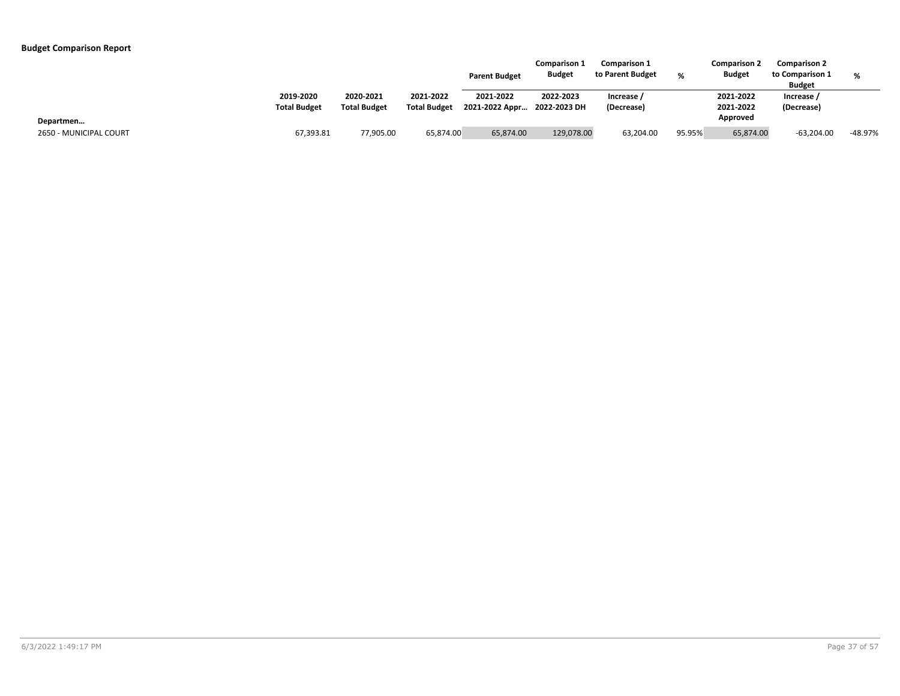**Budget Comparison Report**

| Departmen… | 2019-2020 Total Budget | 2020-2021 Total Budget | 2021-2022 Total Budget | Parent Budget 2021-2022 2021-2022 Appr… | Comparison 1 Budget 2022-2023 2022-2023 DH | Comparison 1 to Parent Budget Increase / (Decrease) | % | Comparison 2 Budget 2021-2022 2021-2022 Approved | Comparison 2 to Comparison 1 Budget Increase / (Decrease) | % |
|---|---|---|---|---|---|---|---|---|---|---|
| 2650 - MUNICIPAL COURT | 67,393.81 | 77,905.00 | 65,874.00 | 65,874.00 | 129,078.00 | 63,204.00 | 95.95% | 65,874.00 | -63,204.00 | -48.97% |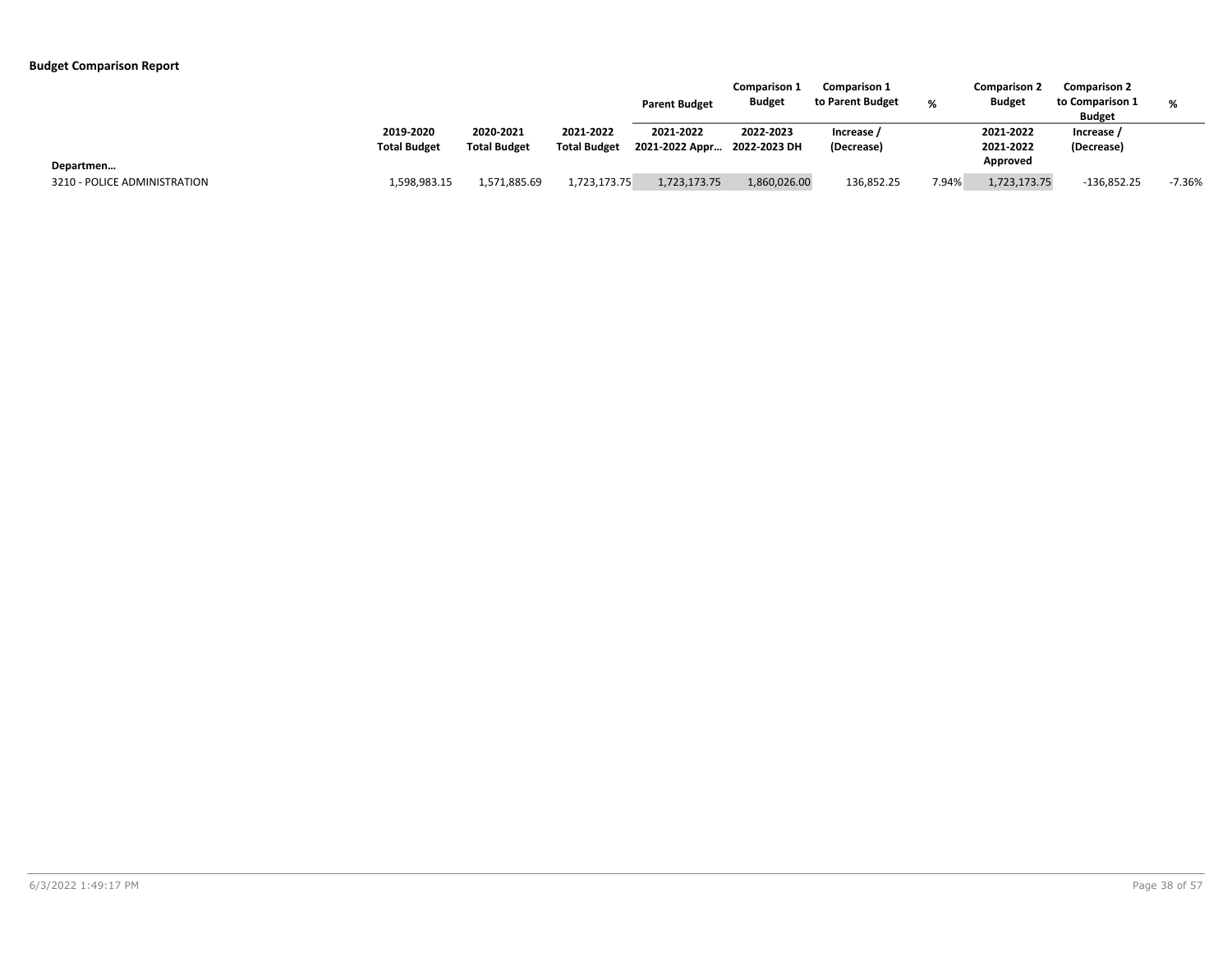**Budget Comparison Report**

| | | | | Parent Budget | Comparison 1 Budget | Comparison 1 to Parent Budget | % | Comparison 2 Budget | Comparison 2 to Comparison 1 Budget | % |
|---|---|---|---|---|---|---|---|---|---|---|
| Departmen… | 2019-2020 Total Budget | 2020-2021 Total Budget | 2021-2022 Total Budget | 2021-2022 2021-2022 Appr… | 2022-2023 2022-2023 DH | Increase / (Decrease) | | 2021-2022 2021-2022 Approved | Increase / (Decrease) | |
| 3210 - POLICE ADMINISTRATION | 1,598,983.15 | 1,571,885.69 | 1,723,173.75 | 1,723,173.75 | 1,860,026.00 | 136,852.25 | 7.94% | 1,723,173.75 | -136,852.25 | -7.36% |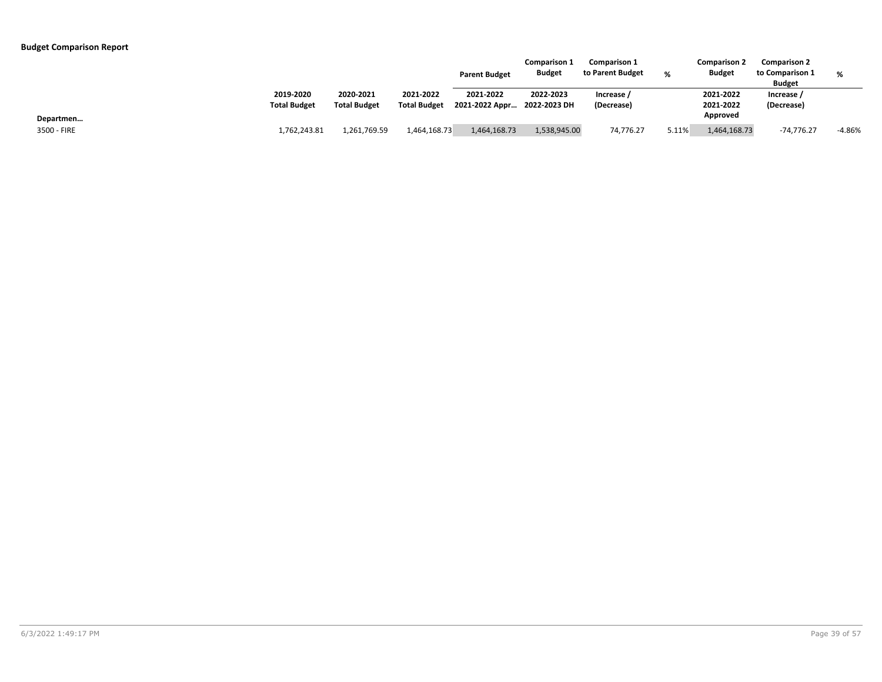**Budget Comparison Report**

| | | | | Parent Budget | Comparison 1 Budget | Comparison 1 to Parent Budget | % | Comparison 2 Budget | Comparison 2 to Comparison 1 Budget | % |
|---|---|---|---|---|---|---|---|---|---|---|
| | 2019-2020 Total Budget | 2020-2021 Total Budget | 2021-2022 Total Budget | 2021-2022 2021-2022 Appr… | 2022-2023 2022-2023 DH | Increase / (Decrease) | | 2021-2022 2021-2022 Approved | Increase / (Decrease) | |
| **Departmen…** | | | | | | | | | | |
| 3500 - FIRE | 1,762,243.81 | 1,261,769.59 | 1,464,168.73 | 1,464,168.73 | 1,538,945.00 | 74,776.27 | 5.11% | 1,464,168.73 | -74,776.27 | -4.86% |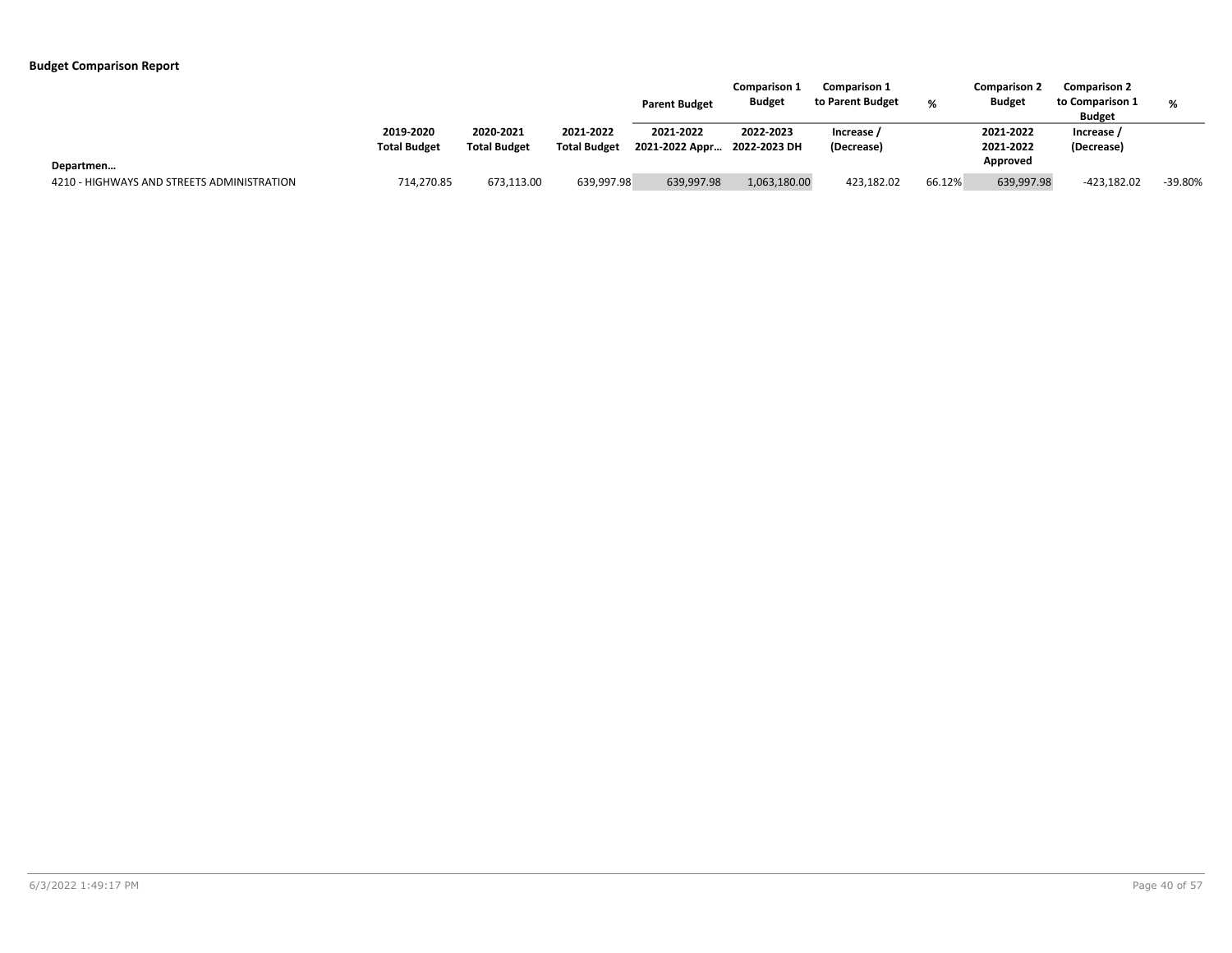**Budget Comparison Report**

| | | | | Parent Budget | Comparison 1 Budget | Comparison 1 to Parent Budget | % | Comparison 2 Budget | Comparison 2 to Comparison 1 Budget | % |
|---|---|---|---|---|---|---|---|---|---|---|
| Departmen… | 2019-2020 Total Budget | 2020-2021 Total Budget | 2021-2022 Total Budget | 2021-2022 2021-2022 Appr… | 2022-2023 2022-2023 DH | Increase / (Decrease) | | 2021-2022 2021-2022 Approved | Increase / (Decrease) | |
| 4210 - HIGHWAYS AND STREETS ADMINISTRATION | 714,270.85 | 673,113.00 | 639,997.98 | 639,997.98 | 1,063,180.00 | 423,182.02 | 66.12% | 639,997.98 | -423,182.02 | -39.80% |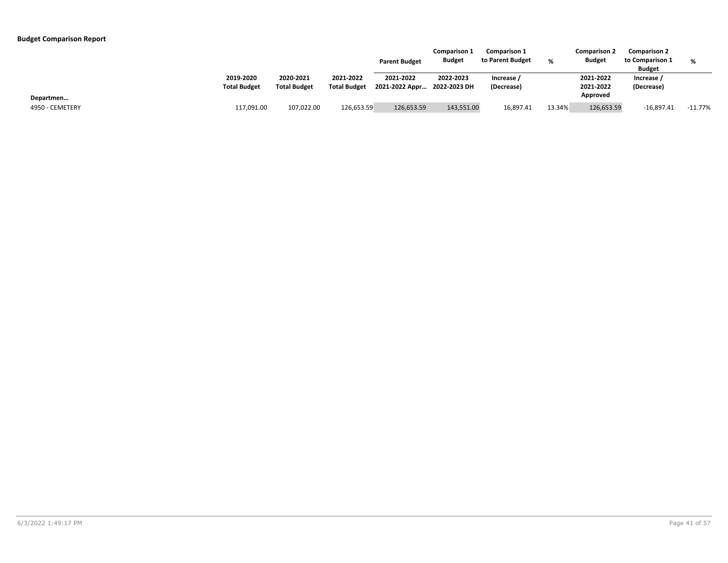**Budget Comparison Report**

| Departmen… | 2019-2020 Total Budget | 2020-2021 Total Budget | 2021-2022 Total Budget | Parent Budget 2021-2022 2021-2022 Appr… | Comparison 1 Budget 2022-2023 2022-2023 DH | Comparison 1 to Parent Budget Increase / (Decrease) | % | Comparison 2 Budget 2021-2022 2021-2022 Approved | Comparison 2 to Comparison 1 Budget Increase / (Decrease) | % |
|---|---|---|---|---|---|---|---|---|---|---|
| 4950 - CEMETERY | 117,091.00 | 107,022.00 | 126,653.59 | 126,653.59 | 143,551.00 | 16,897.41 | 13.34% | 126,653.59 | -16,897.41 | -11.77% |

6/3/2022 1:49:17 PM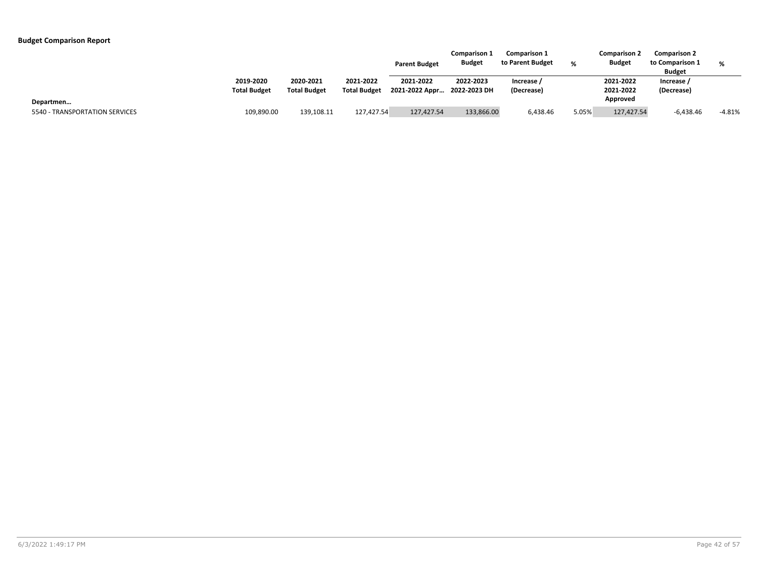**Budget Comparison Report**

| Departmen… | 2019-2020 Total Budget | 2020-2021 Total Budget | 2021-2022 Total Budget | Parent Budget 2021-2022 2021-2022 Appr… | Comparison 1 Budget 2022-2023 2022-2023 DH | Comparison 1 to Parent Budget Increase / (Decrease) | % | Comparison 2 Budget 2021-2022 2021-2022 Approved | Comparison 2 to Comparison 1 Budget Increase / (Decrease) | % |
|---|---|---|---|---|---|---|---|---|---|---|
| 5540 - TRANSPORTATION SERVICES | 109,890.00 | 139,108.11 | 127,427.54 | 127,427.54 | 133,866.00 | 6,438.46 | 5.05% | 127,427.54 | -6,438.46 | -4.81% |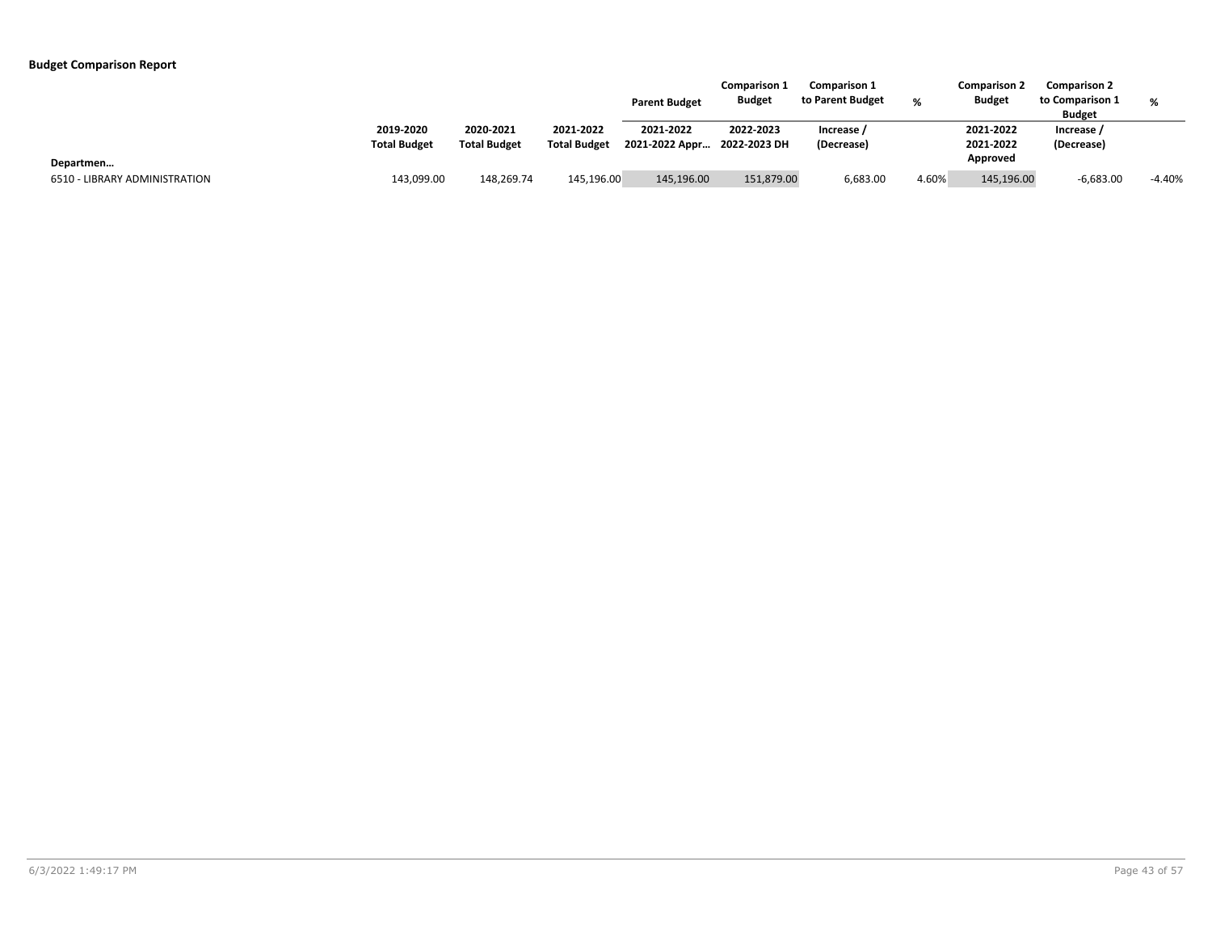**Budget Comparison Report**

| Departmen… | 2019-2020 Total Budget | 2020-2021 Total Budget | 2021-2022 Total Budget | Parent Budget 2021-2022 2021-2022 Appr… | Comparison 1 Budget 2022-2023 2022-2023 DH | Comparison 1 to Parent Budget Increase / (Decrease) | % | Comparison 2 Budget 2021-2022 2021-2022 Approved | Comparison 2 to Comparison 1 Budget Increase / (Decrease) | % |
|---|---|---|---|---|---|---|---|---|---|---|
| 6510 - LIBRARY ADMINISTRATION | 143,099.00 | 148,269.74 | 145,196.00 | 145,196.00 | 151,879.00 | 6,683.00 | 4.60% | 145,196.00 | -6,683.00 | -4.40% |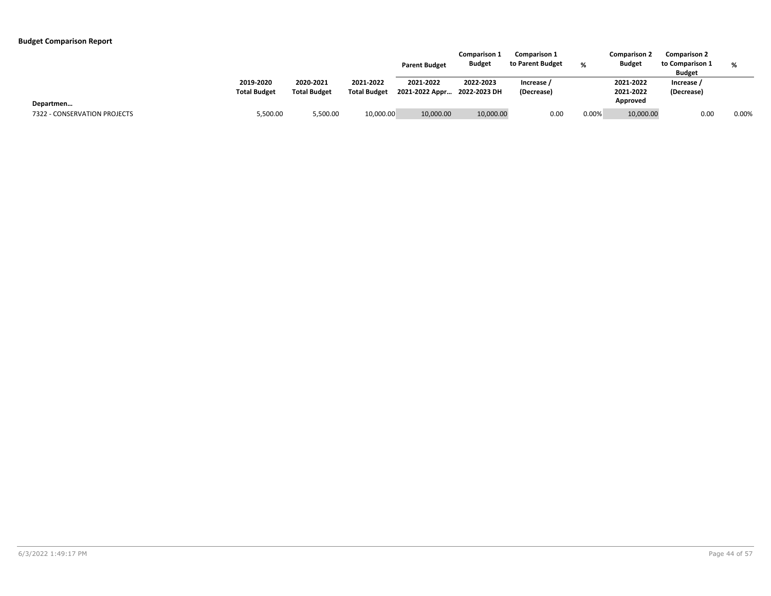**Budget Comparison Report**

| | | | | Parent Budget | Comparison 1 Budget | Comparison 1 to Parent Budget | % | Comparison 2 Budget | Comparison 2 to Comparison 1 Budget | % |
|---|---|---|---|---|---|---|---|---|---|---|
| Departmen… | 2019-2020 Total Budget | 2020-2021 Total Budget | 2021-2022 Total Budget | 2021-2022 2021-2022 Appr… | 2022-2023 2022-2023 DH | Increase / (Decrease) | | 2021-2022 2021-2022 Approved | Increase / (Decrease) | |
| 7322 - CONSERVATION PROJECTS | 5,500.00 | 5,500.00 | 10,000.00 | 10,000.00 | 10,000.00 | 0.00 | 0.00% | 10,000.00 | 0.00 | 0.00% |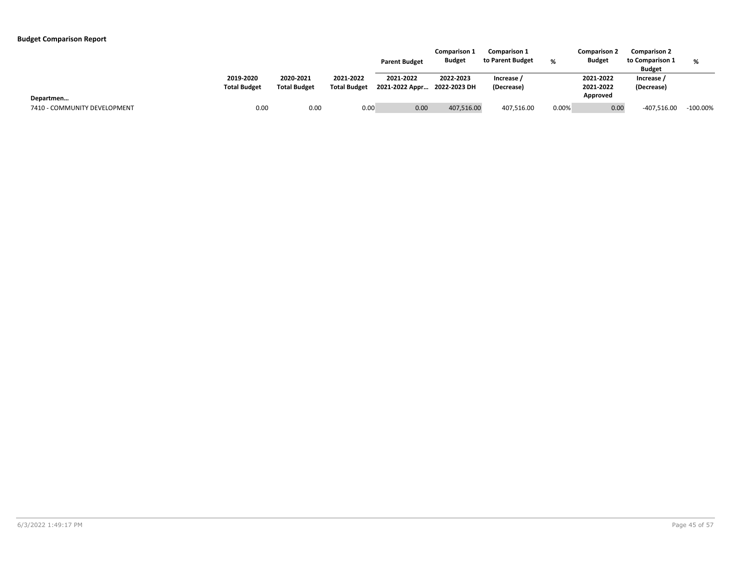**Budget Comparison Report**

| | | | | Parent Budget | Comparison 1 Budget | Comparison 1 to Parent Budget | % | Comparison 2 Budget | Comparison 2 to Comparison 1 Budget | % |
|---|---|---|---|---|---|---|---|---|---|---|
| Departmen… | 2019-2020 Total Budget | 2020-2021 Total Budget | 2021-2022 Total Budget | 2021-2022 2021-2022 Appr… | 2022-2023 2022-2023 DH | Increase / (Decrease) | | 2021-2022 2021-2022 Approved | Increase / (Decrease) | |
| 7410 - COMMUNITY DEVELOPMENT | 0.00 | 0.00 | 0.00 | 0.00 | 407,516.00 | 407,516.00 | 0.00% | 0.00 | -407,516.00 | -100.00% |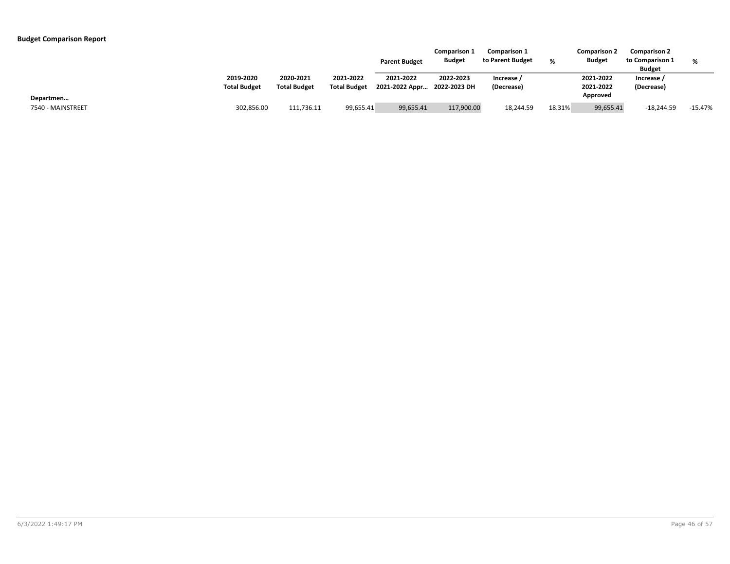**Budget Comparison Report**

| | | | | Parent Budget | Comparison 1 Budget | Comparison 1 to Parent Budget | % | Comparison 2 Budget | Comparison 2 to Comparison 1 Budget | % |
|---|---|---|---|---|---|---|---|---|---|---|
| Departmen… | 2019-2020 Total Budget | 2020-2021 Total Budget | 2021-2022 Total Budget | 2021-2022 2021-2022 Appr… | 2022-2023 2022-2023 DH | Increase / (Decrease) | | 2021-2022 2021-2022 Approved | Increase / (Decrease) | |
| 7540 - MAINSTREET | 302,856.00 | 111,736.11 | 99,655.41 | 99,655.41 | 117,900.00 | 18,244.59 | 18.31% | 99,655.41 | -18,244.59 | -15.47% |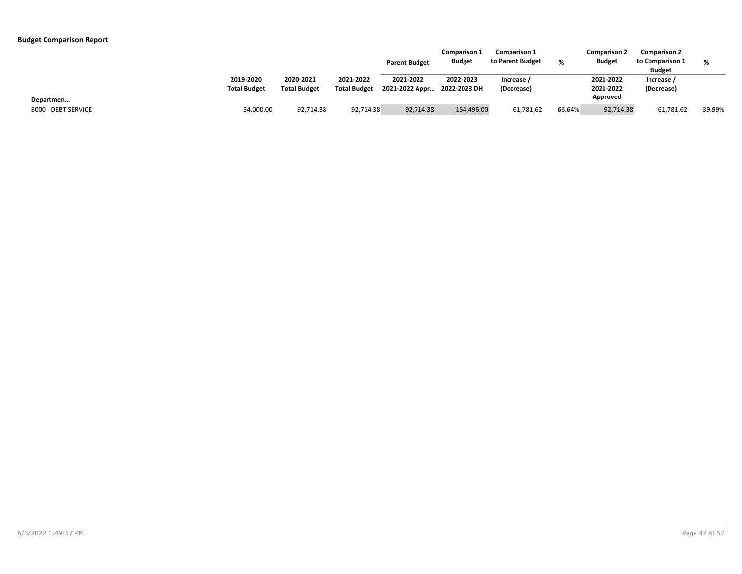**Budget Comparison Report**

| Departmen… | 2019-2020 Total Budget | 2020-2021 Total Budget | 2021-2022 Total Budget | Parent Budget 2021-2022 2021-2022 Appr… | Comparison 1 Budget 2022-2023 2022-2023 DH | Comparison 1 to Parent Budget Increase / (Decrease) | % | Comparison 2 Budget 2021-2022 2021-2022 Approved | Comparison 2 to Comparison 1 Budget Increase / (Decrease) | % |
|---|---|---|---|---|---|---|---|---|---|---|
| 8000 - DEBT SERVICE | 34,000.00 | 92,714.38 | 92,714.38 | 92,714.38 | 154,496.00 | 61,781.62 | 66.64% | 92,714.38 | -61,781.62 | -39.99% |

6/3/2022 1:49:17 PM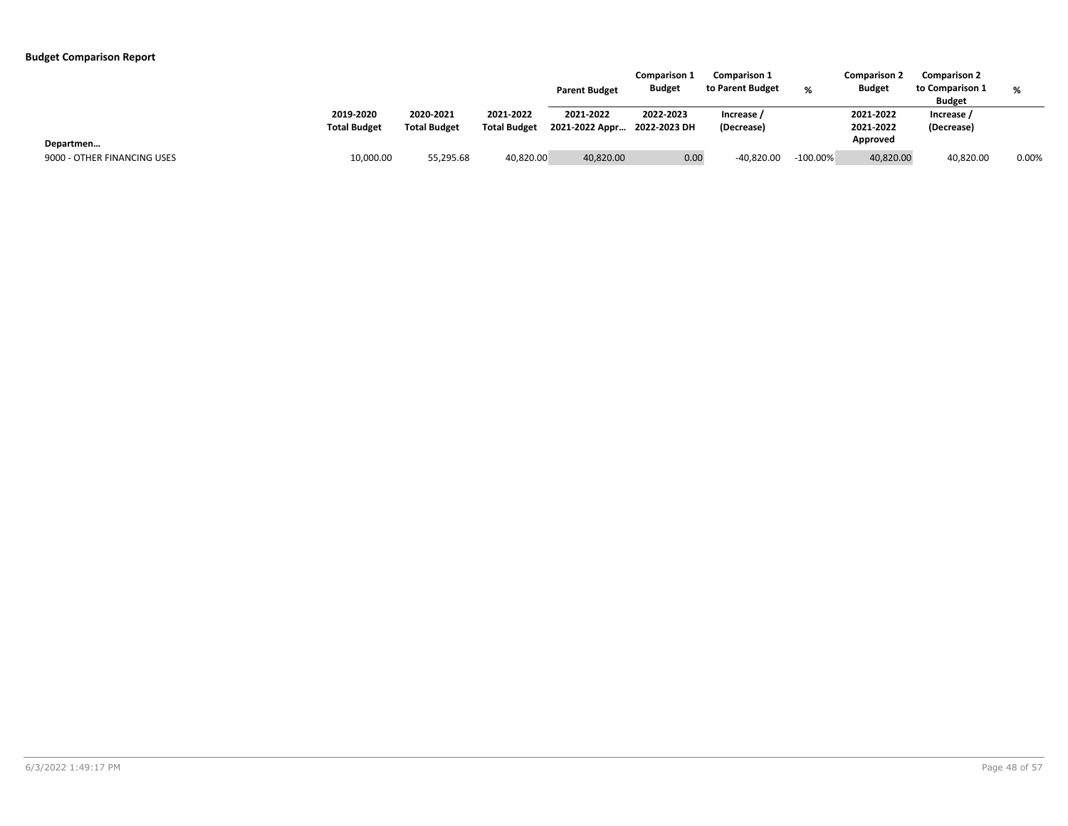**Budget Comparison Report**

| Departmen… | 2019-2020 Total Budget | 2020-2021 Total Budget | 2021-2022 Total Budget | Parent Budget 2021-2022 2021-2022 Appr… | Comparison 1 Budget 2022-2023 2022-2023 DH | Comparison 1 to Parent Budget Increase / (Decrease) | % | Comparison 2 Budget 2021-2022 2021-2022 Approved | Comparison 2 to Comparison 1 Budget Increase / (Decrease) | % |
|---|---|---|---|---|---|---|---|---|---|---|
| 9000 - OTHER FINANCING USES | 10,000.00 | 55,295.68 | 40,820.00 | 40,820.00 | 0.00 | -40,820.00 | -100.00% | 40,820.00 | 40,820.00 | 0.00% |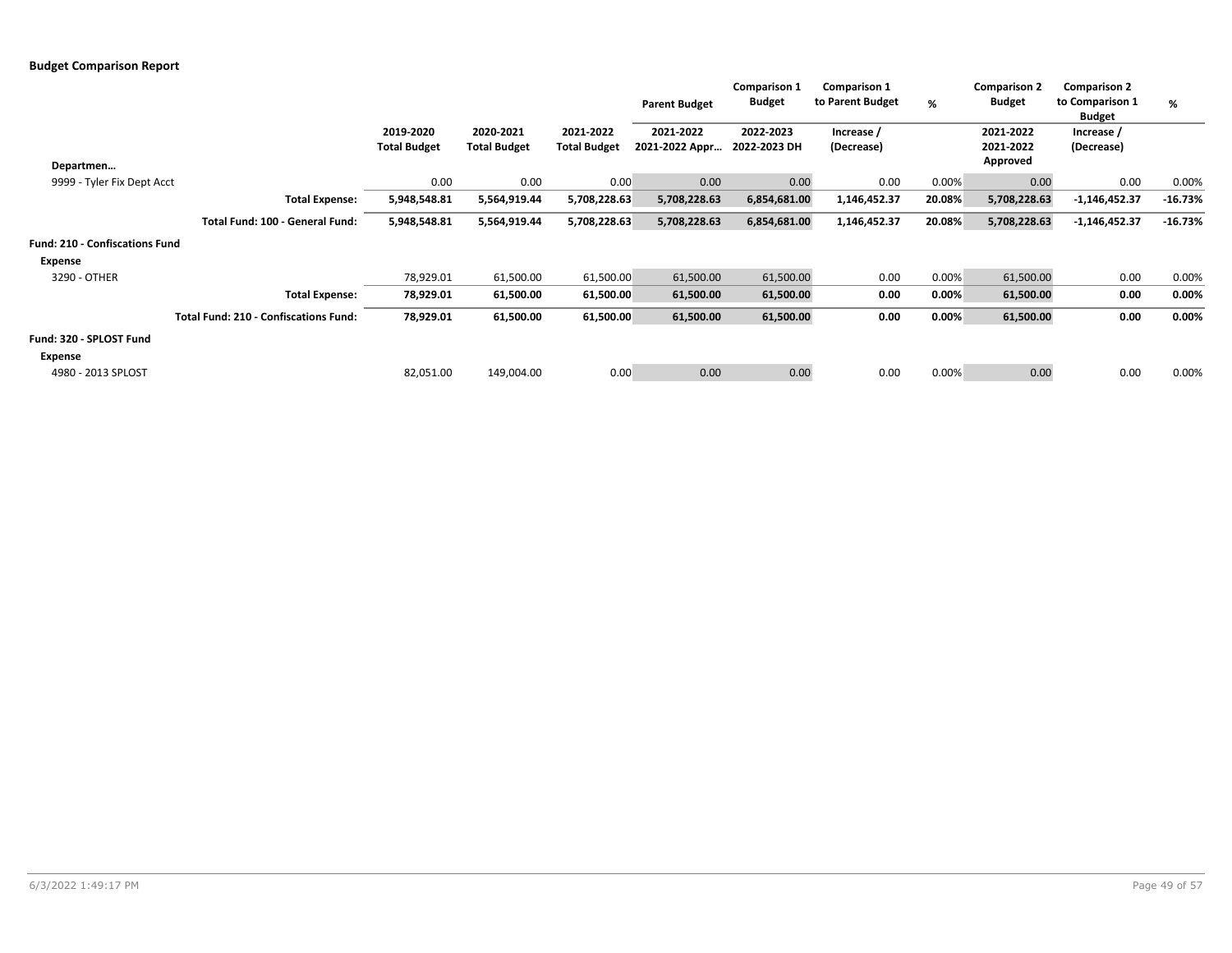## Budget Comparison Report

| | 2019-2020 Total Budget | 2020-2021 Total Budget | 2021-2022 Total Budget | Parent Budget 2021-2022 2021-2022 Appr… | Comparison 1 Budget 2022-2023 2022-2023 DH | Comparison 1 to Parent Budget Increase / (Decrease) | % | Comparison 2 Budget 2021-2022 2021-2022 Approved | Comparison 2 to Comparison 1 Budget Increase / (Decrease) | % |
|---|---|---|---|---|---|---|---|---|---|---|
| **Departmen…** | | | | | | | | | | |
| 9999 - Tyler Fix Dept Acct | 0.00 | 0.00 | 0.00 | 0.00 | 0.00 | 0.00 | 0.00% | 0.00 | 0.00 | 0.00% |
| **Total Expense:** | **5,948,548.81** | **5,564,919.44** | **5,708,228.63** | **5,708,228.63** | **6,854,681.00** | **1,146,452.37** | **20.08%** | **5,708,228.63** | **-1,146,452.37** | **-16.73%** |
| **Total Fund: 100 - General Fund:** | **5,948,548.81** | **5,564,919.44** | **5,708,228.63** | **5,708,228.63** | **6,854,681.00** | **1,146,452.37** | **20.08%** | **5,708,228.63** | **-1,146,452.37** | **-16.73%** |
| **Fund: 210 - Confiscations Fund** | | | | | | | | | | |
| **Expense** | | | | | | | | | | |
| 3290 - OTHER | 78,929.01 | 61,500.00 | 61,500.00 | 61,500.00 | 61,500.00 | 0.00 | 0.00% | 61,500.00 | 0.00 | 0.00% |
| **Total Expense:** | **78,929.01** | **61,500.00** | **61,500.00** | **61,500.00** | **61,500.00** | **0.00** | **0.00%** | **61,500.00** | **0.00** | **0.00%** |
| **Total Fund: 210 - Confiscations Fund:** | **78,929.01** | **61,500.00** | **61,500.00** | **61,500.00** | **61,500.00** | **0.00** | **0.00%** | **61,500.00** | **0.00** | **0.00%** |
| **Fund: 320 - SPLOST Fund** | | | | | | | | | | |
| **Expense** | | | | | | | | | | |
| 4980 - 2013 SPLOST | 82,051.00 | 149,004.00 | 0.00 | 0.00 | 0.00 | 0.00 | 0.00% | 0.00 | 0.00 | 0.00% |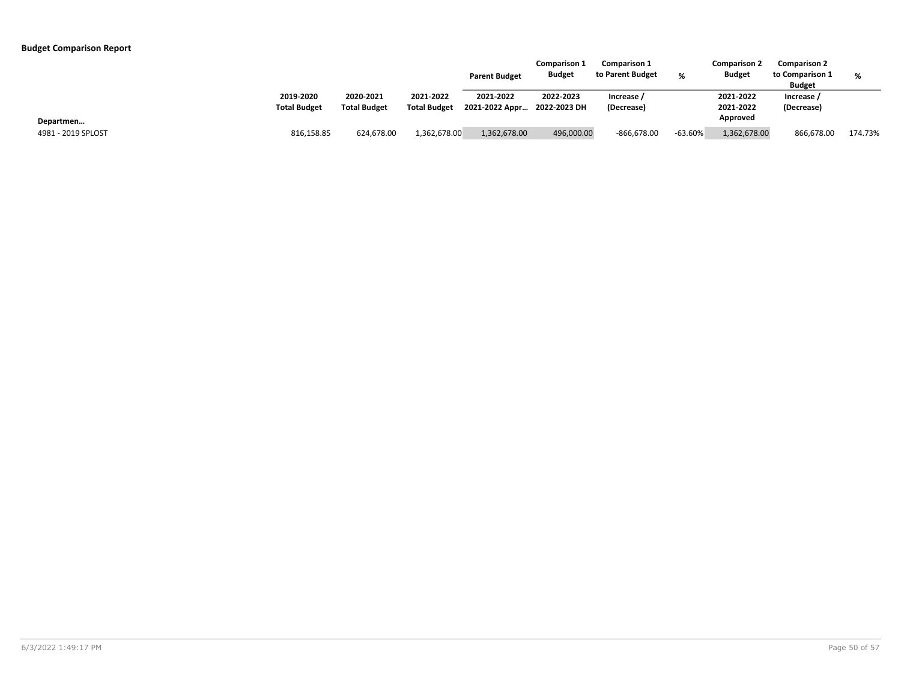**Budget Comparison Report**

| Departmen… | 2019-2020 Total Budget | 2020-2021 Total Budget | 2021-2022 Total Budget | Parent Budget 2021-2022 2021-2022 Appr… | Comparison 1 Budget 2022-2023 2022-2023 DH | Comparison 1 to Parent Budget Increase / (Decrease) | % | Comparison 2 Budget 2021-2022 2021-2022 Approved | Comparison 2 to Comparison 1 Budget Increase / (Decrease) | % |
|---|---|---|---|---|---|---|---|---|---|---|
| 4981 - 2019 SPLOST | 816,158.85 | 624,678.00 | 1,362,678.00 | 1,362,678.00 | 496,000.00 | -866,678.00 | -63.60% | 1,362,678.00 | 866,678.00 | 174.73% |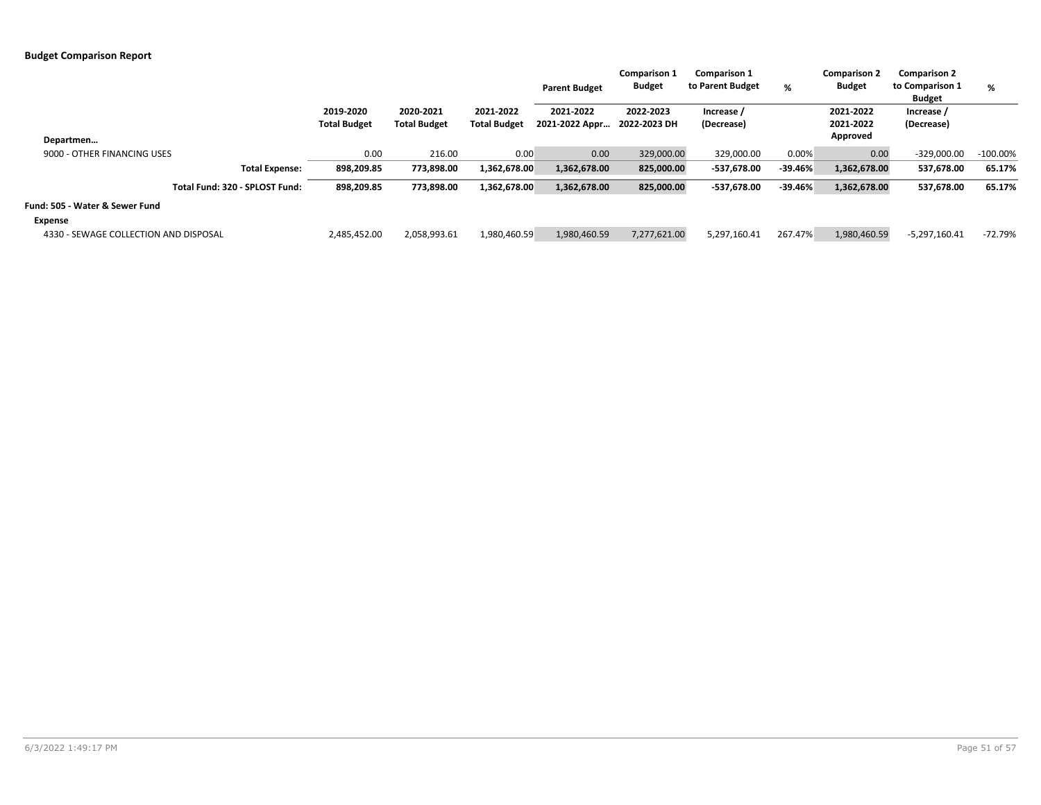**Budget Comparison Report**

| | | | | Parent Budget | Comparison 1 Budget | Comparison 1 to Parent Budget | % | Comparison 2 Budget | Comparison 2 to Comparison 1 Budget | % |
|---|---|---|---|---|---|---|---|---|---|---|
| Departmen… | 2019-2020 Total Budget | 2020-2021 Total Budget | 2021-2022 Total Budget | 2021-2022 2021-2022 Appr… | 2022-2023 2022-2023 DH | Increase / (Decrease) | | 2021-2022 2021-2022 Approved | Increase / (Decrease) | |
| 9000 - OTHER FINANCING USES | 0.00 | 216.00 | 0.00 | 0.00 | 329,000.00 | 329,000.00 | 0.00% | 0.00 | -329,000.00 | -100.00% |
| **Total Expense:** | **898,209.85** | **773,898.00** | **1,362,678.00** | **1,362,678.00** | **825,000.00** | **-537,678.00** | **-39.46%** | **1,362,678.00** | **537,678.00** | **65.17%** |
| **Total Fund: 320 - SPLOST Fund:** | **898,209.85** | **773,898.00** | **1,362,678.00** | **1,362,678.00** | **825,000.00** | **-537,678.00** | **-39.46%** | **1,362,678.00** | **537,678.00** | **65.17%** |
| **Fund: 505 - Water & Sewer Fund** | | | | | | | | | | |
| **Expense** | | | | | | | | | | |
| 4330 - SEWAGE COLLECTION AND DISPOSAL | 2,485,452.00 | 2,058,993.61 | 1,980,460.59 | 1,980,460.59 | 7,277,621.00 | 5,297,160.41 | 267.47% | 1,980,460.59 | -5,297,160.41 | -72.79% |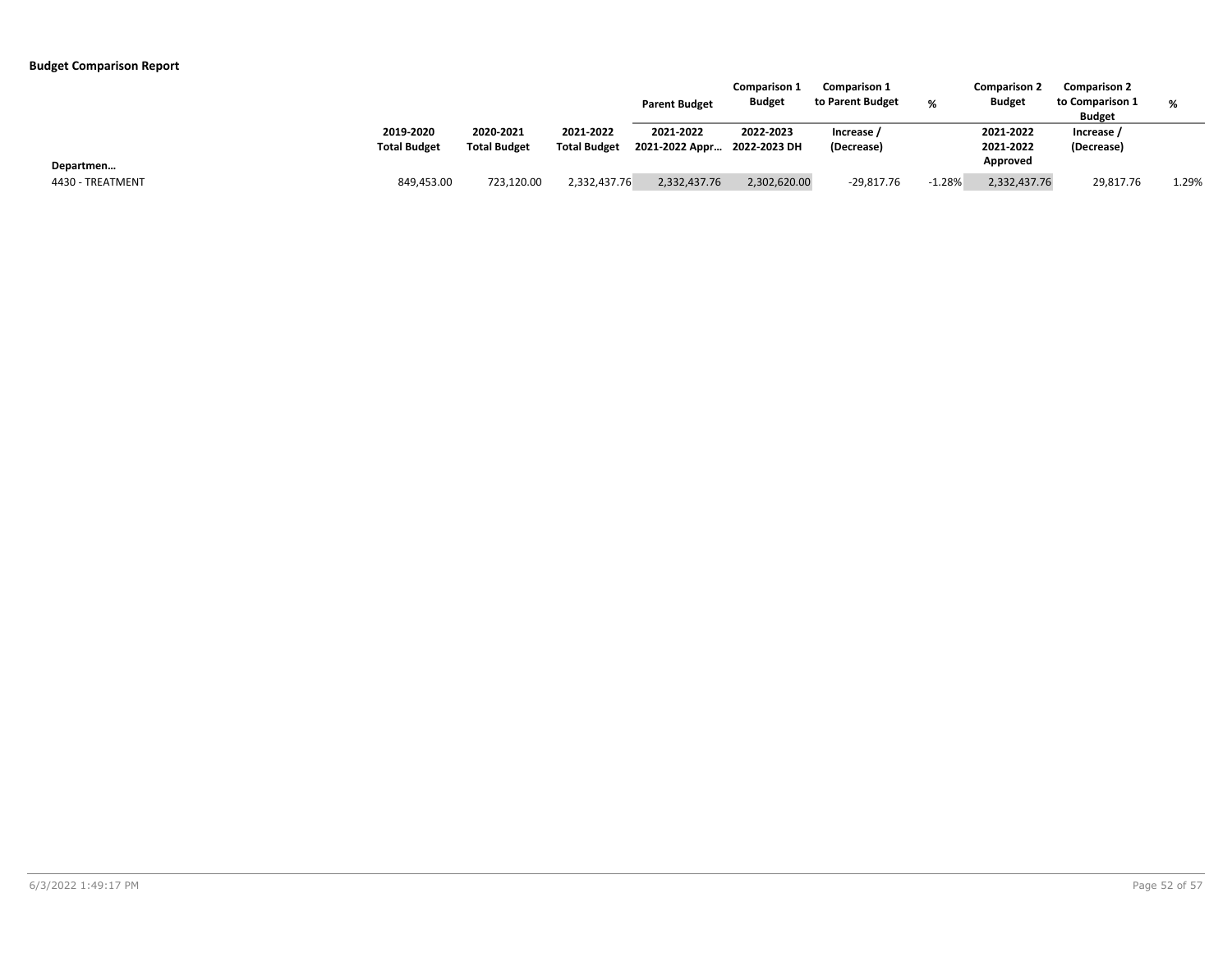**Budget Comparison Report**

| | | | | Parent Budget | Comparison 1 Budget | Comparison 1 to Parent Budget | % | Comparison 2 Budget | Comparison 2 to Comparison 1 Budget | % |
|---|---|---|---|---|---|---|---|---|---|---|
| Departmen… | 2019-2020 Total Budget | 2020-2021 Total Budget | 2021-2022 Total Budget | 2021-2022 2021-2022 Appr… | 2022-2023 2022-2023 DH | Increase / (Decrease) | | 2021-2022 2021-2022 Approved | Increase / (Decrease) | |
| 4430 - TREATMENT | 849,453.00 | 723,120.00 | 2,332,437.76 | 2,332,437.76 | 2,302,620.00 | -29,817.76 | -1.28% | 2,332,437.76 | 29,817.76 | 1.29% |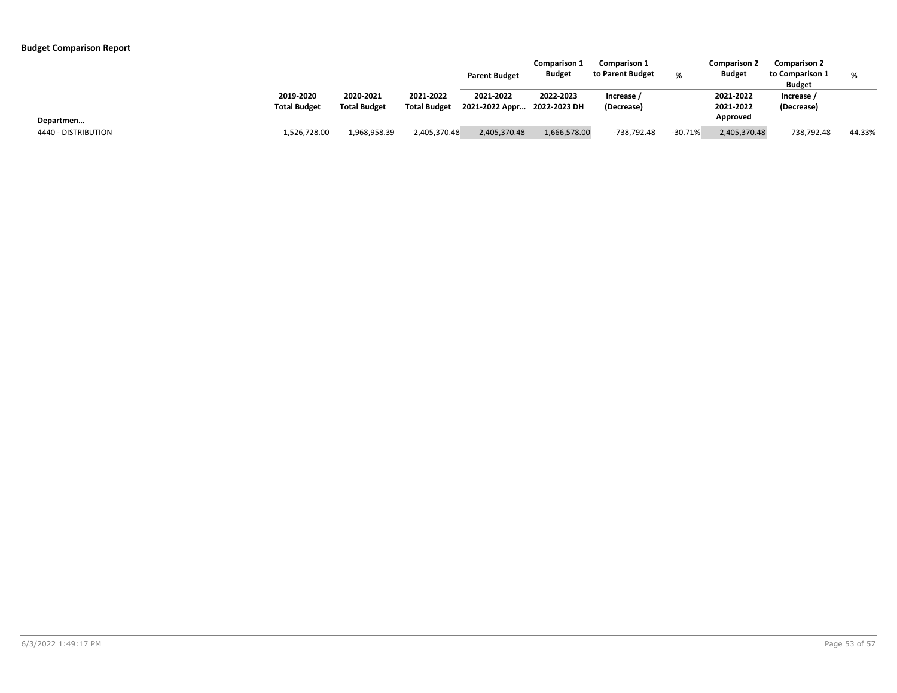**Budget Comparison Report**

| Departmen… | 2019-2020 Total Budget | 2020-2021 Total Budget | 2021-2022 Total Budget | Parent Budget 2021-2022 2021-2022 Appr… | Comparison 1 Budget 2022-2023 2022-2023 DH | Comparison 1 to Parent Budget Increase / (Decrease) | % | Comparison 2 Budget 2021-2022 2021-2022 Approved | Comparison 2 to Comparison 1 Budget Increase / (Decrease) | % |
|---|---|---|---|---|---|---|---|---|---|---|
| 4440 - DISTRIBUTION | 1,526,728.00 | 1,968,958.39 | 2,405,370.48 | 2,405,370.48 | 1,666,578.00 | -738,792.48 | -30.71% | 2,405,370.48 | 738,792.48 | 44.33% |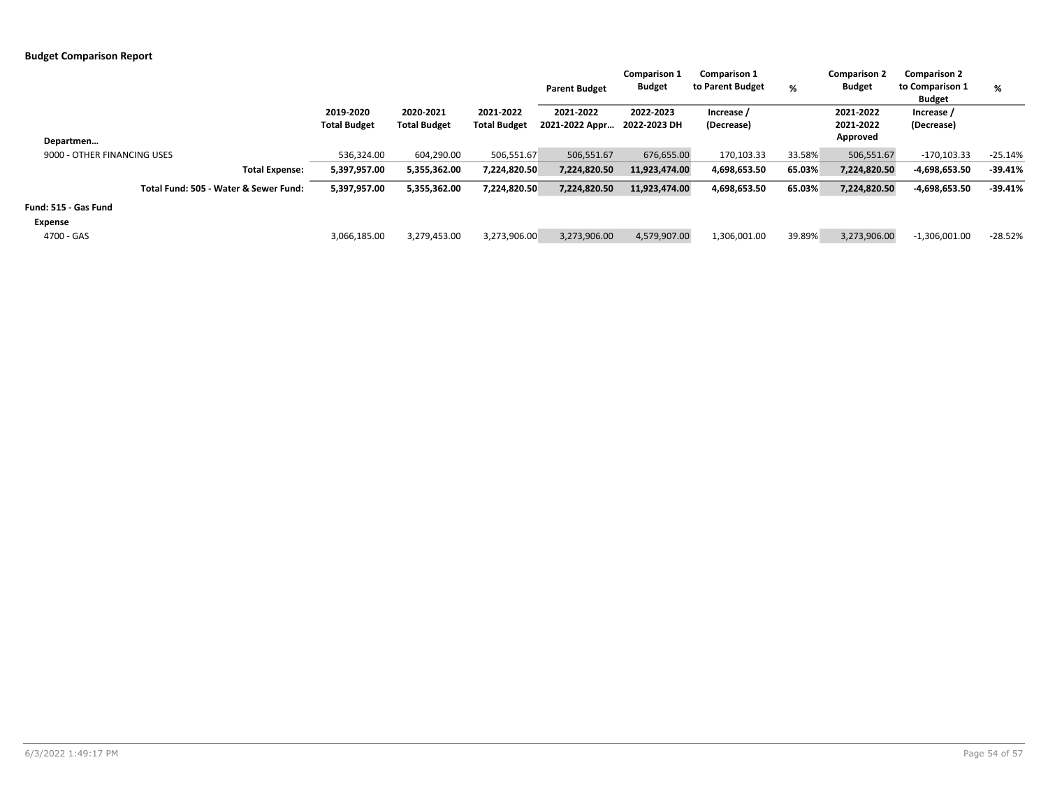**Budget Comparison Report**

| | | | | Parent Budget | Comparison 1 Budget | Comparison 1 to Parent Budget | % | Comparison 2 Budget | Comparison 2 to Comparison 1 Budget | % |
|---|---|---|---|---|---|---|---|---|---|---|
| Departmen… | 2019-2020 Total Budget | 2020-2021 Total Budget | 2021-2022 Total Budget | 2021-2022 2021-2022 Appr… | 2022-2023 2022-2023 DH | Increase / (Decrease) | | 2021-2022 2021-2022 Approved | Increase / (Decrease) | |
| 9000 - OTHER FINANCING USES | 536,324.00 | 604,290.00 | 506,551.67 | 506,551.67 | 676,655.00 | 170,103.33 | 33.58% | 506,551.67 | -170,103.33 | -25.14% |
| **Total Expense:** | **5,397,957.00** | **5,355,362.00** | **7,224,820.50** | **7,224,820.50** | **11,923,474.00** | **4,698,653.50** | **65.03%** | **7,224,820.50** | **-4,698,653.50** | **-39.41%** |
| **Total Fund: 505 - Water & Sewer Fund:** | **5,397,957.00** | **5,355,362.00** | **7,224,820.50** | **7,224,820.50** | **11,923,474.00** | **4,698,653.50** | **65.03%** | **7,224,820.50** | **-4,698,653.50** | **-39.41%** |
| **Fund: 515 - Gas Fund** | | | | | | | | | | |
| **Expense** | | | | | | | | | | |
| 4700 - GAS | 3,066,185.00 | 3,279,453.00 | 3,273,906.00 | 3,273,906.00 | 4,579,907.00 | 1,306,001.00 | 39.89% | 3,273,906.00 | -1,306,001.00 | -28.52% |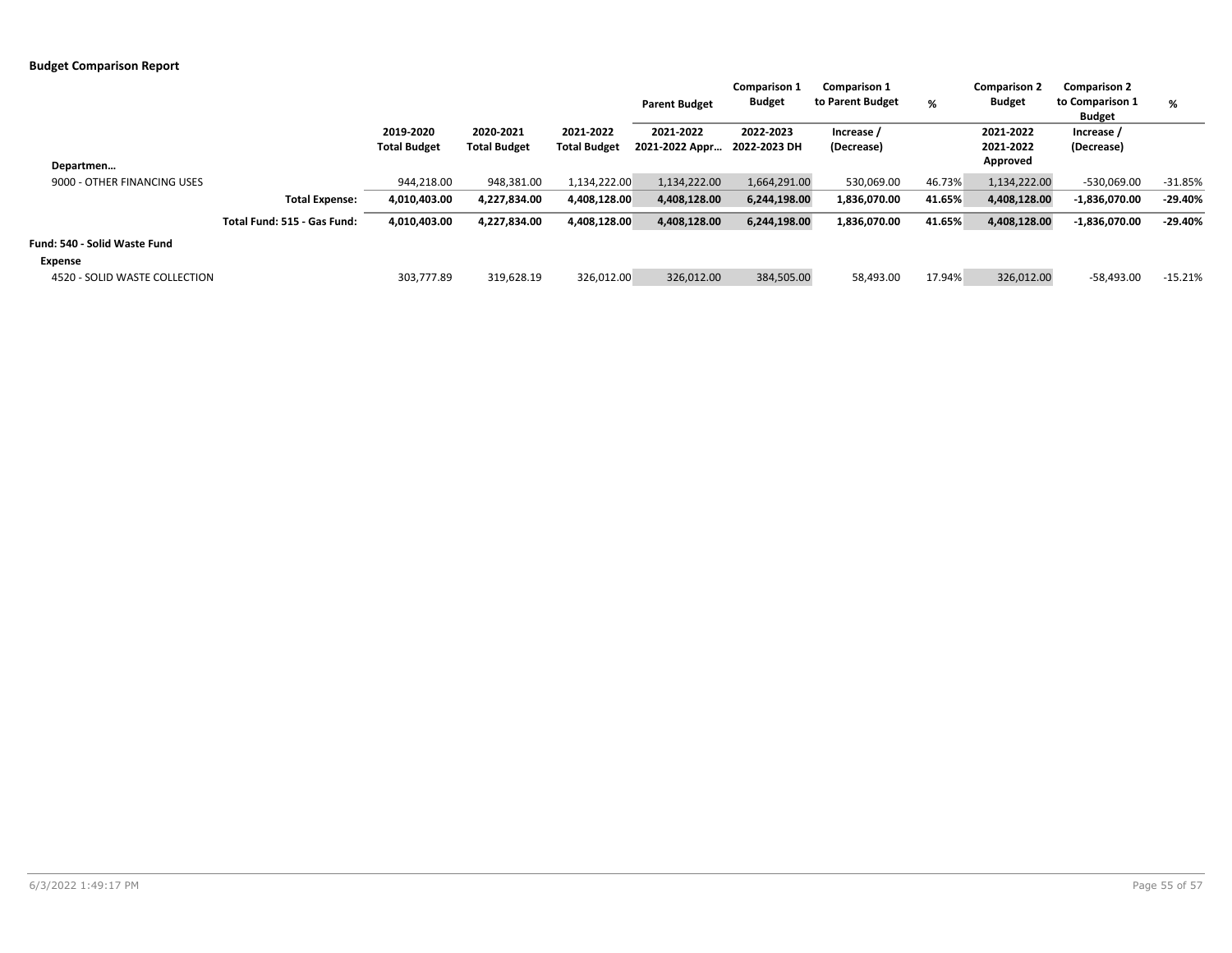**Budget Comparison Report**

| | 2019-2020 Total Budget | 2020-2021 Total Budget | 2021-2022 Total Budget | Parent Budget 2021-2022 2021-2022 Appr… | Comparison 1 Budget 2022-2023 2022-2023 DH | Comparison 1 to Parent Budget Increase / (Decrease) | % | Comparison 2 Budget 2021-2022 2021-2022 Approved | Comparison 2 to Comparison 1 Budget Increase / (Decrease) | % |
|---|---|---|---|---|---|---|---|---|---|---|
| **Departmen…** | | | | | | | | | | |
| 9000 - OTHER FINANCING USES | 944,218.00 | 948,381.00 | 1,134,222.00 | 1,134,222.00 | 1,664,291.00 | 530,069.00 | 46.73% | 1,134,222.00 | -530,069.00 | -31.85% |
| **Total Expense:** | **4,010,403.00** | **4,227,834.00** | **4,408,128.00** | **4,408,128.00** | **6,244,198.00** | **1,836,070.00** | **41.65%** | **4,408,128.00** | **-1,836,070.00** | **-29.40%** |
| **Total Fund: 515 - Gas Fund:** | **4,010,403.00** | **4,227,834.00** | **4,408,128.00** | **4,408,128.00** | **6,244,198.00** | **1,836,070.00** | **41.65%** | **4,408,128.00** | **-1,836,070.00** | **-29.40%** |
| **Fund: 540 - Solid Waste Fund** | | | | | | | | | | |
| **Expense** | | | | | | | | | | |
| 4520 - SOLID WASTE COLLECTION | 303,777.89 | 319,628.19 | 326,012.00 | 326,012.00 | 384,505.00 | 58,493.00 | 17.94% | 326,012.00 | -58,493.00 | -15.21% |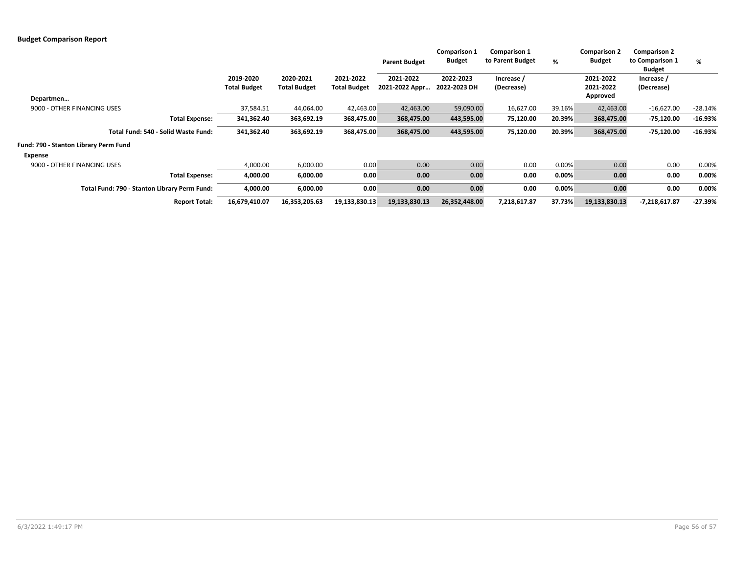**Budget Comparison Report**

| | | | | Parent Budget | Comparison 1 Budget | Comparison 1 to Parent Budget | % | Comparison 2 Budget | Comparison 2 to Comparison 1 Budget | % |
|---|---|---|---|---|---|---|---|---|---|---|
| Departmen… | 2019-2020 Total Budget | 2020-2021 Total Budget | 2021-2022 Total Budget | 2021-2022 2021-2022 Appr… | 2022-2023 2022-2023 DH | Increase / (Decrease) | | 2021-2022 2021-2022 Approved | Increase / (Decrease) | |
| 9000 - OTHER FINANCING USES | 37,584.51 | 44,064.00 | 42,463.00 | 42,463.00 | 59,090.00 | 16,627.00 | 39.16% | 42,463.00 | -16,627.00 | -28.14% |
| **Total Expense:** | **341,362.40** | **363,692.19** | **368,475.00** | **368,475.00** | **443,595.00** | **75,120.00** | **20.39%** | **368,475.00** | **-75,120.00** | **-16.93%** |
| **Total Fund: 540 - Solid Waste Fund:** | **341,362.40** | **363,692.19** | **368,475.00** | **368,475.00** | **443,595.00** | **75,120.00** | **20.39%** | **368,475.00** | **-75,120.00** | **-16.93%** |
| **Fund: 790 - Stanton Library Perm Fund** | | | | | | | | | | |
| **Expense** | | | | | | | | | | |
| 9000 - OTHER FINANCING USES | 4,000.00 | 6,000.00 | 0.00 | 0.00 | 0.00 | 0.00 | 0.00% | 0.00 | 0.00 | 0.00% |
| **Total Expense:** | **4,000.00** | **6,000.00** | **0.00** | **0.00** | **0.00** | **0.00** | **0.00%** | **0.00** | **0.00** | **0.00%** |
| **Total Fund: 790 - Stanton Library Perm Fund:** | **4,000.00** | **6,000.00** | **0.00** | **0.00** | **0.00** | **0.00** | **0.00%** | **0.00** | **0.00** | **0.00%** |
| **Report Total:** | **16,679,410.07** | **16,353,205.63** | **19,133,830.13** | **19,133,830.13** | **26,352,448.00** | **7,218,617.87** | **37.73%** | **19,133,830.13** | **-7,218,617.87** | **-27.39%** |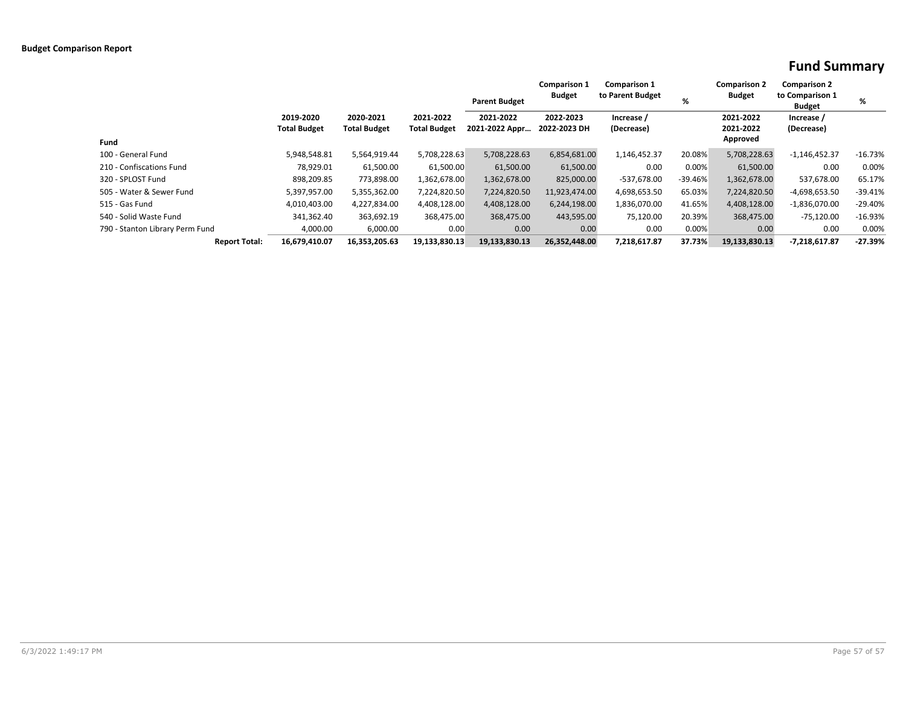**Budget Comparison Report**

# Fund Summary

| Fund | 2019-2020 Total Budget | 2020-2021 Total Budget | 2021-2022 Total Budget | Parent Budget 2021-2022 2021-2022 Appr… | Comparison 1 Budget 2022-2023 2022-2023 DH | Comparison 1 to Parent Budget Increase / (Decrease) | % | Comparison 2 Budget 2021-2022 2021-2022 Approved | Comparison 2 to Comparison 1 Budget Increase / (Decrease) | % |
|---|---|---|---|---|---|---|---|---|---|---|
| 100 - General Fund | 5,948,548.81 | 5,564,919.44 | 5,708,228.63 | 5,708,228.63 | 6,854,681.00 | 1,146,452.37 | 20.08% | 5,708,228.63 | -1,146,452.37 | -16.73% |
| 210 - Confiscations Fund | 78,929.01 | 61,500.00 | 61,500.00 | 61,500.00 | 61,500.00 | 0.00 | 0.00% | 61,500.00 | 0.00 | 0.00% |
| 320 - SPLOST Fund | 898,209.85 | 773,898.00 | 1,362,678.00 | 1,362,678.00 | 825,000.00 | -537,678.00 | -39.46% | 1,362,678.00 | 537,678.00 | 65.17% |
| 505 - Water & Sewer Fund | 5,397,957.00 | 5,355,362.00 | 7,224,820.50 | 7,224,820.50 | 11,923,474.00 | 4,698,653.50 | 65.03% | 7,224,820.50 | -4,698,653.50 | -39.41% |
| 515 - Gas Fund | 4,010,403.00 | 4,227,834.00 | 4,408,128.00 | 4,408,128.00 | 6,244,198.00 | 1,836,070.00 | 41.65% | 4,408,128.00 | -1,836,070.00 | -29.40% |
| 540 - Solid Waste Fund | 341,362.40 | 363,692.19 | 368,475.00 | 368,475.00 | 443,595.00 | 75,120.00 | 20.39% | 368,475.00 | -75,120.00 | -16.93% |
| 790 - Stanton Library Perm Fund | 4,000.00 | 6,000.00 | 0.00 | 0.00 | 0.00 | 0.00 | 0.00% | 0.00 | 0.00 | 0.00% |
| **Report Total:** | **16,679,410.07** | **16,353,205.63** | **19,133,830.13** | **19,133,830.13** | **26,352,448.00** | **7,218,617.87** | **37.73%** | **19,133,830.13** | **-7,218,617.87** | **-27.39%** |